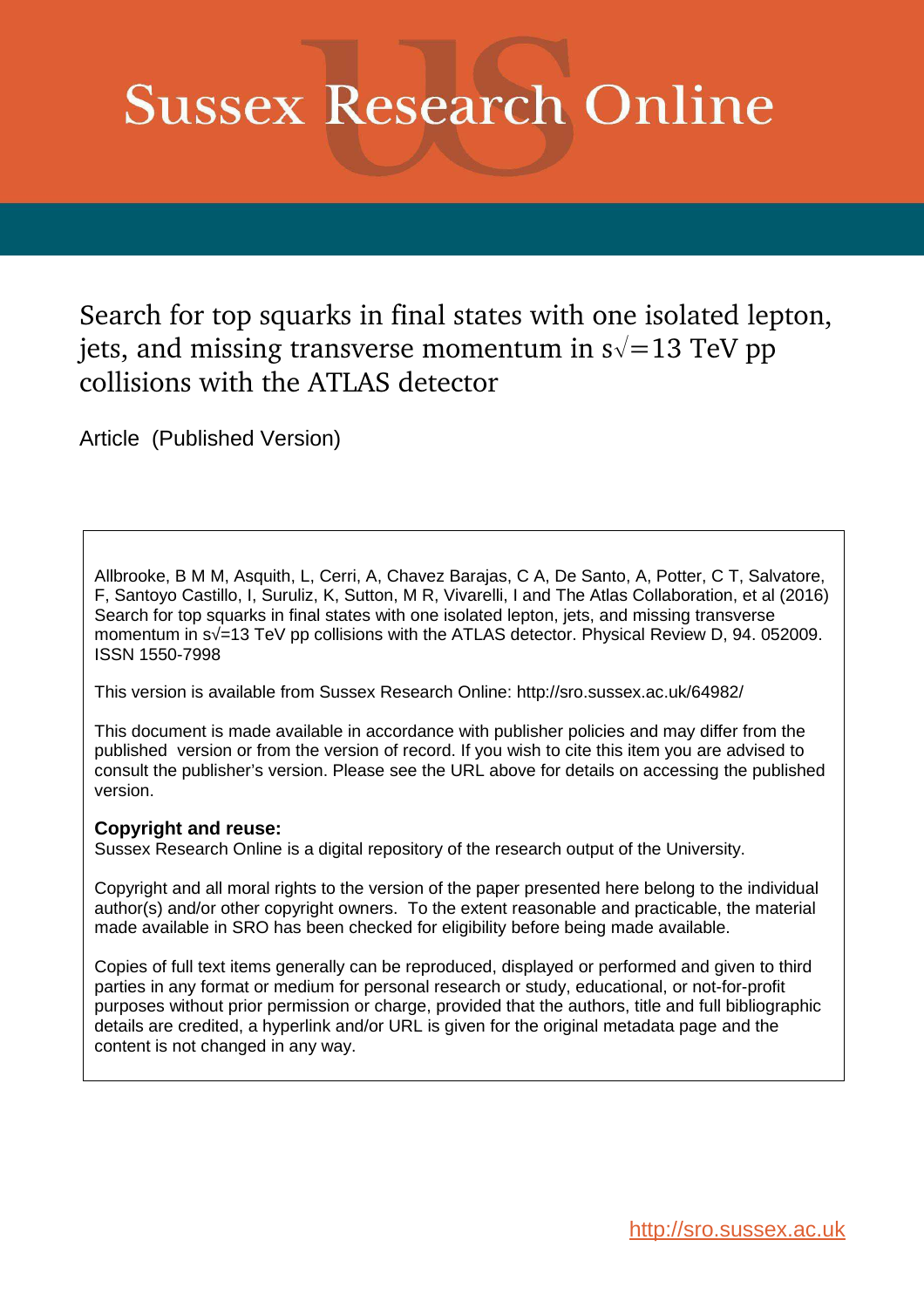# Sussex Research Online

## Search for top squarks in final states with one isolated lepton, jets, and missing transverse momentum in s√=13 TeV pp collisions with the ATLAS detector

Article (Published Version)

Allbrooke, B M M, Asquith, L, Cerri, A, Chavez Barajas, C A, De Santo, A, Potter, C T, Salvatore, F, Santoyo Castillo, I, Suruliz, K, Sutton, M R, Vivarelli, I and The Atlas Collaboration, et al (2016) Search for top squarks in final states with one isolated lepton, jets, and missing transverse momentum in s√=13 TeV pp collisions with the ATLAS detector. Physical Review D, 94. 052009. ISSN 1550-7998

This version is available from Sussex Research Online: http://sro.sussex.ac.uk/64982/

This document is made available in accordance with publisher policies and may differ from the published version or from the version of record. If you wish to cite this item you are advised to consult the publisher's version. Please see the URL above for details on accessing the published version.

**Copyright and reuse:**
Sussex Research Online is a digital repository of the research output of the University.

Copyright and all moral rights to the version of the paper presented here belong to the individual author(s) and/or other copyright owners. To the extent reasonable and practicable, the material made available in SRO has been checked for eligibility before being made available.

Copies of full text items generally can be reproduced, displayed or performed and given to third parties in any format or medium for personal research or study, educational, or not-for-profit purposes without prior permission or charge, provided that the authors, title and full bibliographic details are credited, a hyperlink and/or URL is given for the original metadata page and the content is not changed in any way.

http://sro.sussex.ac.uk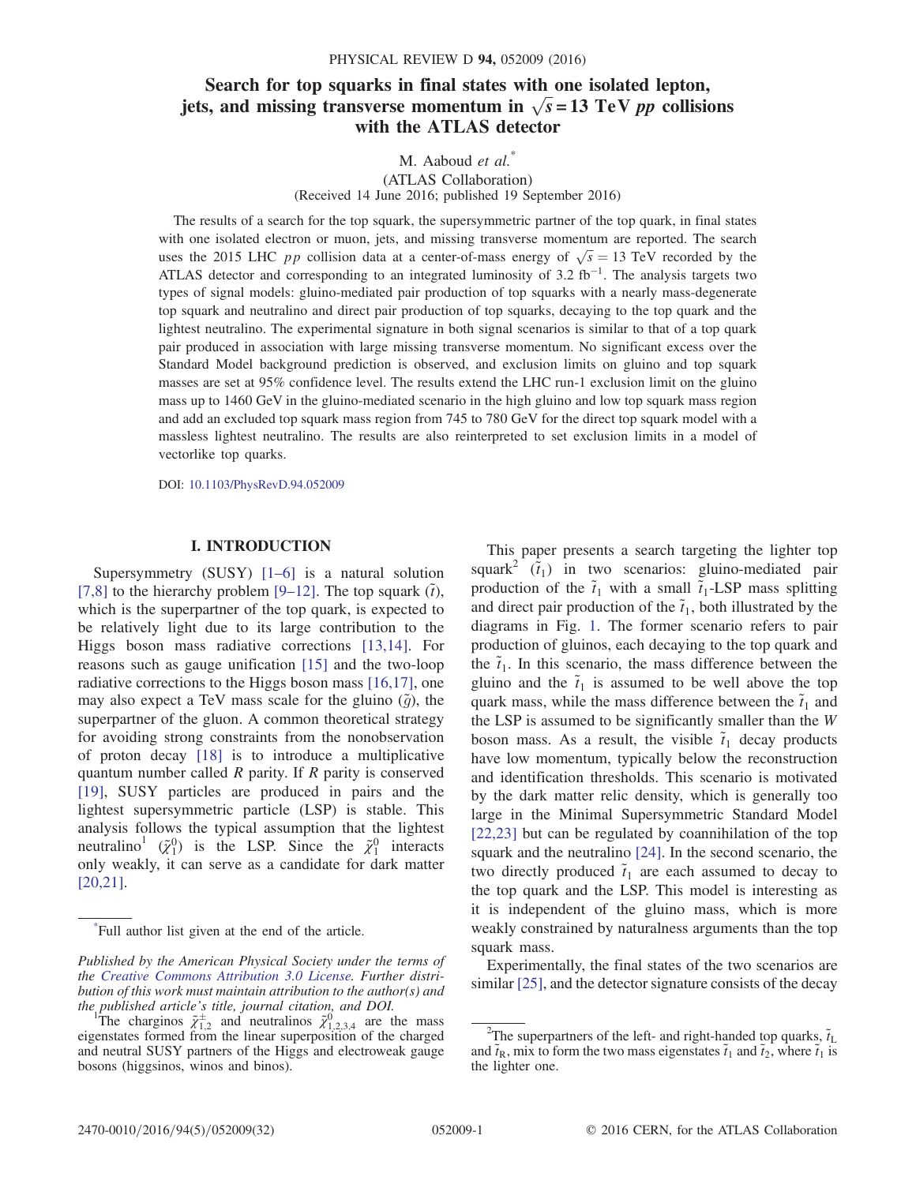# Search for top squarks in final states with one isolated lepton, jets, and missing transverse momentum in $\sqrt{s} = 13$ TeV $pp$ collisions with the ATLAS detector

M. Aaboud *et al.*[*]

(ATLAS Collaboration)

(Received 14 June 2016; published 19 September 2016)

The results of a search for the top squark, the supersymmetric partner of the top quark, in final states with one isolated electron or muon, jets, and missing transverse momentum are reported. The search uses the 2015 LHC $pp$ collision data at a center-of-mass energy of $\sqrt{s} = 13$ TeV recorded by the ATLAS detector and corresponding to an integrated luminosity of 3.2 fb$^{-1}$. The analysis targets two types of signal models: gluino-mediated pair production of top squarks with a nearly mass-degenerate top squark and neutralino and direct pair production of top squarks, decaying to the top quark and the lightest neutralino. The experimental signature in both signal scenarios is similar to that of a top quark pair produced in association with large missing transverse momentum. No significant excess over the Standard Model background prediction is observed, and exclusion limits on gluino and top squark masses are set at 95% confidence level. The results extend the LHC run-1 exclusion limit on the gluino mass up to 1460 GeV in the gluino-mediated scenario in the high gluino and low top squark mass region and add an excluded top squark mass region from 745 to 780 GeV for the direct top squark model with a massless lightest neutralino. The results are also reinterpreted to set exclusion limits in a model of vectorlike top quarks.

DOI: 10.1103/PhysRevD.94.052009

## I. INTRODUCTION

Supersymmetry (SUSY) [1–6] is a natural solution [7,8] to the hierarchy problem [9–12]. The top squark ($\tilde{t}$), which is the superpartner of the top quark, is expected to be relatively light due to its large contribution to the Higgs boson mass radiative corrections [13,14]. For reasons such as gauge unification [15] and the two-loop radiative corrections to the Higgs boson mass [16,17], one may also expect a TeV mass scale for the gluino ($\tilde{g}$), the superpartner of the gluon. A common theoretical strategy for avoiding strong constraints from the nonobservation of proton decay [18] is to introduce a multiplicative quantum number called $R$ parity. If $R$ parity is conserved [19], SUSY particles are produced in pairs and the lightest supersymmetric particle (LSP) is stable. This analysis follows the typical assumption that the lightest neutralino[1] ($\tilde{\chi}_1^0$) is the LSP. Since the $\tilde{\chi}_1^0$ interacts only weakly, it can serve as a candidate for dark matter [20,21].

This paper presents a search targeting the lighter top squark[2] ($\tilde{t}_1$) in two scenarios: gluino-mediated pair production of the $\tilde{t}_1$ with a small $\tilde{t}_1$-LSP mass splitting and direct pair production of the $\tilde{t}_1$, both illustrated by the diagrams in Fig. 1. The former scenario refers to pair production of gluinos, each decaying to the top quark and the $\tilde{t}_1$. In this scenario, the mass difference between the gluino and the $\tilde{t}_1$ is assumed to be well above the top quark mass, while the mass difference between the $\tilde{t}_1$ and the LSP is assumed to be significantly smaller than the $W$ boson mass. As a result, the visible $\tilde{t}_1$ decay products have low momentum, typically below the reconstruction and identification thresholds. This scenario is motivated by the dark matter relic density, which is generally too large in the Minimal Supersymmetric Standard Model [22,23] but can be regulated by coannihilation of the top squark and the neutralino [24]. In the second scenario, the two directly produced $\tilde{t}_1$ are each assumed to decay to the top quark and the LSP. This model is interesting as it is independent of the gluino mass, which is more weakly constrained by naturalness arguments than the top squark mass.

Experimentally, the final states of the two scenarios are similar [25], and the detector signature consists of the decay

---

[*] Full author list given at the end of the article.

*Published by the American Physical Society under the terms of the Creative Commons Attribution 3.0 License. Further distribution of this work must maintain attribution to the author(s) and the published article's title, journal citation, and DOI.*

[1] The charginos $\tilde{\chi}_{1,2}^{\pm}$ and neutralinos $\tilde{\chi}_{1,2,3,4}^0$ are the mass eigenstates formed from the linear superposition of the charged and neutral SUSY partners of the Higgs and electroweak gauge bosons (higgsinos, winos and binos).

[2] The superpartners of the left- and right-handed top quarks, $\tilde{t}_L$ and $\tilde{t}_R$, mix to form the two mass eigenstates $\tilde{t}_1$ and $\tilde{t}_2$, where $\tilde{t}_1$ is the lighter one.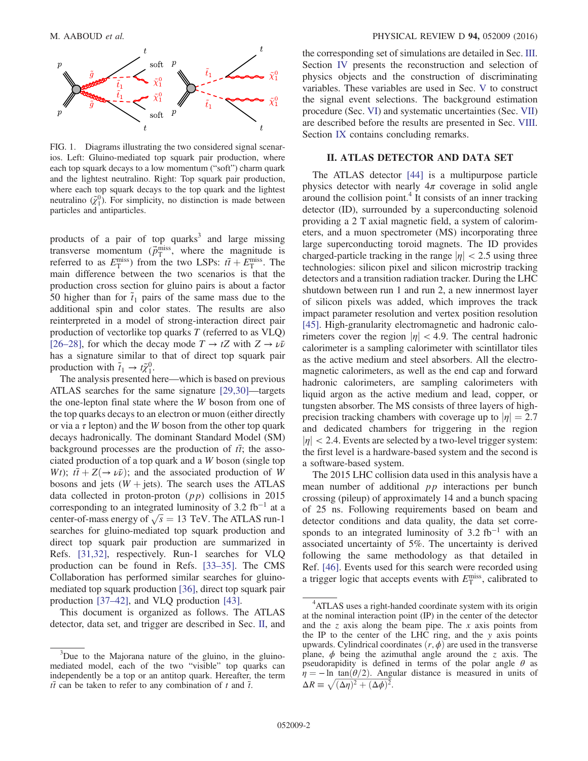FIG. 1. Diagrams illustrating the two considered signal scenarios. Left: Gluino-mediated top squark pair production, where each top squark decays to a low momentum ("soft") charm quark and the lightest neutralino. Right: Top squark pair production, where each top squark decays to the top quark and the lightest neutralino ($\tilde{\chi}_1^0$). For simplicity, no distinction is made between particles and antiparticles.

products of a pair of top quarks[3] and large missing transverse momentum ($\vec{p}_{\mathrm{T}}^{\mathrm{miss}}$, where the magnitude is referred to as $E_{\mathrm{T}}^{\mathrm{miss}}$) from the two LSPs: $t\bar{t} + E_{\mathrm{T}}^{\mathrm{miss}}$. The main difference between the two scenarios is that the production cross section for gluino pairs is about a factor 50 higher than for $\tilde{t}_1$ pairs of the same mass due to the additional spin and color states. The results are also reinterpreted in a model of strong-interaction direct pair production of vectorlike top quarks $T$ (referred to as VLQ) [26–28], for which the decay mode $T \to tZ$ with $Z \to \nu\bar{\nu}$ has a signature similar to that of direct top squark pair production with $\tilde{t}_1 \to t\tilde{\chi}_1^0$.

The analysis presented here—which is based on previous ATLAS searches for the same signature [29,30]—targets the one-lepton final state where the $W$ boson from one of the top quarks decays to an electron or muon (either directly or via a $\tau$ lepton) and the $W$ boson from the other top quark decays hadronically. The dominant Standard Model (SM) background processes are the production of $t\bar{t}$; the associated production of a top quark and a $W$ boson (single top $Wt$); $t\bar{t} + Z(\to \nu\bar{\nu})$; and the associated production of $W$ bosons and jets ($W$ + jets). The search uses the ATLAS data collected in proton-proton ($pp$) collisions in 2015 corresponding to an integrated luminosity of 3.2 fb$^{-1}$ at a center-of-mass energy of $\sqrt{s} = 13$ TeV. The ATLAS run-1 searches for gluino-mediated top squark production and direct top squark pair production are summarized in Refs. [31,32], respectively. Run-1 searches for VLQ production can be found in Refs. [33–35]. The CMS Collaboration has performed similar searches for gluino-mediated top squark production [36], direct top squark pair production [37–42], and VLQ production [43].

This document is organized as follows. The ATLAS detector, data set, and trigger are described in Sec. II, and the corresponding set of simulations are detailed in Sec. III. Section IV presents the reconstruction and selection of physics objects and the construction of discriminating variables. These variables are used in Sec. V to construct the signal event selections. The background estimation procedure (Sec. VI) and systematic uncertainties (Sec. VII) are described before the results are presented in Sec. VIII. Section IX contains concluding remarks.

## II. ATLAS DETECTOR AND DATA SET

The ATLAS detector [44] is a multipurpose particle physics detector with nearly $4\pi$ coverage in solid angle around the collision point.[4] It consists of an inner tracking detector (ID), surrounded by a superconducting solenoid providing a 2 T axial magnetic field, a system of calorimeters, and a muon spectrometer (MS) incorporating three large superconducting toroid magnets. The ID provides charged-particle tracking in the range $|\eta| < 2.5$ using three technologies: silicon pixel and silicon microstrip tracking detectors and a transition radiation tracker. During the LHC shutdown between run 1 and run 2, a new innermost layer of silicon pixels was added, which improves the track impact parameter resolution and vertex position resolution [45]. High-granularity electromagnetic and hadronic calorimeters cover the region $|\eta| < 4.9$. The central hadronic calorimeter is a sampling calorimeter with scintillator tiles as the active medium and steel absorbers. All the electromagnetic calorimeters, as well as the end cap and forward hadronic calorimeters, are sampling calorimeters with liquid argon as the active medium and lead, copper, or tungsten absorber. The MS consists of three layers of high-precision tracking chambers with coverage up to $|\eta| = 2.7$ and dedicated chambers for triggering in the region $|\eta| < 2.4$. Events are selected by a two-level trigger system: the first level is a hardware-based system and the second is a software-based system.

The 2015 LHC collision data used in this analysis have a mean number of additional $pp$ interactions per bunch crossing (pileup) of approximately 14 and a bunch spacing of 25 ns. Following requirements based on beam and detector conditions and data quality, the data set corresponds to an integrated luminosity of 3.2 fb$^{-1}$ with an associated uncertainty of 5%. The uncertainty is derived following the same methodology as that detailed in Ref. [46]. Events used for this search were recorded using a trigger logic that accepts events with $E_{\mathrm{T}}^{\mathrm{miss}}$, calibrated to

---

[3] Due to the Majorana nature of the gluino, in the gluino-mediated model, each of the two "visible" top quarks can independently be a top or an antitop quark. Hereafter, the term $t\bar{t}$ can be taken to refer to any combination of $t$ and $\bar{t}$.

[4] ATLAS uses a right-handed coordinate system with its origin at the nominal interaction point (IP) in the center of the detector and the $z$ axis along the beam pipe. The $x$ axis points from the IP to the center of the LHC ring, and the $y$ axis points upwards. Cylindrical coordinates $(r, \phi)$ are used in the transverse plane, $\phi$ being the azimuthal angle around the $z$ axis. The pseudorapidity is defined in terms of the polar angle $\theta$ as $\eta = -\ln \tan(\theta/2)$. Angular distance is measured in units of $\Delta R \equiv \sqrt{(\Delta\eta)^2 + (\Delta\phi)^2}$.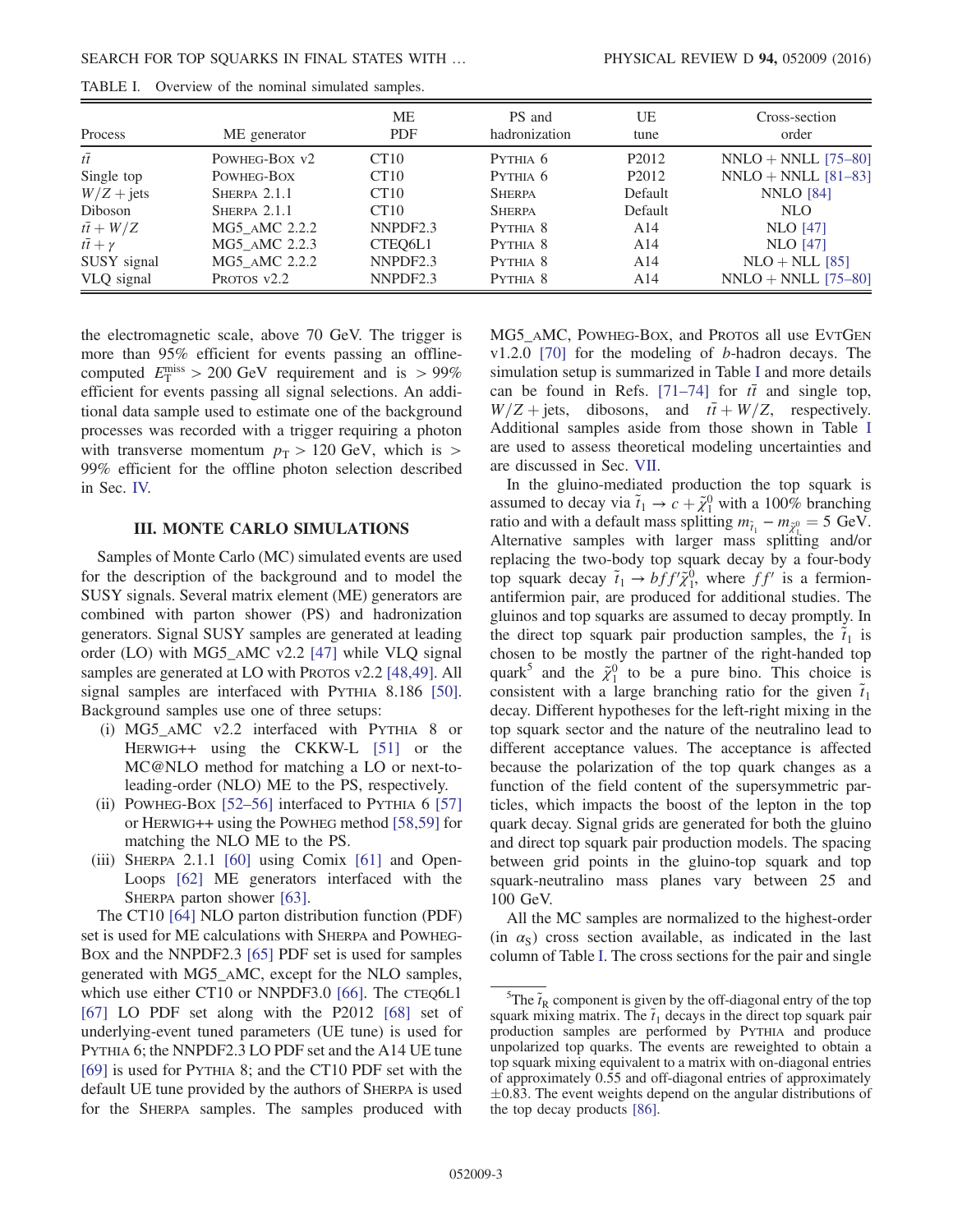TABLE I. Overview of the nominal simulated samples.

| Process | ME generator | ME PDF | PS and hadronization | UE tune | Cross-section order |
|---|---|---|---|---|---|
| $t\bar{t}$ | POWHEG-BOX v2 | CT10 | PYTHIA 6 | P2012 | NNLO + NNLL [75–80] |
| Single top | POWHEG-BOX | CT10 | PYTHIA 6 | P2012 | NNLO + NNLL [81–83] |
| $W/Z$ + jets | SHERPA 2.1.1 | CT10 | SHERPA | Default | NNLO [84] |
| Diboson | SHERPA 2.1.1 | CT10 | SHERPA | Default | NLO |
| $t\bar{t}+W/Z$ | MG5_AMC 2.2.2 | NNPDF2.3 | PYTHIA 8 | A14 | NLO [47] |
| $t\bar{t}+\gamma$ | MG5_AMC 2.2.3 | CTEQ6L1 | PYTHIA 8 | A14 | NLO [47] |
| SUSY signal | MG5_AMC 2.2.2 | NNPDF2.3 | PYTHIA 8 | A14 | NLO + NLL [85] |
| VLQ signal | PROTOS v2.2 | NNPDF2.3 | PYTHIA 8 | A14 | NNLO + NNLL [75–80] |

the electromagnetic scale, above 70 GeV. The trigger is more than 95% efficient for events passing an offline-computed $E_{\mathrm{T}}^{\mathrm{miss}} > 200$ GeV requirement and is $> 99\%$ efficient for events passing all signal selections. An additional data sample used to estimate one of the background processes was recorded with a trigger requiring a photon with transverse momentum $p_{\mathrm{T}} > 120$ GeV, which is $> 99\%$ efficient for the offline photon selection described in Sec. IV.

## III. MONTE CARLO SIMULATIONS

Samples of Monte Carlo (MC) simulated events are used for the description of the background and to model the SUSY signals. Several matrix element (ME) generators are combined with parton shower (PS) and hadronization generators. Signal SUSY samples are generated at leading order (LO) with MG5_AMC v2.2 [47] while VLQ signal samples are generated at LO with PROTOS v2.2 [48,49]. All signal samples are interfaced with PYTHIA 8.186 [50]. Background samples use one of three setups:

(i) MG5_AMC v2.2 interfaced with PYTHIA 8 or HERWIG++ using the CKKW-L [51] or the MC@NLO method for matching a LO or next-to-leading-order (NLO) ME to the PS, respectively.

(ii) POWHEG-BOX [52–56] interfaced to PYTHIA 6 [57] or HERWIG++ using the POWHEG method [58,59] for matching the NLO ME to the PS.

(iii) SHERPA 2.1.1 [60] using Comix [61] and OpenLoops [62] ME generators interfaced with the SHERPA parton shower [63].

The CT10 [64] NLO parton distribution function (PDF) set is used for ME calculations with SHERPA and POWHEG-BOX and the NNPDF2.3 [65] PDF set is used for samples generated with MG5_AMC, except for the NLO samples, which use either CT10 or NNPDF3.0 [66]. The CTEQ6L1 [67] LO PDF set along with the P2012 [68] set of underlying-event tuned parameters (UE tune) is used for PYTHIA 6; the NNPDF2.3 LO PDF set and the A14 UE tune [69] is used for PYTHIA 8; and the CT10 PDF set with the default UE tune provided by the authors of SHERPA is used for the SHERPA samples. The samples produced with MG5_AMC, POWHEG-BOX, and PROTOS all use EVTGEN v1.2.0 [70] for the modeling of $b$-hadron decays. The simulation setup is summarized in Table I and more details can be found in Refs. [71–74] for $t\bar{t}$ and single top, $W/Z$ + jets, dibosons, and $t\bar{t}+W/Z$, respectively. Additional samples aside from those shown in Table I are used to assess theoretical modeling uncertainties and are discussed in Sec. VII.

In the gluino-mediated production the top squark is assumed to decay via $\tilde{t}_1 \to c + \tilde{\chi}_1^0$ with a 100% branching ratio and with a default mass splitting $m_{\tilde{t}_1} - m_{\tilde{\chi}_1^0} = 5$ GeV. Alternative samples with larger mass splitting and/or replacing the two-body top squark decay by a four-body top squark decay $\tilde{t}_1 \to bff'\tilde{\chi}_1^0$, where $ff'$ is a fermion-antifermion pair, are produced for additional studies. The gluinos and top squarks are assumed to decay promptly. In the direct top squark pair production samples, the $\tilde{t}_1$ is chosen to be mostly the partner of the right-handed top quark[5] and the $\tilde{\chi}_1^0$ to be a pure bino. This choice is consistent with a large branching ratio for the given $\tilde{t}_1$ decay. Different hypotheses for the left-right mixing in the top squark sector and the nature of the neutralino lead to different acceptance values. The acceptance is affected because the polarization of the top quark changes as a function of the field content of the supersymmetric particles, which impacts the boost of the lepton in the top quark decay. Signal grids are generated for both the gluino and direct top squark pair production models. The spacing between grid points in the gluino-top squark and top squark-neutralino mass planes vary between 25 and 100 GeV.

All the MC samples are normalized to the highest-order (in $\alpha_{\mathrm{S}}$) cross section available, as indicated in the last column of Table I. The cross sections for the pair and single

[5] The $\tilde{t}_{\mathrm{R}}$ component is given by the off-diagonal entry of the top squark mixing matrix. The $\tilde{t}_1$ decays in the direct top squark pair production samples are performed by PYTHIA and produce unpolarized top quarks. The events are reweighted to obtain a top squark mixing equivalent to a matrix with on-diagonal entries of approximately 0.55 and off-diagonal entries of approximately $\pm 0.83$. The event weights depend on the angular distributions of the top decay products [86].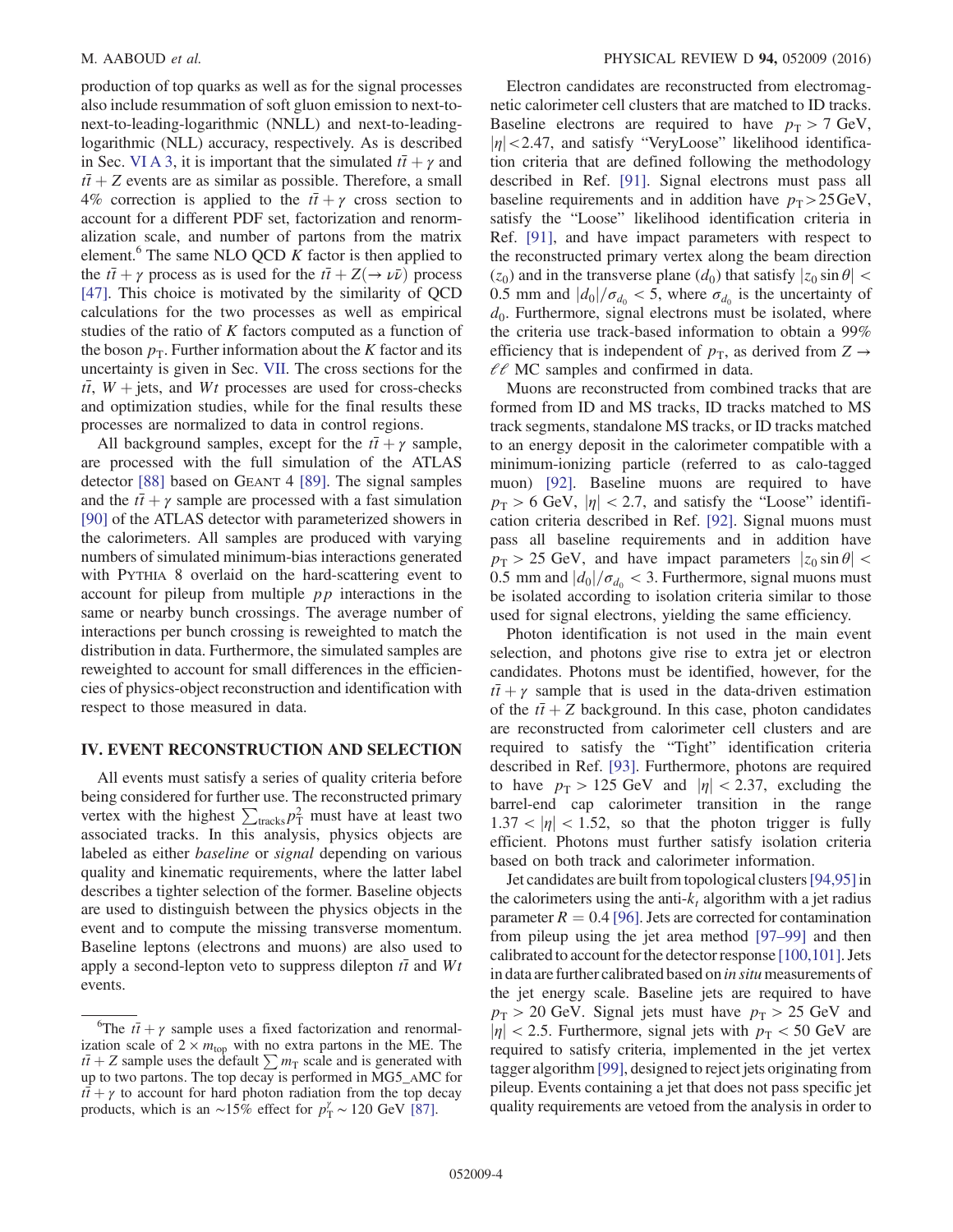production of top quarks as well as for the signal processes also include resummation of soft gluon emission to next-to-next-to-leading-logarithmic (NNLL) and next-to-leading-logarithmic (NLL) accuracy, respectively. As is described in Sec. VI A 3, it is important that the simulated $t\bar{t}+\gamma$ and $t\bar{t}+Z$ events are as similar as possible. Therefore, a small 4% correction is applied to the $t\bar{t}+\gamma$ cross section to account for a different PDF set, factorization and renormalization scale, and number of partons from the matrix element.[6] The same NLO QCD $K$ factor is then applied to the $t\bar{t}+\gamma$ process as is used for the $t\bar{t}+Z(\rightarrow\nu\bar{\nu})$ process [47]. This choice is motivated by the similarity of QCD calculations for the two processes as well as empirical studies of the ratio of $K$ factors computed as a function of the boson $p_{\mathrm{T}}$. Further information about the $K$ factor and its uncertainty is given in Sec. VII. The cross sections for the $t\bar{t}$, $W+\mathrm{jets}$, and $Wt$ processes are used for cross-checks and optimization studies, while for the final results these processes are normalized to data in control regions.

All background samples, except for the $t\bar{t}+\gamma$ sample, are processed with the full simulation of the ATLAS detector [88] based on GEANT 4 [89]. The signal samples and the $t\bar{t}+\gamma$ sample are processed with a fast simulation [90] of the ATLAS detector with parameterized showers in the calorimeters. All samples are produced with varying numbers of simulated minimum-bias interactions generated with PYTHIA 8 overlaid on the hard-scattering event to account for pileup from multiple $pp$ interactions in the same or nearby bunch crossings. The average number of interactions per bunch crossing is reweighted to match the distribution in data. Furthermore, the simulated samples are reweighted to account for small differences in the efficiencies of physics-object reconstruction and identification with respect to those measured in data.

## IV. EVENT RECONSTRUCTION AND SELECTION

All events must satisfy a series of quality criteria before being considered for further use. The reconstructed primary vertex with the highest $\sum_{\mathrm{tracks}} p_{\mathrm{T}}^2$ must have at least two associated tracks. In this analysis, physics objects are labeled as either *baseline* or *signal* depending on various quality and kinematic requirements, where the latter label describes a tighter selection of the former. Baseline objects are used to distinguish between the physics objects in the event and to compute the missing transverse momentum. Baseline leptons (electrons and muons) are also used to apply a second-lepton veto to suppress dilepton $t\bar{t}$ and $Wt$ events.

Electron candidates are reconstructed from electromagnetic calorimeter cell clusters that are matched to ID tracks. Baseline electrons are required to have $p_{\mathrm{T}} > 7$ GeV, $|\eta| < 2.47$, and satisfy "VeryLoose" likelihood identification criteria that are defined following the methodology described in Ref. [91]. Signal electrons must pass all baseline requirements and in addition have $p_{\mathrm{T}} > 25$ GeV, satisfy the "Loose" likelihood identification criteria in Ref. [91], and have impact parameters with respect to the reconstructed primary vertex along the beam direction ($z_0$) and in the transverse plane ($d_0$) that satisfy $|z_0 \sin\theta| < 0.5$ mm and $|d_0|/\sigma_{d_0} < 5$, where $\sigma_{d_0}$ is the uncertainty of $d_0$. Furthermore, signal electrons must be isolated, where the criteria use track-based information to obtain a 99% efficiency that is independent of $p_{\mathrm{T}}$, as derived from $Z\rightarrow\ell\ell$ MC samples and confirmed in data.

Muons are reconstructed from combined tracks that are formed from ID and MS tracks, ID tracks matched to MS track segments, standalone MS tracks, or ID tracks matched to an energy deposit in the calorimeter compatible with a minimum-ionizing particle (referred to as calo-tagged muon) [92]. Baseline muons are required to have $p_{\mathrm{T}} > 6$ GeV, $|\eta| < 2.7$, and satisfy the "Loose" identification criteria described in Ref. [92]. Signal muons must pass all baseline requirements and in addition have $p_{\mathrm{T}} > 25$ GeV, and have impact parameters $|z_0 \sin\theta| < 0.5$ mm and $|d_0|/\sigma_{d_0} < 3$. Furthermore, signal muons must be isolated according to isolation criteria similar to those used for signal electrons, yielding the same efficiency.

Photon identification is not used in the main event selection, and photons give rise to extra jet or electron candidates. Photons must be identified, however, for the $t\bar{t}+\gamma$ sample that is used in the data-driven estimation of the $t\bar{t}+Z$ background. In this case, photon candidates are reconstructed from calorimeter cell clusters and are required to satisfy the "Tight" identification criteria described in Ref. [93]. Furthermore, photons are required to have $p_{\mathrm{T}} > 125$ GeV and $|\eta| < 2.37$, excluding the barrel-end cap calorimeter transition in the range $1.37 < |\eta| < 1.52$, so that the photon trigger is fully efficient. Photons must further satisfy isolation criteria based on both track and calorimeter information.

Jet candidates are built from topological clusters [94,95] in the calorimeters using the anti-$k_t$ algorithm with a jet radius parameter $R = 0.4$ [96]. Jets are corrected for contamination from pileup using the jet area method [97–99] and then calibrated to account for the detector response [100,101]. Jets in data are further calibrated based on *in situ* measurements of the jet energy scale. Baseline jets are required to have $p_{\mathrm{T}} > 20$ GeV. Signal jets must have $p_{\mathrm{T}} > 25$ GeV and $|\eta| < 2.5$. Furthermore, signal jets with $p_{\mathrm{T}} < 50$ GeV are required to satisfy criteria, implemented in the jet vertex tagger algorithm [99], designed to reject jets originating from pileup. Events containing a jet that does not pass specific jet quality requirements are vetoed from the analysis in order to

[6] The $t\bar{t}+\gamma$ sample uses a fixed factorization and renormalization scale of $2\times m_{\mathrm{top}}$ with no extra partons in the ME. The $t\bar{t}+Z$ sample uses the default $\sum m_{\mathrm{T}}$ scale and is generated with up to two partons. The top decay is performed in MG5_aMC for $t\bar{t}+\gamma$ to account for hard photon radiation from the top decay products, which is an $\sim$15% effect for $p_{\mathrm{T}}^{\gamma} \sim 120$ GeV [87].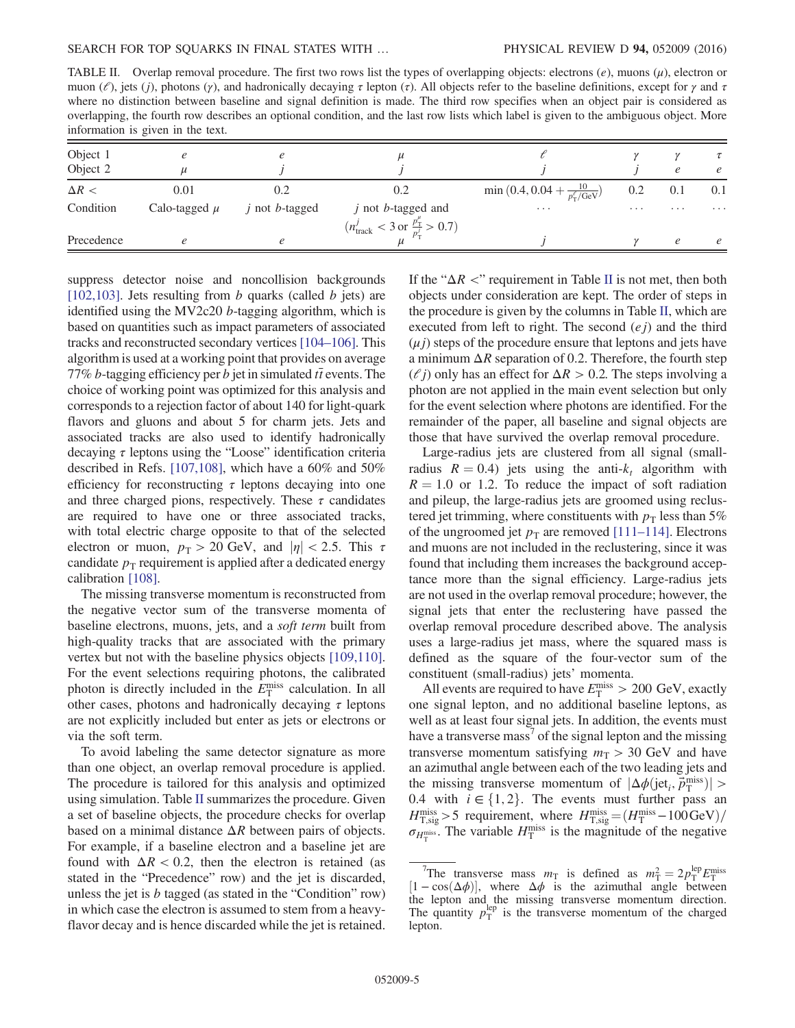TABLE II. Overlap removal procedure. The first two rows list the types of overlapping objects: electrons ($e$), muons ($\mu$), electron or muon ($\ell$), jets ($j$), photons ($\gamma$), and hadronically decaying $\tau$ lepton ($\tau$). All objects refer to the baseline definitions, except for $\gamma$ and $\tau$ where no distinction between baseline and signal definition is made. The third row specifies when an object pair is considered as overlapping, the fourth row describes an optional condition, and the last row lists which label is given to the ambiguous object. More information is given in the text.

| | | | | | | | |
|---|---|---|---|---|---|---|---|
| Object 1 | $e$ | $e$ | $\mu$ | $\ell$ | $\gamma$ | $\gamma$ | $\tau$ |
| Object 2 | $\mu$ | $j$ | $j$ | $j$ | $j$ | $e$ | $e$ |
| $\Delta R <$ | 0.01 | 0.2 | 0.2 | $\min(0.4, 0.04 + \frac{10}{p_T^\ell/\mathrm{GeV}})$ | 0.2 | 0.1 | 0.1 |
| Condition | Calo-tagged $\mu$ | $j$ not $b$-tagged | $j$ not $b$-tagged and ($n^j_{\mathrm{track}} < 3$ or $\frac{p_T^\mu}{p_T^j} > 0.7$) | ... | ... | ... | ... |
| Precedence | $e$ | $e$ | $\mu$ | $j$ | $\gamma$ | $e$ | $e$ |

suppress detector noise and noncollision backgrounds [102,103]. Jets resulting from $b$ quarks (called $b$ jets) are identified using the MV2c20 $b$-tagging algorithm, which is based on quantities such as impact parameters of associated tracks and reconstructed secondary vertices [104–106]. This algorithm is used at a working point that provides on average 77% $b$-tagging efficiency per $b$ jet in simulated $t\bar{t}$ events. The choice of working point was optimized for this analysis and corresponds to a rejection factor of about 140 for light-quark flavors and gluons and about 5 for charm jets. Jets and associated tracks are also used to identify hadronically decaying $\tau$ leptons using the "Loose" identification criteria described in Refs. [107,108], which have a 60% and 50% efficiency for reconstructing $\tau$ leptons decaying into one and three charged pions, respectively. These $\tau$ candidates are required to have one or three associated tracks, with total electric charge opposite to that of the selected electron or muon, $p_T > 20$ GeV, and $|\eta| < 2.5$. This $\tau$ candidate $p_T$ requirement is applied after a dedicated energy calibration [108].

The missing transverse momentum is reconstructed from the negative vector sum of the transverse momenta of baseline electrons, muons, jets, and a *soft term* built from high-quality tracks that are associated with the primary vertex but not with the baseline physics objects [109,110]. For the event selections requiring photons, the calibrated photon is directly included in the $E_T^{\mathrm{miss}}$ calculation. In all other cases, photons and hadronically decaying $\tau$ leptons are not explicitly included but enter as jets or electrons or via the soft term.

To avoid labeling the same detector signature as more than one object, an overlap removal procedure is applied. The procedure is tailored for this analysis and optimized using simulation. Table II summarizes the procedure. Given a set of baseline objects, the procedure checks for overlap based on a minimal distance $\Delta R$ between pairs of objects. For example, if a baseline electron and a baseline jet are found with $\Delta R < 0.2$, then the electron is retained (as stated in the "Precedence" row) and the jet is discarded, unless the jet is $b$ tagged (as stated in the "Condition" row) in which case the electron is assumed to stem from a heavy-flavor decay and is hence discarded while the jet is retained. If the "$\Delta R <$" requirement in Table II is not met, then both objects under consideration are kept. The order of steps in the procedure is given by the columns in Table II, which are executed from left to right. The second ($ej$) and the third ($\mu j$) steps of the procedure ensure that leptons and jets have a minimum $\Delta R$ separation of 0.2. Therefore, the fourth step ($\ell j$) only has an effect for $\Delta R > 0.2$. The steps involving a photon are not applied in the main event selection but only for the event selection where photons are identified. For the remainder of the paper, all baseline and signal objects are those that have survived the overlap removal procedure.

Large-radius jets are clustered from all signal (small-radius $R = 0.4$) jets using the anti-$k_t$ algorithm with $R = 1.0$ or 1.2. To reduce the impact of soft radiation and pileup, the large-radius jets are groomed using reclustered jet trimming, where constituents with $p_T$ less than 5% of the ungroomed jet $p_T$ are removed [111–114]. Electrons and muons are not included in the reclustering, since it was found that including them increases the background acceptance more than the signal efficiency. Large-radius jets are not used in the overlap removal procedure; however, the signal jets that enter the reclustering have passed the overlap removal procedure described above. The analysis uses a large-radius jet mass, where the squared mass is defined as the square of the four-vector sum of the constituent (small-radius) jets' momenta.

All events are required to have $E_T^{\mathrm{miss}} > 200$ GeV, exactly one signal lepton, and no additional baseline leptons, as well as at least four signal jets. In addition, the events must have a transverse mass[7] of the signal lepton and the missing transverse momentum satisfying $m_T > 30$ GeV and have an azimuthal angle between each of the two leading jets and the missing transverse momentum of $|\Delta\phi(\mathrm{jet}_i, \vec{p}_T^{\mathrm{miss}})| > 0.4$ with $i \in \{1, 2\}$. The events must further pass an $H_{T,\mathrm{sig}}^{\mathrm{miss}} > 5$ requirement, where $H_{T,\mathrm{sig}}^{\mathrm{miss}} = (H_T^{\mathrm{miss}} - 100\,\mathrm{GeV})/\sigma_{H_T^{\mathrm{miss}}}$. The variable $H_T^{\mathrm{miss}}$ is the magnitude of the negative

[7] The transverse mass $m_T$ is defined as $m_T^2 = 2p_T^{\mathrm{lep}} E_T^{\mathrm{miss}} [1 - \cos(\Delta\phi)]$, where $\Delta\phi$ is the azimuthal angle between the lepton and the missing transverse momentum direction. The quantity $p_T^{\mathrm{lep}}$ is the transverse momentum of the charged lepton.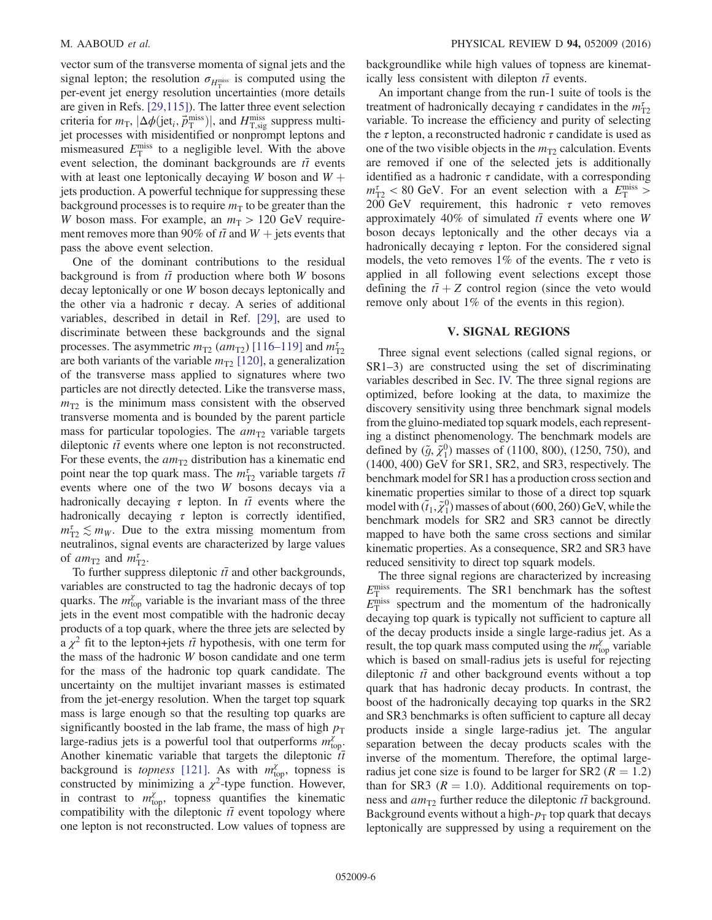vector sum of the transverse momenta of signal jets and the signal lepton; the resolution $\sigma_{H_{\mathrm{T}}^{\mathrm{miss}}}$ is computed using the per-event jet energy resolution uncertainties (more details are given in Refs. [29,115]). The latter three event selection criteria for $m_{\mathrm{T}}$, $|\Delta\phi(\mathrm{jet}_i, \vec{p}_{\mathrm{T}}^{\mathrm{miss}})|$, and $H_{\mathrm{T,sig}}^{\mathrm{miss}}$ suppress multijet processes with misidentified or nonprompt leptons and mismeasured $E_{\mathrm{T}}^{\mathrm{miss}}$ to a negligible level. With the above event selection, the dominant backgrounds are $t\bar{t}$ events with at least one leptonically decaying $W$ boson and $W+$ jets production. A powerful technique for suppressing these background processes is to require $m_{\mathrm{T}}$ to be greater than the $W$ boson mass. For example, an $m_{\mathrm{T}} > 120$ GeV requirement removes more than 90% of $t\bar{t}$ and $W+$ jets events that pass the above event selection.

One of the dominant contributions to the residual background is from $t\bar{t}$ production where both $W$ bosons decay leptonically or one $W$ boson decays leptonically and the other via a hadronic $\tau$ decay. A series of additional variables, described in detail in Ref. [29], are used to discriminate between these backgrounds and the signal processes. The asymmetric $m_{\mathrm{T2}}$ ($am_{\mathrm{T2}}$) [116–119] and $m_{\mathrm{T2}}^{\tau}$ are both variants of the variable $m_{\mathrm{T2}}$ [120], a generalization of the transverse mass applied to signatures where two particles are not directly detected. Like the transverse mass, $m_{\mathrm{T2}}$ is the minimum mass consistent with the observed transverse momenta and is bounded by the parent particle mass for particular topologies. The $am_{\mathrm{T2}}$ variable targets dileptonic $t\bar{t}$ events where one lepton is not reconstructed. For these events, the $am_{\mathrm{T2}}$ distribution has a kinematic end point near the top quark mass. The $m_{\mathrm{T2}}^{\tau}$ variable targets $t\bar{t}$ events where one of the two $W$ bosons decays via a hadronically decaying $\tau$ lepton. In $t\bar{t}$ events where the hadronically decaying $\tau$ lepton is correctly identified, $m_{\mathrm{T2}}^{\tau} \lesssim m_W$. Due to the extra missing momentum from neutralinos, signal events are characterized by large values of $am_{\mathrm{T2}}$ and $m_{\mathrm{T2}}^{\tau}$.

To further suppress dileptonic $t\bar{t}$ and other backgrounds, variables are constructed to tag the hadronic decays of top quarks. The $m_{\mathrm{top}}^{\chi}$ variable is the invariant mass of the three jets in the event most compatible with the hadronic decay products of a top quark, where the three jets are selected by a $\chi^2$ fit to the lepton+jets $t\bar{t}$ hypothesis, with one term for the mass of the hadronic $W$ boson candidate and one term for the mass of the hadronic top quark candidate. The uncertainty on the multijet invariant masses is estimated from the jet-energy resolution. When the target top squark mass is large enough so that the resulting top quarks are significantly boosted in the lab frame, the mass of high $p_{\mathrm{T}}$ large-radius jets is a powerful tool that outperforms $m_{\mathrm{top}}^{\chi}$. Another kinematic variable that targets the dileptonic $t\bar{t}$ background is *topness* [121]. As with $m_{\mathrm{top}}^{\chi}$, topness is constructed by minimizing a $\chi^2$-type function. However, in contrast to $m_{\mathrm{top}}^{\chi}$, topness quantifies the kinematic compatibility with the dileptonic $t\bar{t}$ event topology where one lepton is not reconstructed. Low values of topness are backgroundlike while high values of topness are kinematically less consistent with dilepton $t\bar{t}$ events.

An important change from the run-1 suite of tools is the treatment of hadronically decaying $\tau$ candidates in the $m_{\mathrm{T2}}^{\tau}$ variable. To increase the efficiency and purity of selecting the $\tau$ lepton, a reconstructed hadronic $\tau$ candidate is used as one of the two visible objects in the $m_{\mathrm{T2}}$ calculation. Events are removed if one of the selected jets is additionally identified as a hadronic $\tau$ candidate, with a corresponding $m_{\mathrm{T2}}^{\tau} < 80$ GeV. For an event selection with a $E_{\mathrm{T}}^{\mathrm{miss}} > 200$ GeV requirement, this hadronic $\tau$ veto removes approximately 40% of simulated $t\bar{t}$ events where one $W$ boson decays leptonically and the other decays via a hadronically decaying $\tau$ lepton. For the considered signal models, the veto removes 1% of the events. The $\tau$ veto is applied in all following event selections except those defining the $t\bar{t}+Z$ control region (since the veto would remove only about 1% of the events in this region).

## V. SIGNAL REGIONS

Three signal event selections (called signal regions, or SR1–3) are constructed using the set of discriminating variables described in Sec. IV. The three signal regions are optimized, before looking at the data, to maximize the discovery sensitivity using three benchmark signal models from the gluino-mediated top squark models, each representing a distinct phenomenology. The benchmark models are defined by ($\tilde{g}$, $\tilde{\chi}_1^0$) masses of (1100, 800), (1250, 750), and (1400, 400) GeV for SR1, SR2, and SR3, respectively. The benchmark model for SR1 has a production cross section and kinematic properties similar to those of a direct top squark model with ($\tilde{t}_1$, $\tilde{\chi}_1^0$) masses of about (600, 260) GeV, while the benchmark models for SR2 and SR3 cannot be directly mapped to have both the same cross sections and similar kinematic properties. As a consequence, SR2 and SR3 have reduced sensitivity to direct top squark models.

The three signal regions are characterized by increasing $E_{\mathrm{T}}^{\mathrm{miss}}$ requirements. The SR1 benchmark has the softest $E_{\mathrm{T}}^{\mathrm{miss}}$ spectrum and the momentum of the hadronically decaying top quark is typically not sufficient to capture all of the decay products inside a single large-radius jet. As a result, the top quark mass computed using the $m_{\mathrm{top}}^{\chi}$ variable which is based on small-radius jets is useful for rejecting dileptonic $t\bar{t}$ and other background events without a top quark that has hadronic decay products. In contrast, the boost of the hadronically decaying top quarks in the SR2 and SR3 benchmarks is often sufficient to capture all decay products inside a single large-radius jet. The angular separation between the decay products scales with the inverse of the momentum. Therefore, the optimal large-radius jet cone size is found to be larger for SR2 ($R = 1.2$) than for SR3 ($R = 1.0$). Additional requirements on topness and $am_{\mathrm{T2}}$ further reduce the dileptonic $t\bar{t}$ background. Background events without a high-$p_{\mathrm{T}}$ top quark that decays leptonically are suppressed by using a requirement on the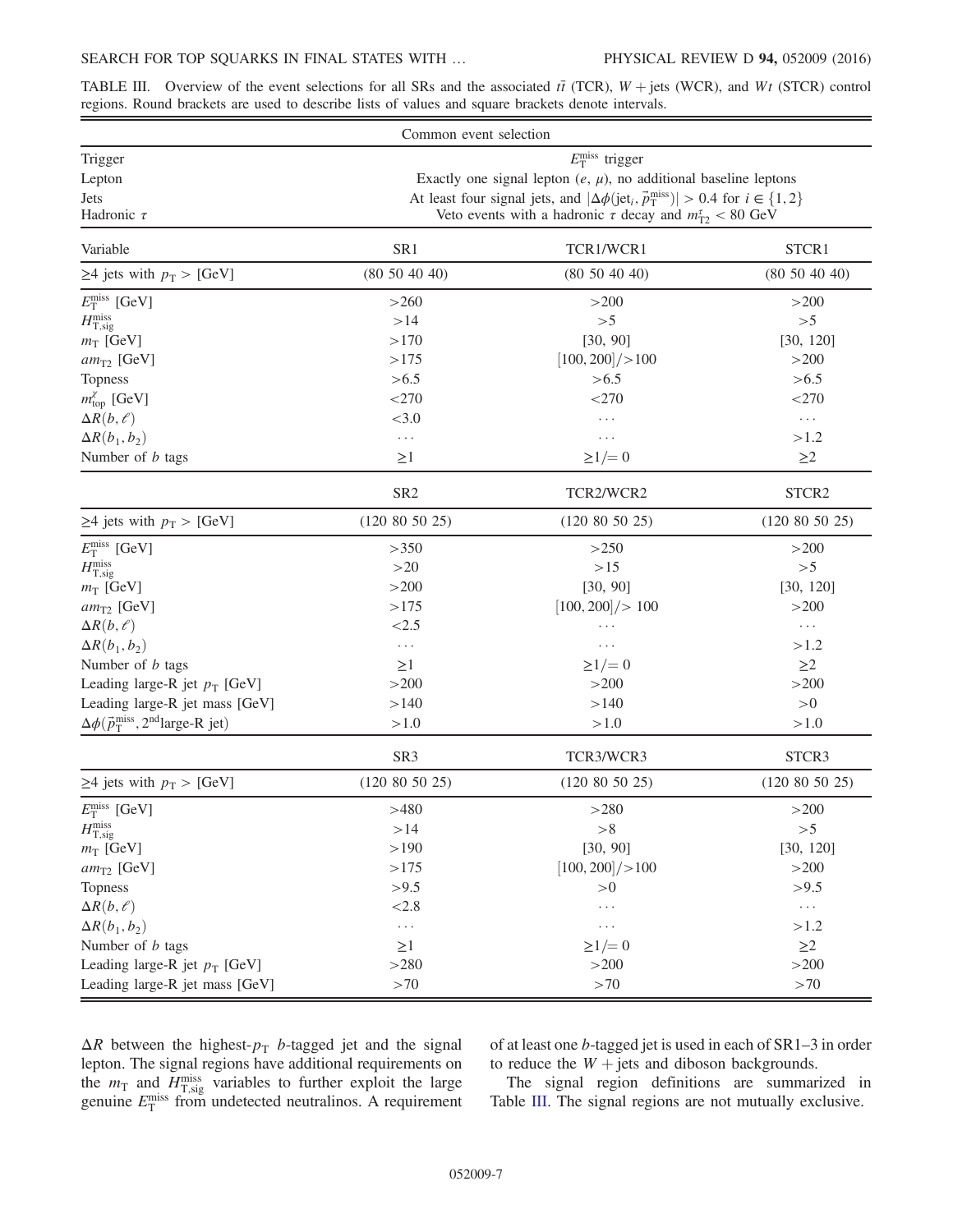TABLE III. Overview of the event selections for all SRs and the associated $t\bar{t}$ (TCR), $W+$jets (WCR), and $Wt$ (STCR) control regions. Round brackets are used to describe lists of values and square brackets denote intervals.

| Common event selection | | | |
|---|---|---|---|
| Trigger | $E_{\mathrm{T}}^{\mathrm{miss}}$ trigger | | |
| Lepton | Exactly one signal lepton ($e$, $\mu$), no additional baseline leptons | | |
| Jets | At least four signal jets, and $\lvert\Delta\phi(\mathrm{jet}_i, \vec{p}_{\mathrm{T}}^{\mathrm{miss}})\rvert > 0.4$ for $i \in \{1, 2\}$ | | |
| Hadronic $\tau$ | Veto events with a hadronic $\tau$ decay and $m_{\mathrm{T2}}^{\tau} < 80$ GeV | | |

| Variable | SR1 | TCR1/WCR1 | STCR1 |
|---|---|---|---|
| ≥4 jets with $p_{\mathrm{T}} >$ [GeV] | (80 50 40 40) | (80 50 40 40) | (80 50 40 40) |
| $E_{\mathrm{T}}^{\mathrm{miss}}$ [GeV] | >260 | >200 | >200 |
| $H_{\mathrm{T,sig}}^{\mathrm{miss}}$ | >14 | >5 | >5 |
| $m_{\mathrm{T}}$ [GeV] | >170 | [30, 90] | [30, 120] |
| $am_{\mathrm{T2}}$ [GeV] | >175 | [100, 200]/>100 | >200 |
| Topness | >6.5 | >6.5 | >6.5 |
| $m_{\mathrm{top}}^{\chi}$ [GeV] | <270 | <270 | <270 |
| $\Delta R(b, \ell)$ | <3.0 | ... | ... |
| $\Delta R(b_1, b_2)$ | ... | ... | >1.2 |
| Number of $b$ tags | ≥1 | ≥1/= 0 | ≥2 |
| | **SR2** | **TCR2/WCR2** | **STCR2** |
| ≥4 jets with $p_{\mathrm{T}} >$ [GeV] | (120 80 50 25) | (120 80 50 25) | (120 80 50 25) |
| $E_{\mathrm{T}}^{\mathrm{miss}}$ [GeV] | >350 | >250 | >200 |
| $H_{\mathrm{T,sig}}^{\mathrm{miss}}$ | >20 | >15 | >5 |
| $m_{\mathrm{T}}$ [GeV] | >200 | [30, 90] | [30, 120] |
| $am_{\mathrm{T2}}$ [GeV] | >175 | [100, 200]/> 100 | >200 |
| $\Delta R(b, \ell)$ | <2.5 | ... | ... |
| $\Delta R(b_1, b_2)$ | ... | ... | >1.2 |
| Number of $b$ tags | ≥1 | ≥1/= 0 | ≥2 |
| Leading large-R jet $p_{\mathrm{T}}$ [GeV] | >200 | >200 | >200 |
| Leading large-R jet mass [GeV] | >140 | >140 | >0 |
| $\Delta\phi(\vec{p}_{\mathrm{T}}^{\mathrm{miss}}, 2^{\mathrm{nd}}\text{large-R jet})$ | >1.0 | >1.0 | >1.0 |
| | **SR3** | **TCR3/WCR3** | **STCR3** |
| ≥4 jets with $p_{\mathrm{T}} >$ [GeV] | (120 80 50 25) | (120 80 50 25) | (120 80 50 25) |
| $E_{\mathrm{T}}^{\mathrm{miss}}$ [GeV] | >480 | >280 | >200 |
| $H_{\mathrm{T,sig}}^{\mathrm{miss}}$ | >14 | >8 | >5 |
| $m_{\mathrm{T}}$ [GeV] | >190 | [30, 90] | [30, 120] |
| $am_{\mathrm{T2}}$ [GeV] | >175 | [100, 200]/>100 | >200 |
| Topness | >9.5 | >0 | >9.5 |
| $\Delta R(b, \ell)$ | <2.8 | ... | ... |
| $\Delta R(b_1, b_2)$ | ... | ... | >1.2 |
| Number of $b$ tags | ≥1 | ≥1/= 0 | ≥2 |
| Leading large-R jet $p_{\mathrm{T}}$ [GeV] | >280 | >200 | >200 |
| Leading large-R jet mass [GeV] | >70 | >70 | >70 |

$\Delta R$ between the highest-$p_{\mathrm{T}}$ $b$-tagged jet and the signal lepton. The signal regions have additional requirements on the $m_{\mathrm{T}}$ and $H_{\mathrm{T,sig}}^{\mathrm{miss}}$ variables to further exploit the large genuine $E_{\mathrm{T}}^{\mathrm{miss}}$ from undetected neutralinos. A requirement of at least one $b$-tagged jet is used in each of SR1–3 in order to reduce the $W+$jets and diboson backgrounds.

The signal region definitions are summarized in Table III. The signal regions are not mutually exclusive.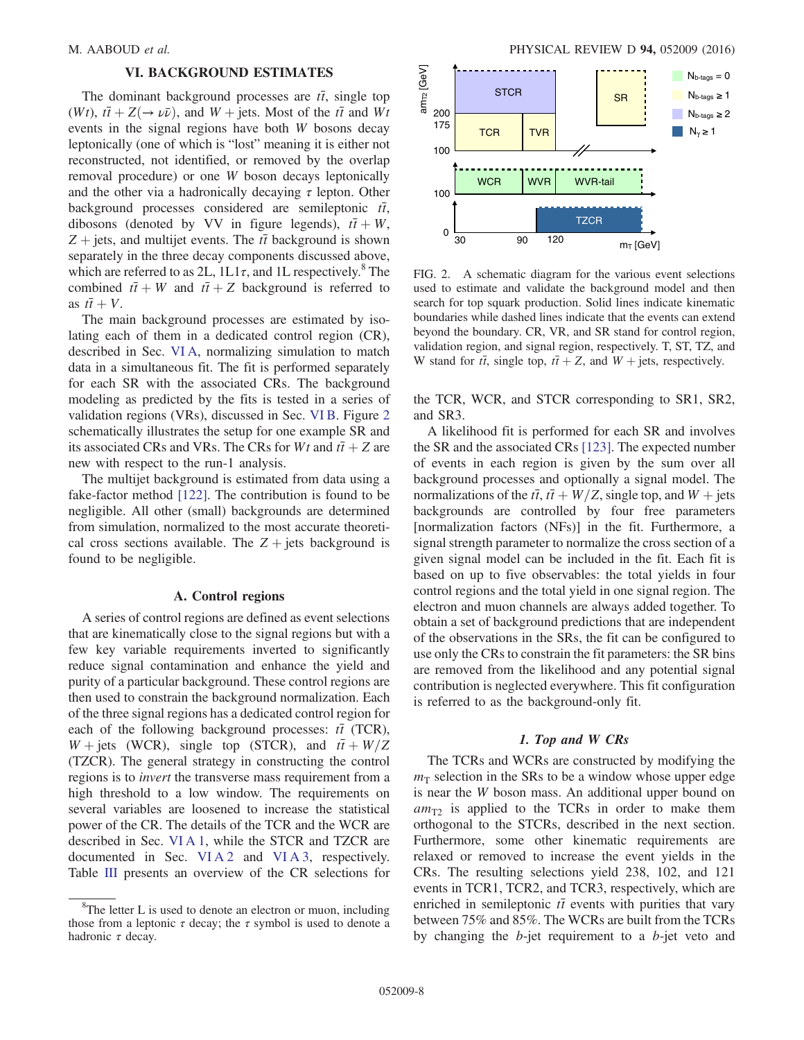## VI. BACKGROUND ESTIMATES

The dominant background processes are $t\bar{t}$, single top ($Wt$), $t\bar{t}+Z(\rightarrow \nu\bar{\nu})$, and $W+$jets. Most of the $t\bar{t}$ and $Wt$ events in the signal regions have both $W$ bosons decay leptonically (one of which is "lost" meaning it is either not reconstructed, not identified, or removed by the overlap removal procedure) or one $W$ boson decays leptonically and the other via a hadronically decaying $\tau$ lepton. Other background processes considered are semileptonic $t\bar{t}$, dibosons (denoted by VV in figure legends), $t\bar{t}+W$, $Z+$jets, and multijet events. The $t\bar{t}$ background is shown separately in the three decay components discussed above, which are referred to as 2L, 1L1$\tau$, and 1L respectively.[8] The combined $t\bar{t}+W$ and $t\bar{t}+Z$ background is referred to as $t\bar{t}+V$.

The main background processes are estimated by isolating each of them in a dedicated control region (CR), described in Sec. VI A, normalizing simulation to match data in a simultaneous fit. The fit is performed separately for each SR with the associated CRs. The background modeling as predicted by the fits is tested in a series of validation regions (VRs), discussed in Sec. VI B. Figure 2 schematically illustrates the setup for one example SR and its associated CRs and VRs. The CRs for $Wt$ and $t\bar{t}+Z$ are new with respect to the run-1 analysis.

The multijet background is estimated from data using a fake-factor method [122]. The contribution is found to be negligible. All other (small) backgrounds are determined from simulation, normalized to the most accurate theoretical cross sections available. The $Z+$jets background is found to be negligible.

### A. Control regions

A series of control regions are defined as event selections that are kinematically close to the signal regions but with a few key variable requirements inverted to significantly reduce signal contamination and enhance the yield and purity of a particular background. These control regions are then used to constrain the background normalization. Each of the three signal regions has a dedicated control region for each of the following background processes: $t\bar{t}$ (TCR), $W+$jets (WCR), single top (STCR), and $t\bar{t}+W/Z$ (TZCR). The general strategy in constructing the control regions is to *invert* the transverse mass requirement from a high threshold to a low window. The requirements on several variables are loosened to increase the statistical power of the CR. The details of the TCR and the WCR are described in Sec. VI A 1, while the STCR and TZCR are documented in Sec. VI A 2 and VI A 3, respectively. Table III presents an overview of the CR selections for the TCR, WCR, and STCR corresponding to SR1, SR2, and SR3.

[8]The letter L is used to denote an electron or muon, including those from a leptonic $\tau$ decay; the $\tau$ symbol is used to denote a hadronic $\tau$ decay.

$am_{T2}$ [GeV]
200
175
100
100
0
STCR
TCR
TVR
SR
WCR
WVR
WVR-tail
TZCR
30
90
120
$m_T$ [GeV]
$N_{b\text{-tags}} = 0$
$N_{b\text{-tags}} \geq 1$
$N_{b\text{-tags}} \geq 2$
$N_{\gamma} \geq 1$

FIG. 2. A schematic diagram for the various event selections used to estimate and validate the background model and then search for top squark production. Solid lines indicate kinematic boundaries while dashed lines indicate that the events can extend beyond the boundary. CR, VR, and SR stand for control region, validation region, and signal region, respectively. T, ST, TZ, and W stand for $t\bar{t}$, single top, $t\bar{t}+Z$, and $W+$jets, respectively.

A likelihood fit is performed for each SR and involves the SR and the associated CRs [123]. The expected number of events in each region is given by the sum over all background processes and optionally a signal model. The normalizations of the $t\bar{t}$, $t\bar{t}+W/Z$, single top, and $W+$jets backgrounds are controlled by four free parameters [normalization factors (NFs)] in the fit. Furthermore, a signal strength parameter to normalize the cross section of a given signal model can be included in the fit. Each fit is based on up to five observables: the total yields in four control regions and the total yield in one signal region. The electron and muon channels are always added together. To obtain a set of background predictions that are independent of the observations in the SRs, the fit can be configured to use only the CRs to constrain the fit parameters: the SR bins are removed from the likelihood and any potential signal contribution is neglected everywhere. This fit configuration is referred to as the background-only fit.

#### 1. Top and W CRs

The TCRs and WCRs are constructed by modifying the $m_T$ selection in the SRs to be a window whose upper edge is near the $W$ boson mass. An additional upper bound on $am_{T2}$ is applied to the TCRs in order to make them orthogonal to the STCRs, described in the next section. Furthermore, some other kinematic requirements are relaxed or removed to increase the event yields in the CRs. The resulting selections yield 238, 102, and 121 events in TCR1, TCR2, and TCR3, respectively, which are enriched in semileptonic $t\bar{t}$ events with purities that vary between 75% and 85%. The WCRs are built from the TCRs by changing the $b$-jet requirement to a $b$-jet veto and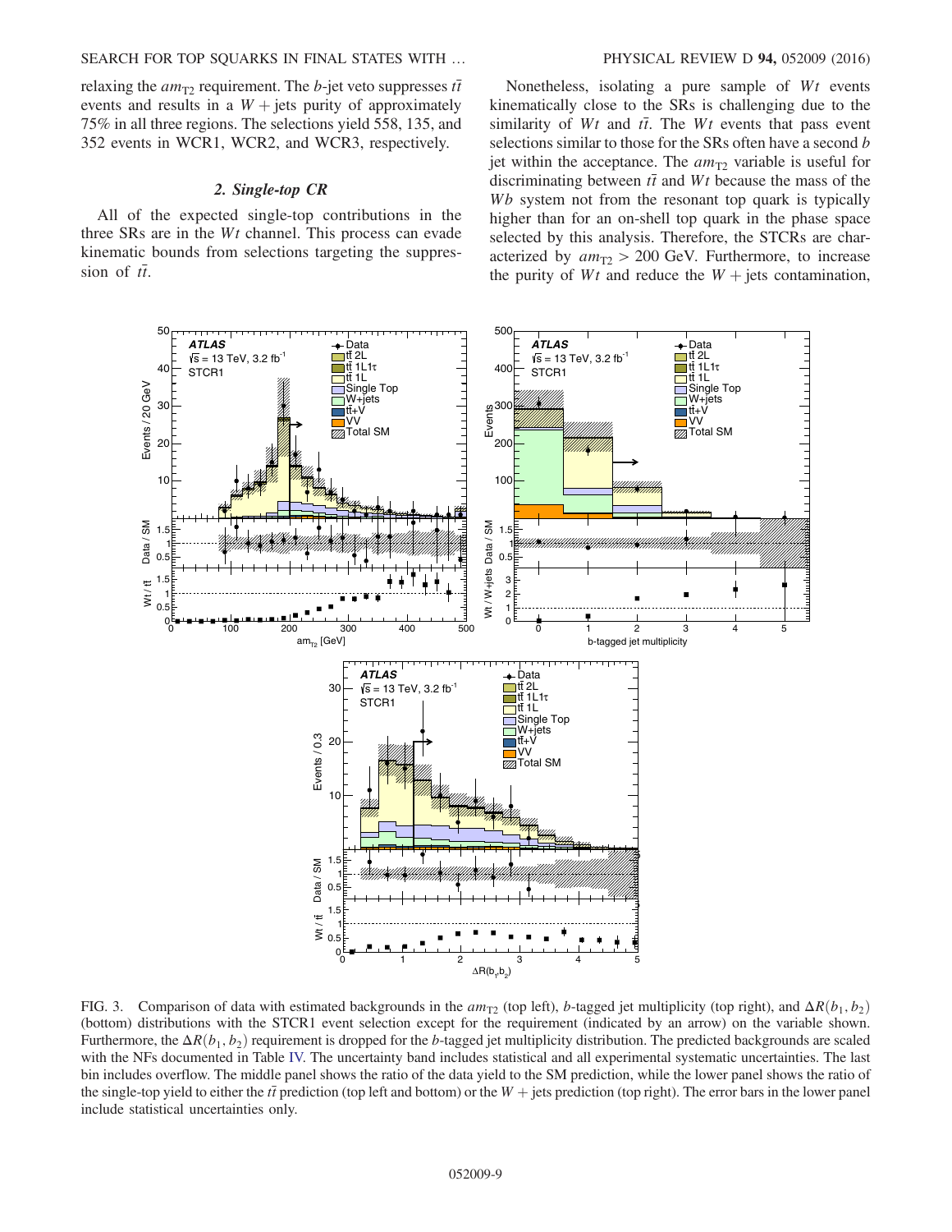relaxing the $am_{T2}$ requirement. The $b$-jet veto suppresses $t\bar{t}$ events and results in a $W+$jets purity of approximately 75% in all three regions. The selections yield 558, 135, and 352 events in WCR1, WCR2, and WCR3, respectively.

### 2. Single-top CR

All of the expected single-top contributions in the three SRs are in the $Wt$ channel. This process can evade kinematic bounds from selections targeting the suppression of $t\bar{t}$.

Nonetheless, isolating a pure sample of $Wt$ events kinematically close to the SRs is challenging due to the similarity of $Wt$ and $t\bar{t}$. The $Wt$ events that pass event selections similar to those for the SRs often have a second $b$ jet within the acceptance. The $am_{T2}$ variable is useful for discriminating between $t\bar{t}$ and $Wt$ because the mass of the $Wb$ system not from the resonant top quark is typically higher than for an on-shell top quark in the phase space selected by this analysis. Therefore, the STCRs are characterized by $am_{T2} > 200$ GeV. Furthermore, to increase the purity of $Wt$ and reduce the $W+$jets contamination,

ATLAS
$\sqrt{s}$ = 13 TeV, 3.2 fb$^{-1}$
STCR1
Data
$t\bar{t}$ 2L
$t\bar{t}$ 1L1τ
$t\bar{t}$ 1L
Single Top
W+jets
$t\bar{t}$+V
VV
Total SM
Events / 20 GeV
Data / SM
Wt / $t\bar{t}$
am$_{T2}$ [GeV]

ATLAS
$\sqrt{s}$ = 13 TeV, 3.2 fb$^{-1}$
STCR1
Events
Data / SM
Wt / W+jets
b-tagged jet multiplicity

ATLAS
$\sqrt{s}$ = 13 TeV, 3.2 fb$^{-1}$
STCR1
Events / 0.3
Data / SM
Wt / $t\bar{t}$
$\Delta R(b_1,b_2)$

FIG. 3. Comparison of data with estimated backgrounds in the $am_{T2}$ (top left), $b$-tagged jet multiplicity (top right), and $\Delta R(b_1, b_2)$ (bottom) distributions with the STCR1 event selection except for the requirement (indicated by an arrow) on the variable shown. Furthermore, the $\Delta R(b_1, b_2)$ requirement is dropped for the $b$-tagged jet multiplicity distribution. The predicted backgrounds are scaled with the NFs documented in Table IV. The uncertainty band includes statistical and all experimental systematic uncertainties. The last bin includes overflow. The middle panel shows the ratio of the data yield to the SM prediction, while the lower panel shows the ratio of the single-top yield to either the $t\bar{t}$ prediction (top left and bottom) or the $W+$jets prediction (top right). The error bars in the lower panel include statistical uncertainties only.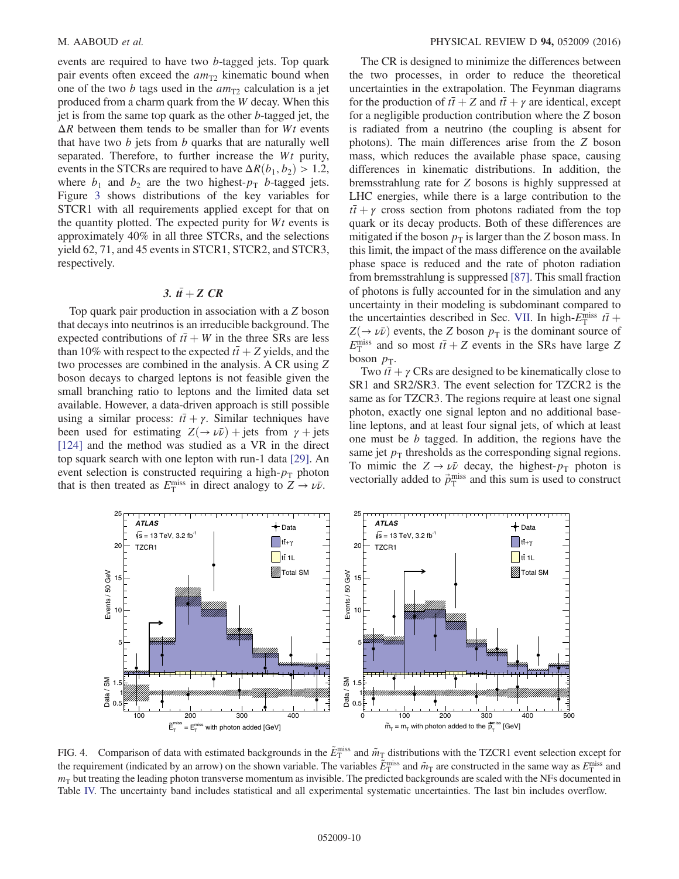events are required to have two $b$-tagged jets. Top quark pair events often exceed the $am_{T2}$ kinematic bound when one of the two $b$ tags used in the $am_{T2}$ calculation is a jet produced from a charm quark from the $W$ decay. When this jet is from the same top quark as the other $b$-tagged jet, the $\Delta R$ between them tends to be smaller than for $Wt$ events that have two $b$ jets from $b$ quarks that are naturally well separated. Therefore, to further increase the $Wt$ purity, events in the STCRs are required to have $\Delta R(b_1, b_2) > 1.2$, where $b_1$ and $b_2$ are the two highest-$p_T$ $b$-tagged jets. Figure 3 shows distributions of the key variables for STCR1 with all requirements applied except for that on the quantity plotted. The expected purity for $Wt$ events is approximately 40% in all three STCRs, and the selections yield 62, 71, and 45 events in STCR1, STCR2, and STCR3, respectively.

### 3. $t\bar{t} + Z$ CR

Top quark pair production in association with a $Z$ boson that decays into neutrinos is an irreducible background. The expected contributions of $t\bar{t} + W$ in the three SRs are less than 10% with respect to the expected $t\bar{t} + Z$ yields, and the two processes are combined in the analysis. A CR using $Z$ boson decays to charged leptons is not feasible given the small branching ratio to leptons and the limited data set available. However, a data-driven approach is still possible using a similar process: $t\bar{t} + \gamma$. Similar techniques have been used for estimating $Z(\rightarrow \nu\bar{\nu}) + \text{jets}$ from $\gamma + \text{jets}$ [124] and the method was studied as a VR in the direct top squark search with one lepton with run-1 data [29]. An event selection is constructed requiring a high-$p_T$ photon that is then treated as $E_T^{\text{miss}}$ in direct analogy to $Z \rightarrow \nu\bar{\nu}$.

The CR is designed to minimize the differences between the two processes, in order to reduce the theoretical uncertainties in the extrapolation. The Feynman diagrams for the production of $t\bar{t} + Z$ and $t\bar{t} + \gamma$ are identical, except for a negligible production contribution where the $Z$ boson is radiated from a neutrino (the coupling is absent for photons). The main differences arise from the $Z$ boson mass, which reduces the available phase space, causing differences in kinematic distributions. In addition, the bremsstrahlung rate for $Z$ bosons is highly suppressed at LHC energies, while there is a large contribution to the $t\bar{t} + \gamma$ cross section from photons radiated from the top quark or its decay products. Both of these differences are mitigated if the boson $p_T$ is larger than the $Z$ boson mass. In this limit, the impact of the mass difference on the available phase space is reduced and the rate of photon radiation from bremsstrahlung is suppressed [87]. This small fraction of photons is fully accounted for in the simulation and any uncertainty in their modeling is subdominant compared to the uncertainties described in Sec. VII. In high-$E_T^{\text{miss}}$ $t\bar{t} + Z(\rightarrow \nu\bar{\nu})$ events, the $Z$ boson $p_T$ is the dominant source of $E_T^{\text{miss}}$ and so most $t\bar{t} + Z$ events in the SRs have large $Z$ boson $p_T$.

Two $t\bar{t} + \gamma$ CRs are designed to be kinematically close to SR1 and SR2/SR3. The event selection for TZCR2 is the same as for TZCR3. The regions require at least one signal photon, exactly one signal lepton and no additional baseline leptons, and at least four signal jets, of which at least one must be $b$ tagged. In addition, the regions have the same jet $p_T$ thresholds as the corresponding signal regions. To mimic the $Z \rightarrow \nu\bar{\nu}$ decay, the highest-$p_T$ photon is vectorially added to $\vec{p}_T^{\text{miss}}$ and this sum is used to construct

ATLAS
$\sqrt{s}$ = 13 TeV, 3.2 fb$^{-1}$
TZCR1
Data
$t\bar{t}+\gamma$
$t\bar{t}$ 1L
Total SM
Events / 50 GeV
Data / SM
$\tilde{E}_T^{\text{miss}} = E_T^{\text{miss}}$ with photon added [GeV]

ATLAS
$\sqrt{s}$ = 13 TeV, 3.2 fb$^{-1}$
TZCR1
Data
$t\bar{t}+\gamma$
$t\bar{t}$ 1L
Total SM
Events / 50 GeV
Data / SM
$\tilde{m}_T = m_T$ with photon added to the $\vec{p}_T^{\text{miss}}$ [GeV]

FIG. 4. Comparison of data with estimated backgrounds in the $\tilde{E}_T^{\text{miss}}$ and $\tilde{m}_T$ distributions with the TZCR1 event selection except for the requirement (indicated by an arrow) on the shown variable. The variables $\tilde{E}_T^{\text{miss}}$ and $\tilde{m}_T$ are constructed in the same way as $E_T^{\text{miss}}$ and $m_T$ but treating the leading photon transverse momentum as invisible. The predicted backgrounds are scaled with the NFs documented in Table IV. The uncertainty band includes statistical and all experimental systematic uncertainties. The last bin includes overflow.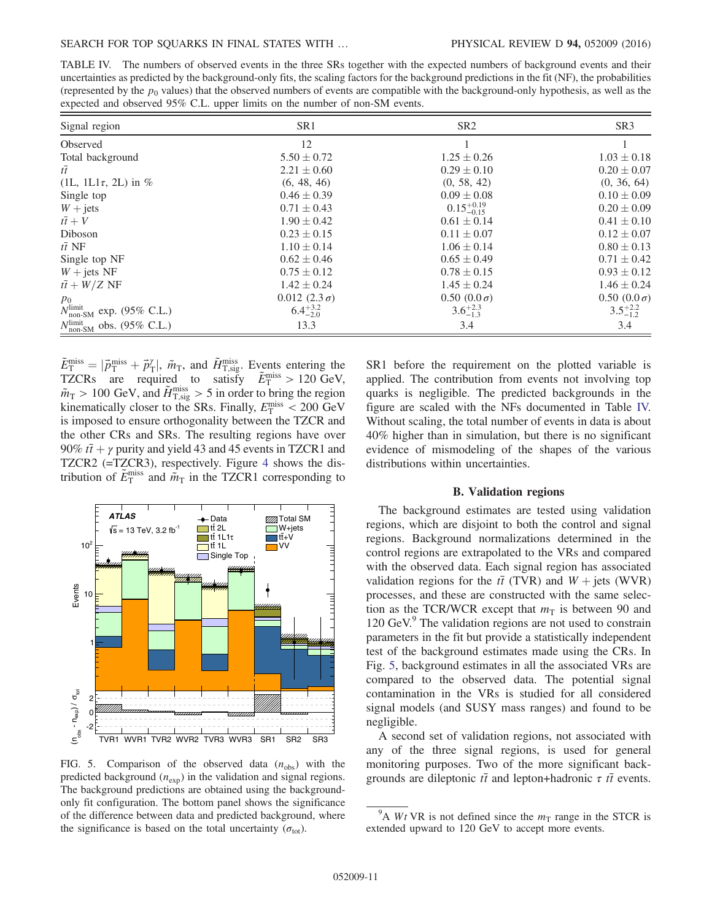TABLE IV. The numbers of observed events in the three SRs together with the expected numbers of background events and their uncertainties as predicted by the background-only fits, the scaling factors for the background predictions in the fit (NF), the probabilities (represented by the $p_0$ values) that the observed numbers of events are compatible with the background-only hypothesis, as well as the expected and observed 95% C.L. upper limits on the number of non-SM events.

| Signal region | SR1 | SR2 | SR3 |
|---|---|---|---|
| Observed | 12 | 1 | 1 |
| Total background | $5.50 \pm 0.72$ | $1.25 \pm 0.26$ | $1.03 \pm 0.18$ |
| $t\bar{t}$ | $2.21 \pm 0.60$ | $0.29 \pm 0.10$ | $0.20 \pm 0.07$ |
| (1L, 1L1$\tau$, 2L) in % | (6, 48, 46) | (0, 58, 42) | (0, 36, 64) |
| Single top | $0.46 \pm 0.39$ | $0.09 \pm 0.08$ | $0.10 \pm 0.09$ |
| $W$ + jets | $0.71 \pm 0.43$ | $0.15^{+0.19}_{-0.15}$ | $0.20 \pm 0.09$ |
| $t\bar{t} + V$ | $1.90 \pm 0.42$ | $0.61 \pm 0.14$ | $0.41 \pm 0.10$ |
| Diboson | $0.23 \pm 0.15$ | $0.11 \pm 0.07$ | $0.12 \pm 0.07$ |
| $t\bar{t}$ NF | $1.10 \pm 0.14$ | $1.06 \pm 0.14$ | $0.80 \pm 0.13$ |
| Single top NF | $0.62 \pm 0.46$ | $0.65 \pm 0.49$ | $0.71 \pm 0.42$ |
| $W$ + jets NF | $0.75 \pm 0.12$ | $0.78 \pm 0.15$ | $0.93 \pm 0.12$ |
| $t\bar{t} + W/Z$ NF | $1.42 \pm 0.24$ | $1.45 \pm 0.24$ | $1.46 \pm 0.24$ |
| $p_0$ | 0.012 (2.3 $\sigma$) | 0.50 (0.0 $\sigma$) | 0.50 (0.0 $\sigma$) |
| $N^{\rm limit}_{\rm non\text{-}SM}$ exp. (95% C.L.) | $6.4^{+3.2}_{-2.0}$ | $3.6^{+2.3}_{-1.3}$ | $3.5^{+2.2}_{-1.2}$ |
| $N^{\rm limit}_{\rm non\text{-}SM}$ obs. (95% C.L.) | 13.3 | 3.4 | 3.4 |

$\tilde{E}_{\rm T}^{\rm miss} = |\vec{p}_{\rm T}^{\rm miss} + \vec{p}_{\rm T}^{\gamma}|$, $\tilde{m}_{\rm T}$, and $\tilde{H}_{\rm T,sig}^{\rm miss}$. Events entering the TZCRs are required to satisfy $\tilde{E}_{\rm T}^{\rm miss} > 120$ GeV, $\tilde{m}_{\rm T} > 100$ GeV, and $\tilde{H}_{\rm T,sig}^{\rm miss} > 5$ in order to bring the region kinematically closer to the SRs. Finally, $E_{\rm T}^{\rm miss} < 200$ GeV is imposed to ensure orthogonality between the TZCR and the other CRs and SRs. The resulting regions have over 90% $t\bar{t} + \gamma$ purity and yield 43 and 45 events in TZCR1 and TZCR2 (=TZCR3), respectively. Figure 4 shows the distribution of $\tilde{E}_{\rm T}^{\rm miss}$ and $\tilde{m}_{\rm T}$ in the TZCR1 corresponding to SR1 before the requirement on the plotted variable is applied. The contribution from events not involving top quarks is negligible. The predicted backgrounds in the figure are scaled with the NFs documented in Table IV. Without scaling, the total number of events in data is about 40% higher than in simulation, but there is no significant evidence of mismodeling of the shapes of the various distributions within uncertainties.

FIG. 5. Comparison of the observed data ($n_{\rm obs}$) with the predicted background ($n_{\rm exp}$) in the validation and signal regions. The background predictions are obtained using the background-only fit configuration. The bottom panel shows the significance of the difference between data and predicted background, where the significance is based on the total uncertainty ($\sigma_{\rm tot}$).

### B. Validation regions

The background estimates are tested using validation regions, which are disjoint to both the control and signal regions. Background normalizations determined in the control regions are extrapolated to the VRs and compared with the observed data. Each signal region has associated validation regions for the $t\bar{t}$ (TVR) and $W$ + jets (WVR) processes, and these are constructed with the same selection as the TCR/WCR except that $m_{\rm T}$ is between 90 and 120 GeV.[9] The validation regions are not used to constrain parameters in the fit but provide a statistically independent test of the background estimates made using the CRs. In Fig. 5, background estimates in all the associated VRs are compared to the observed data. The potential signal contamination in the VRs is studied for all considered signal models (and SUSY mass ranges) and found to be negligible.

A second set of validation regions, not associated with any of the three signal regions, is used for general monitoring purposes. Two of the more significant backgrounds are dileptonic $t\bar{t}$ and lepton+hadronic $\tau$ $t\bar{t}$ events.

[9] A $Wt$ VR is not defined since the $m_{\rm T}$ range in the STCR is extended upward to 120 GeV to accept more events.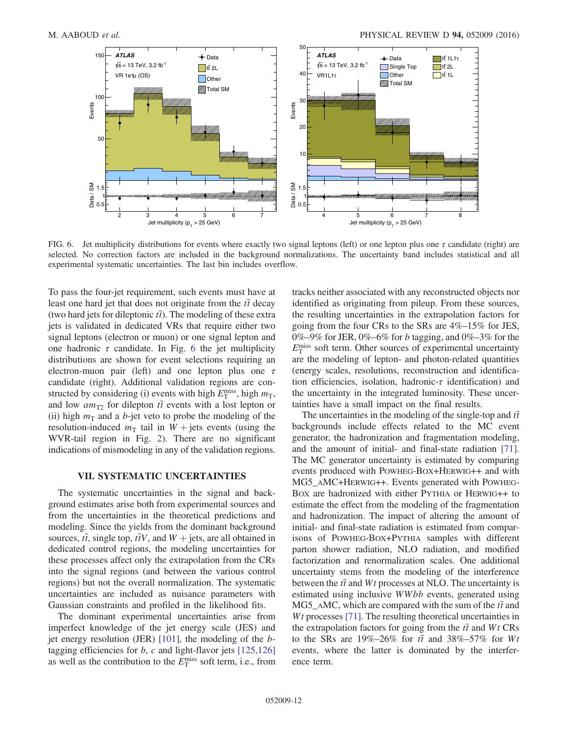ATLAS
$\sqrt{s}$ = 13 TeV, 3.2 fb$^{-1}$
VR 1e1μ (OS)
Data
$t\bar{t}$ 2L
Other
Total SM
Events
Data / SM
Jet multiplicity ($p_T$ > 25 GeV)

ATLAS
$\sqrt{s}$ = 13 TeV, 3.2 fb$^{-1}$
VR1L1τ
Data
Single Top
Other
Total SM
$t\bar{t}$ 1L1τ
$t\bar{t}$ 2L
$t\bar{t}$ 1L
Events
Data / SM
Jet multiplicity ($p_T$ > 25 GeV)

FIG. 6. Jet multiplicity distributions for events where exactly two signal leptons (left) or one lepton plus one $\tau$ candidate (right) are selected. No correction factors are included in the background normalizations. The uncertainty band includes statistical and all experimental systematic uncertainties. The last bin includes overflow.

To pass the four-jet requirement, such events must have at least one hard jet that does not originate from the $t\bar{t}$ decay (two hard jets for dileptonic $t\bar{t}$). The modeling of these extra jets is validated in dedicated VRs that require either two signal leptons (electron or muon) or one signal lepton and one hadronic $\tau$ candidate. In Fig. 6 the jet multiplicity distributions are shown for event selections requiring an electron-muon pair (left) and one lepton plus one $\tau$ candidate (right). Additional validation regions are constructed by considering (i) events with high $E_T^{\text{miss}}$, high $m_T$, and low $am_{T2}$ for dilepton $t\bar{t}$ events with a lost lepton or (ii) high $m_T$ and a $b$-jet veto to probe the modeling of the resolution-induced $m_T$ tail in $W+$jets events (using the WVR-tail region in Fig. 2). There are no significant indications of mismodeling in any of the validation regions.

## VII. SYSTEMATIC UNCERTAINTIES

The systematic uncertainties in the signal and background estimates arise both from experimental sources and from the uncertainties in the theoretical predictions and modeling. Since the yields from the dominant background sources, $t\bar{t}$, single top, $t\bar{t}V$, and $W+$jets, are all obtained in dedicated control regions, the modeling uncertainties for these processes affect only the extrapolation from the CRs into the signal regions (and between the various control regions) but not the overall normalization. The systematic uncertainties are included as nuisance parameters with Gaussian constraints and profiled in the likelihood fits.

The dominant experimental uncertainties arise from imperfect knowledge of the jet energy scale (JES) and jet energy resolution (JER) [101], the modeling of the $b$-tagging efficiencies for $b$, $c$ and light-flavor jets [125,126] as well as the contribution to the $E_T^{\text{miss}}$ soft term, i.e., from tracks neither associated with any reconstructed objects nor identified as originating from pileup. From these sources, the resulting uncertainties in the extrapolation factors for going from the four CRs to the SRs are 4%–15% for JES, 0%–9% for JER, 0%–6% for $b$ tagging, and 0%–3% for the $E_T^{\text{miss}}$ soft term. Other sources of experimental uncertainty are the modeling of lepton- and photon-related quantities (energy scales, resolutions, reconstruction and identification efficiencies, isolation, hadronic-$\tau$ identification) and the uncertainty in the integrated luminosity. These uncertainties have a small impact on the final results.

The uncertainties in the modeling of the single-top and $t\bar{t}$ backgrounds include effects related to the MC event generator, the hadronization and fragmentation modeling, and the amount of initial- and final-state radiation [71]. The MC generator uncertainty is estimated by comparing events produced with POWHEG-BOX+HERWIG++ and with MG5_AMC+HERWIG++. Events generated with POWHEG-BOX are hadronized with either PYTHIA or HERWIG++ to estimate the effect from the modeling of the fragmentation and hadronization. The impact of altering the amount of initial- and final-state radiation is estimated from comparisons of POWHEG-BOX+PYTHIA samples with different parton shower radiation, NLO radiation, and modified factorization and renormalization scales. One additional uncertainty stems from the modeling of the interference between the $t\bar{t}$ and $Wt$ processes at NLO. The uncertainty is estimated using inclusive $WWbb$ events, generated using MG5_AMC, which are compared with the sum of the $t\bar{t}$ and $Wt$ processes [71]. The resulting theoretical uncertainties in the extrapolation factors for going from the $t\bar{t}$ and $Wt$ CRs to the SRs are 19%–26% for $t\bar{t}$ and 38%–57% for $Wt$ events, where the latter is dominated by the interference term.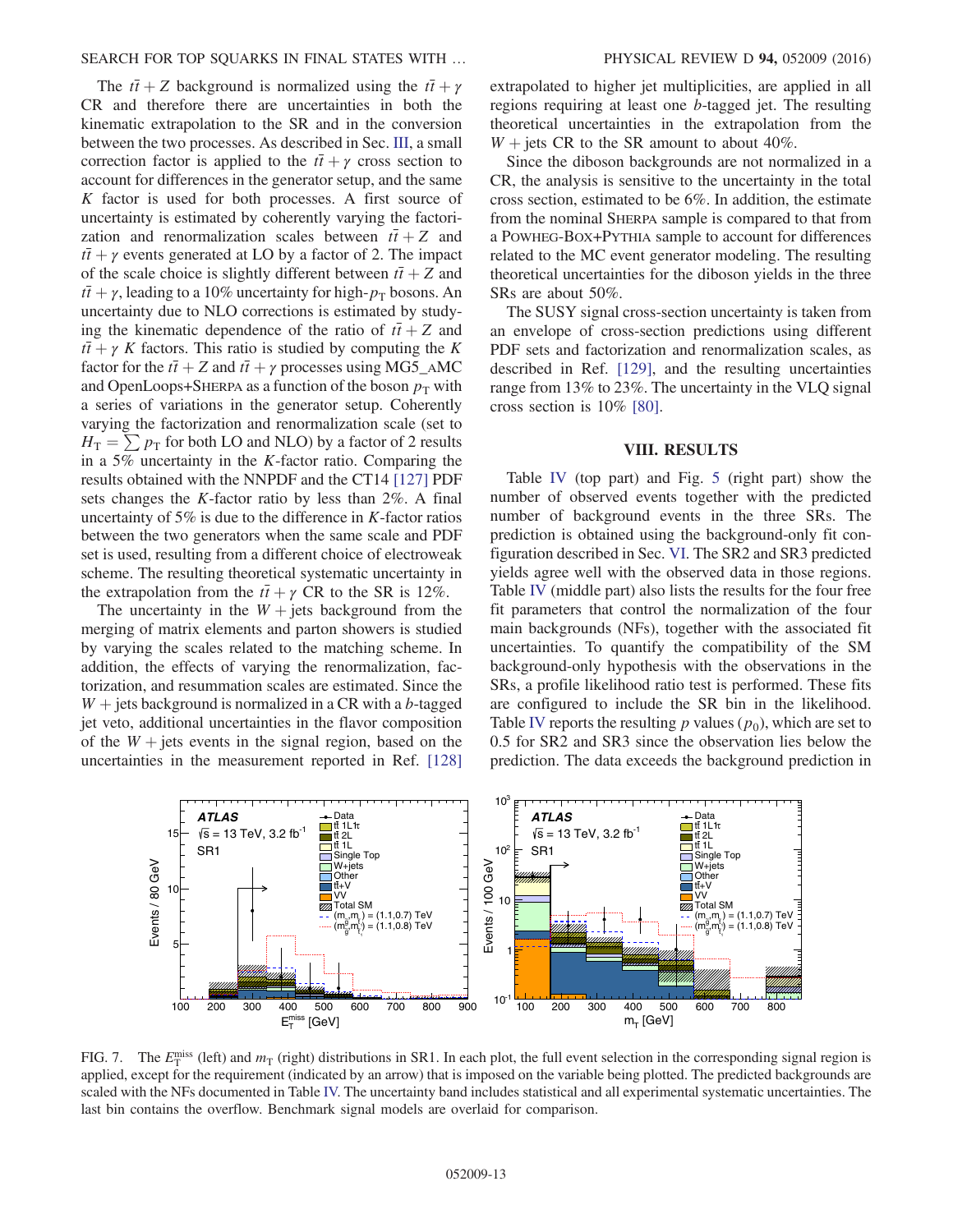The $t\bar{t}+Z$ background is normalized using the $t\bar{t}+\gamma$ CR and therefore there are uncertainties in both the kinematic extrapolation to the SR and in the conversion between the two processes. As described in Sec. III, a small correction factor is applied to the $t\bar{t}+\gamma$ cross section to account for differences in the generator setup, and the same $K$ factor is used for both processes. A first source of uncertainty is estimated by coherently varying the factorization and renormalization scales between $t\bar{t}+Z$ and $t\bar{t}+\gamma$ events generated at LO by a factor of 2. The impact of the scale choice is slightly different between $t\bar{t}+Z$ and $t\bar{t}+\gamma$, leading to a 10% uncertainty for high-$p_{\mathrm{T}}$ bosons. An uncertainty due to NLO corrections is estimated by studying the kinematic dependence of the ratio of $t\bar{t}+Z$ and $t\bar{t}+\gamma$ $K$ factors. This ratio is studied by computing the $K$ factor for the $t\bar{t}+Z$ and $t\bar{t}+\gamma$ processes using MG5_aMC and OpenLoops+Sherpa as a function of the boson $p_{\mathrm{T}}$ with a series of variations in the generator setup. Coherently varying the factorization and renormalization scale (set to $H_{\mathrm{T}}=\sum p_{\mathrm{T}}$ for both LO and NLO) by a factor of 2 results in a 5% uncertainty in the $K$-factor ratio. Comparing the results obtained with the NNPDF and the CT14 [127] PDF sets changes the $K$-factor ratio by less than 2%. A final uncertainty of 5% is due to the difference in $K$-factor ratios between the two generators when the same scale and PDF set is used, resulting from a different choice of electroweak scheme. The resulting theoretical systematic uncertainty in the extrapolation from the $t\bar{t}+\gamma$ CR to the SR is 12%.

The uncertainty in the $W+$jets background from the merging of matrix elements and parton showers is studied by varying the scales related to the matching scheme. In addition, the effects of varying the renormalization, factorization, and resummation scales are estimated. Since the $W+$jets background is normalized in a CR with a $b$-tagged jet veto, additional uncertainties in the flavor composition of the $W+$jets events in the signal region, based on the uncertainties in the measurement reported in Ref. [128] extrapolated to higher jet multiplicities, are applied in all regions requiring at least one $b$-tagged jet. The resulting theoretical uncertainties in the extrapolation from the $W+$jets CR to the SR amount to about 40%.

Since the diboson backgrounds are not normalized in a CR, the analysis is sensitive to the uncertainty in the total cross section, estimated to be 6%. In addition, the estimate from the nominal Sherpa sample is compared to that from a Powheg-Box+Pythia sample to account for differences related to the MC event generator modeling. The resulting theoretical uncertainties for the diboson yields in the three SRs are about 50%.

The SUSY signal cross-section uncertainty is taken from an envelope of cross-section predictions using different PDF sets and factorization and renormalization scales, as described in Ref. [129], and the resulting uncertainties range from 13% to 23%. The uncertainty in the VLQ signal cross section is 10% [80].

## VIII. RESULTS

Table IV (top part) and Fig. 5 (right part) show the number of observed events together with the predicted number of background events in the three SRs. The prediction is obtained using the background-only fit configuration described in Sec. VI. The SR2 and SR3 predicted yields agree well with the observed data in those regions. Table IV (middle part) also lists the results for the four free fit parameters that control the normalization of the four main backgrounds (NFs), together with the associated fit uncertainties. To quantify the compatibility of the SM background-only hypothesis with the observations in the SRs, a profile likelihood ratio test is performed. These fits are configured to include the SR bin in the likelihood. Table IV reports the resulting $p$ values ($p_0$), which are set to 0.5 for SR2 and SR3 since the observation lies below the prediction. The data exceeds the background prediction in

ATLAS
$\sqrt{s}$ = 13 TeV, 3.2 fb$^{-1}$
SR1
Data
$t\bar{t}$ 1L1τ
$t\bar{t}$ 2L
$t\bar{t}$ 1L
Single Top
W+jets
Other
$t\bar{t}$+V
VV
Total SM
$(m_{\tilde{t}},m_{\tilde{\chi}})$ = (1.1,0.7) TeV
$(m_{\tilde{g}},m_{\tilde{t}_1})$ = (1.1,0.8) TeV
Events / 80 GeV
$E_{\mathrm{T}}^{\mathrm{miss}}$ [GeV]
Events / 100 GeV
$m_{\mathrm{T}}$ [GeV]

FIG. 7. The $E_{\mathrm{T}}^{\mathrm{miss}}$ (left) and $m_{\mathrm{T}}$ (right) distributions in SR1. In each plot, the full event selection in the corresponding signal region is applied, except for the requirement (indicated by an arrow) that is imposed on the variable being plotted. The predicted backgrounds are scaled with the NFs documented in Table IV. The uncertainty band includes statistical and all experimental systematic uncertainties. The last bin contains the overflow. Benchmark signal models are overlaid for comparison.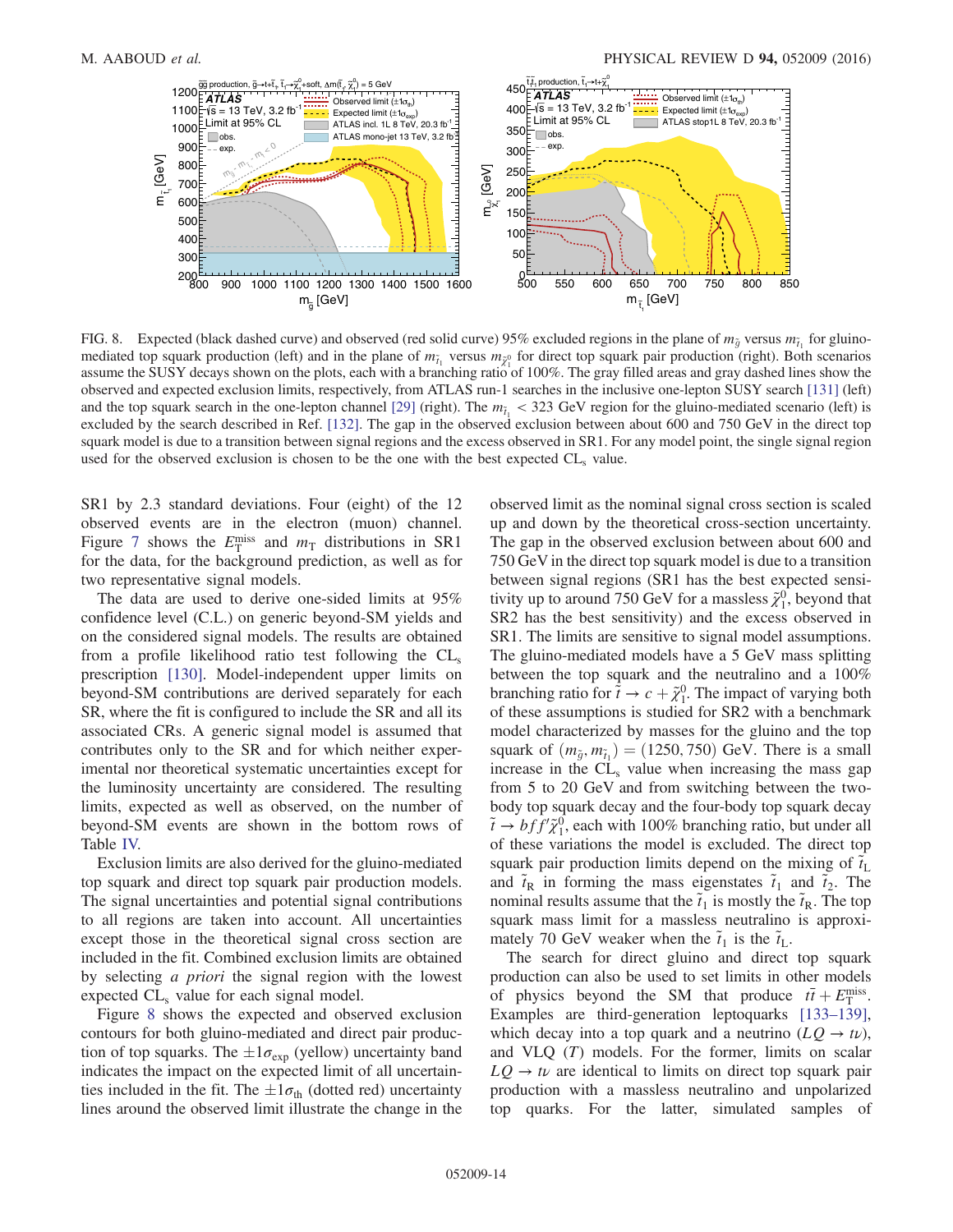$\tilde{g}\tilde{g}$ production, $\tilde{g}\rightarrow t+\tilde{t}_1$, $\tilde{t}_1\rightarrow \tilde{\chi}_1^0$+soft, $\Delta m(\tilde{t}_1,\tilde{\chi}_1^0)$ = 5 GeV

ATLAS

$\sqrt{s}$ = 13 TeV, 3.2 fb$^{-1}$

Limit at 95% CL

obs.

exp.

Observed limit ($\pm 1\sigma_{th}$)

Expected limit ($\pm 1\sigma_{exp}$)

ATLAS incl. 1L 8 TeV, 20.3 fb$^{-1}$

ATLAS mono-jet 13 TeV, 3.2 fb$^{-1}$

$m_{\tilde{g}} - m_{\tilde{t}_1} < 0$

$m_{\tilde{t}_1}$ [GeV]

$m_{\tilde{g}}$ [GeV]

$\tilde{t}_1\tilde{t}_1$ production, $\tilde{t}_1\rightarrow t+\tilde{\chi}_1^0$

ATLAS

$\sqrt{s}$ = 13 TeV, 3.2 fb$^{-1}$

Limit at 95% CL

obs.

exp.

Observed limit ($\pm 1\sigma_{th}$)

Expected limit ($\pm 1\sigma_{exp}$)

ATLAS stop1L 8 TeV, 20.3 fb$^{-1}$

$m_{\tilde{\chi}_1^0}$ [GeV]

$m_{\tilde{t}_1}$ [GeV]

FIG. 8. Expected (black dashed curve) and observed (red solid curve) 95% excluded regions in the plane of $m_{\tilde{g}}$ versus $m_{\tilde{t}_1}$ for gluino-mediated top squark production (left) and in the plane of $m_{\tilde{t}_1}$ versus $m_{\tilde{\chi}_1^0}$ for direct top squark pair production (right). Both scenarios assume the SUSY decays shown on the plots, each with a branching ratio of 100%. The gray filled areas and gray dashed lines show the observed and expected exclusion limits, respectively, from ATLAS run-1 searches in the inclusive one-lepton SUSY search [131] (left) and the top squark search in the one-lepton channel [29] (right). The $m_{\tilde{t}_1} < 323$ GeV region for the gluino-mediated scenario (left) is excluded by the search described in Ref. [132]. The gap in the observed exclusion between about 600 and 750 GeV in the direct top squark model is due to a transition between signal regions and the excess observed in SR1. For any model point, the single signal region used for the observed exclusion is chosen to be the one with the best expected $\mathrm{CL_s}$ value.

SR1 by 2.3 standard deviations. Four (eight) of the 12 observed events are in the electron (muon) channel. Figure 7 shows the $E_{\mathrm{T}}^{\mathrm{miss}}$ and $m_{\mathrm{T}}$ distributions in SR1 for the data, for the background prediction, as well as for two representative signal models.

The data are used to derive one-sided limits at 95% confidence level (C.L.) on generic beyond-SM yields and on the considered signal models. The results are obtained from a profile likelihood ratio test following the $\mathrm{CL_s}$ prescription [130]. Model-independent upper limits on beyond-SM contributions are derived separately for each SR, where the fit is configured to include the SR and all its associated CRs. A generic signal model is assumed that contributes only to the SR and for which neither experimental nor theoretical systematic uncertainties except for the luminosity uncertainty are considered. The resulting limits, expected as well as observed, on the number of beyond-SM events are shown in the bottom rows of Table IV.

Exclusion limits are also derived for the gluino-mediated top squark and direct top squark pair production models. The signal uncertainties and potential signal contributions to all regions are taken into account. All uncertainties except those in the theoretical signal cross section are included in the fit. Combined exclusion limits are obtained by selecting *a priori* the signal region with the lowest expected $\mathrm{CL_s}$ value for each signal model.

Figure 8 shows the expected and observed exclusion contours for both gluino-mediated and direct pair production of top squarks. The $\pm 1\sigma_{\mathrm{exp}}$ (yellow) uncertainty band indicates the impact on the expected limit of all uncertainties included in the fit. The $\pm 1\sigma_{\mathrm{th}}$ (dotted red) uncertainty lines around the observed limit illustrate the change in the observed limit as the nominal signal cross section is scaled up and down by the theoretical cross-section uncertainty. The gap in the observed exclusion between about 600 and 750 GeV in the direct top squark model is due to a transition between signal regions (SR1 has the best expected sensitivity up to around 750 GeV for a massless $\tilde{\chi}_1^0$, beyond that SR2 has the best sensitivity) and the excess observed in SR1. The limits are sensitive to signal model assumptions. The gluino-mediated models have a 5 GeV mass splitting between the top squark and the neutralino and a 100% branching ratio for $\tilde{t} \rightarrow c + \tilde{\chi}_1^0$. The impact of varying both of these assumptions is studied for SR2 with a benchmark model characterized by masses for the gluino and the top squark of $(m_{\tilde{g}}, m_{\tilde{t}_1}) = (1250, 750)$ GeV. There is a small increase in the $\mathrm{CL_s}$ value when increasing the mass gap from 5 to 20 GeV and from switching between the two-body top squark decay and the four-body top squark decay $\tilde{t} \rightarrow bff'\tilde{\chi}_1^0$, each with 100% branching ratio, but under all of these variations the model is excluded. The direct top squark pair production limits depend on the mixing of $\tilde{t}_{\mathrm{L}}$ and $\tilde{t}_{\mathrm{R}}$ in forming the mass eigenstates $\tilde{t}_1$ and $\tilde{t}_2$. The nominal results assume that the $\tilde{t}_1$ is mostly the $\tilde{t}_{\mathrm{R}}$. The top squark mass limit for a massless neutralino is approximately 70 GeV weaker when the $\tilde{t}_1$ is the $\tilde{t}_{\mathrm{L}}$.

The search for direct gluino and direct top squark production can also be used to set limits in other models of physics beyond the SM that produce $t\bar{t} + E_{\mathrm{T}}^{\mathrm{miss}}$. Examples are third-generation leptoquarks [133–139], which decay into a top quark and a neutrino ($LQ \rightarrow t\nu$), and VLQ ($T$) models. For the former, limits on scalar $LQ \rightarrow t\nu$ are identical to limits on direct top squark pair production with a massless neutralino and unpolarized top quarks. For the latter, simulated samples of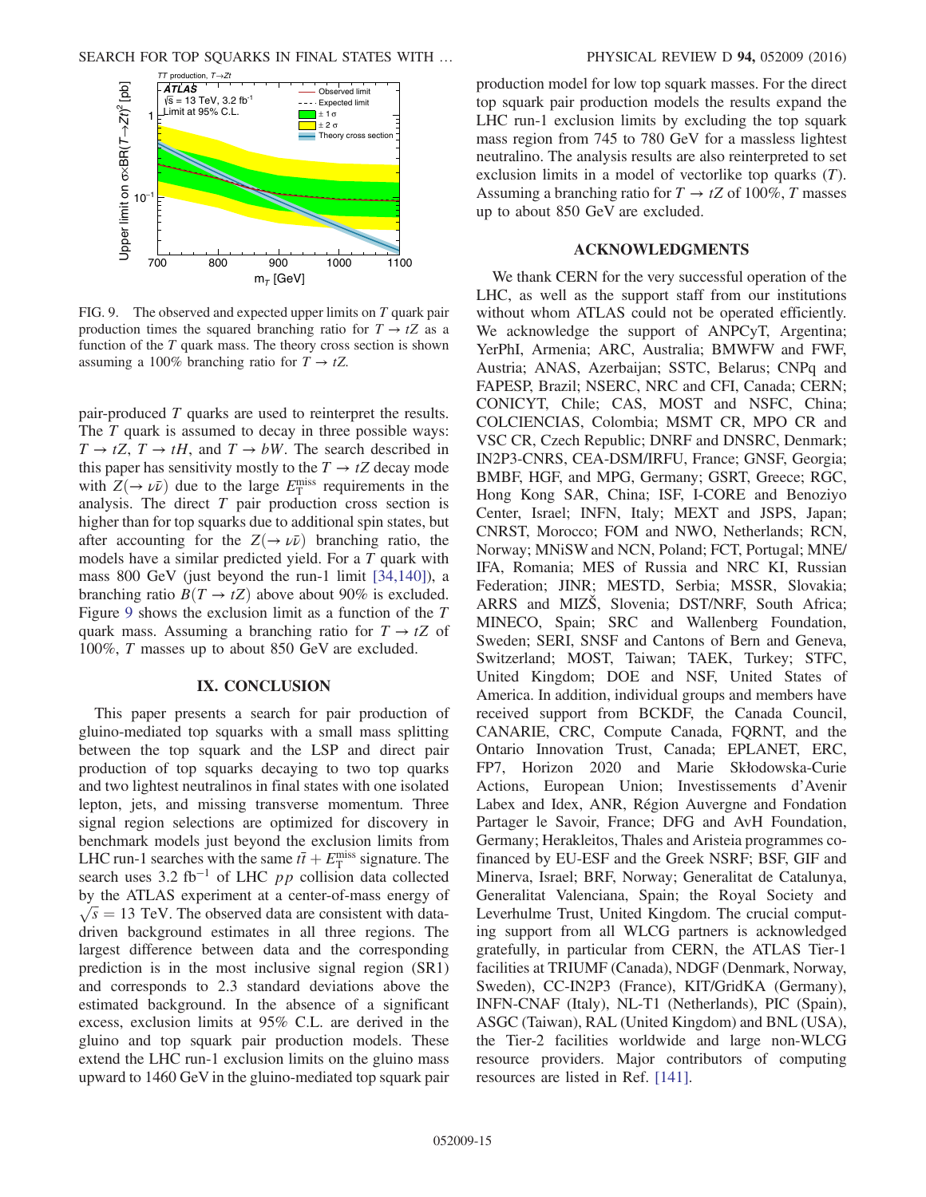TT production, $T \to Zt$

ATLAS

$\sqrt{s}$ = 13 TeV, 3.2 fb$^{-1}$

Limit at 95% C.L.

Observed limit

Expected limit

$\pm 1\sigma$

$\pm 2\sigma$

Theory cross section

Upper limit on $\sigma \times$BR$(T \to Zt)^2$ [pb]

1

$10^{-1}$

700 800 900 1000 1100

$m_T$ [GeV]

FIG. 9. The observed and expected upper limits on $T$ quark pair production times the squared branching ratio for $T \to tZ$ as a function of the $T$ quark mass. The theory cross section is shown assuming a 100% branching ratio for $T \to tZ$.

pair-produced $T$ quarks are used to reinterpret the results. The $T$ quark is assumed to decay in three possible ways: $T \to tZ$, $T \to tH$, and $T \to bW$. The search described in this paper has sensitivity mostly to the $T \to tZ$ decay mode with $Z(\to \nu\bar{\nu})$ due to the large $E_{\mathrm{T}}^{\mathrm{miss}}$ requirements in the analysis. The direct $T$ pair production cross section is higher than for top squarks due to additional spin states, but after accounting for the $Z(\to \nu\bar{\nu})$ branching ratio, the models have a similar predicted yield. For a $T$ quark with mass 800 GeV (just beyond the run-1 limit [34,140]), a branching ratio $B(T \to tZ)$ above about 90% is excluded. Figure 9 shows the exclusion limit as a function of the $T$ quark mass. Assuming a branching ratio for $T \to tZ$ of 100%, $T$ masses up to about 850 GeV are excluded.

## IX. CONCLUSION

This paper presents a search for pair production of gluino-mediated top squarks with a small mass splitting between the top squark and the LSP and direct pair production of top squarks decaying to two top quarks and two lightest neutralinos in final states with one isolated lepton, jets, and missing transverse momentum. Three signal region selections are optimized for discovery in benchmark models just beyond the exclusion limits from LHC run-1 searches with the same $t\bar{t} + E_{\mathrm{T}}^{\mathrm{miss}}$ signature. The search uses 3.2 fb$^{-1}$ of LHC $pp$ collision data collected by the ATLAS experiment at a center-of-mass energy of $\sqrt{s} = 13$ TeV. The observed data are consistent with data-driven background estimates in all three regions. The largest difference between data and the corresponding prediction is in the most inclusive signal region (SR1) and corresponds to 2.3 standard deviations above the estimated background. In the absence of a significant excess, exclusion limits at 95% C.L. are derived in the gluino and top squark pair production models. These extend the LHC run-1 exclusion limits on the gluino mass upward to 1460 GeV in the gluino-mediated top squark pair production model for low top squark masses. For the direct top squark pair production models the results expand the LHC run-1 exclusion limits by excluding the top squark mass region from 745 to 780 GeV for a massless lightest neutralino. The analysis results are also reinterpreted to set exclusion limits in a model of vectorlike top quarks ($T$). Assuming a branching ratio for $T \to tZ$ of 100%, $T$ masses up to about 850 GeV are excluded.

## ACKNOWLEDGMENTS

We thank CERN for the very successful operation of the LHC, as well as the support staff from our institutions without whom ATLAS could not be operated efficiently. We acknowledge the support of ANPCyT, Argentina; YerPhI, Armenia; ARC, Australia; BMWFW and FWF, Austria; ANAS, Azerbaijan; SSTC, Belarus; CNPq and FAPESP, Brazil; NSERC, NRC and CFI, Canada; CERN; CONICYT, Chile; CAS, MOST and NSFC, China; COLCIENCIAS, Colombia; MSMT CR, MPO CR and VSC CR, Czech Republic; DNRF and DNSRC, Denmark; IN2P3-CNRS, CEA-DSM/IRFU, France; GNSF, Georgia; BMBF, HGF, and MPG, Germany; GSRT, Greece; RGC, Hong Kong SAR, China; ISF, I-CORE and Benoziyo Center, Israel; INFN, Italy; MEXT and JSPS, Japan; CNRST, Morocco; FOM and NWO, Netherlands; RCN, Norway; MNiSW and NCN, Poland; FCT, Portugal; MNE/IFA, Romania; MES of Russia and NRC KI, Russian Federation; JINR; MESTD, Serbia; MSSR, Slovakia; ARRS and MIZŠ, Slovenia; DST/NRF, South Africa; MINECO, Spain; SRC and Wallenberg Foundation, Sweden; SERI, SNSF and Cantons of Bern and Geneva, Switzerland; MOST, Taiwan; TAEK, Turkey; STFC, United Kingdom; DOE and NSF, United States of America. In addition, individual groups and members have received support from BCKDF, the Canada Council, CANARIE, CRC, Compute Canada, FQRNT, and the Ontario Innovation Trust, Canada; EPLANET, ERC, FP7, Horizon 2020 and Marie Skłodowska-Curie Actions, European Union; Investissements d'Avenir Labex and Idex, ANR, Région Auvergne and Fondation Partager le Savoir, France; DFG and AvH Foundation, Germany; Herakleitos, Thales and Aristeia programmes co-financed by EU-ESF and the Greek NSRF; BSF, GIF and Minerva, Israel; BRF, Norway; Generalitat de Catalunya, Generalitat Valenciana, Spain; the Royal Society and Leverhulme Trust, United Kingdom. The crucial computing support from all WLCG partners is acknowledged gratefully, in particular from CERN, the ATLAS Tier-1 facilities at TRIUMF (Canada), NDGF (Denmark, Norway, Sweden), CC-IN2P3 (France), KIT/GridKA (Germany), INFN-CNAF (Italy), NL-T1 (Netherlands), PIC (Spain), ASGC (Taiwan), RAL (United Kingdom) and BNL (USA), the Tier-2 facilities worldwide and large non-WLCG resource providers. Major contributors of computing resources are listed in Ref. [141].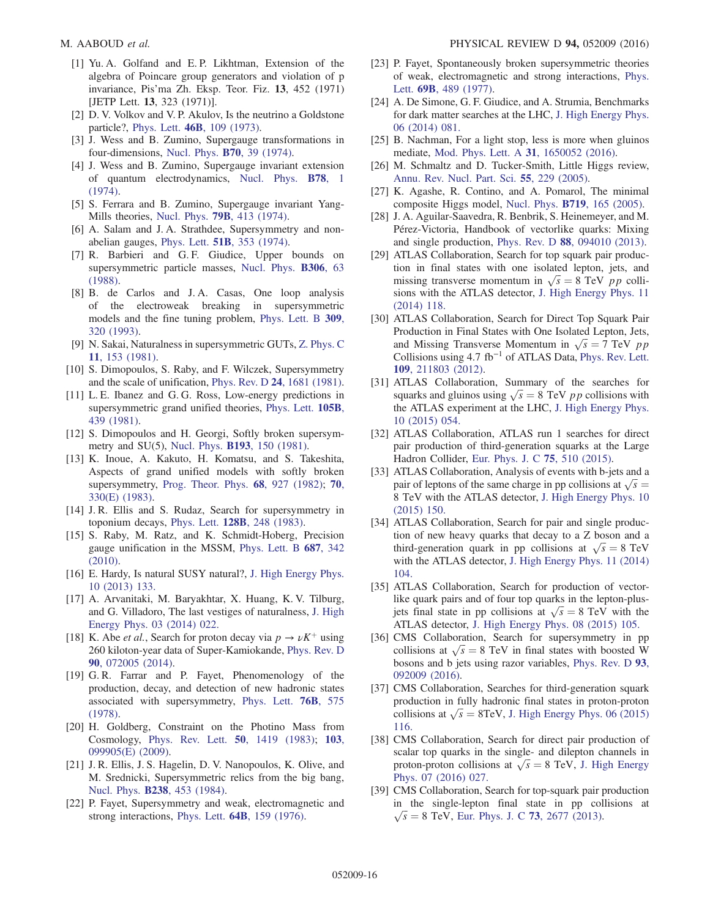[1] Yu. A. Golfand and E. P. Likhtman, Extension of the algebra of Poincare group generators and violation of p invariance, Pis'ma Zh. Eksp. Teor. Fiz. **13**, 452 (1971) [JETP Lett. **13**, 323 (1971)].

[2] D. V. Volkov and V. P. Akulov, Is the neutrino a Goldstone particle?, Phys. Lett. **46B**, 109 (1973).

[3] J. Wess and B. Zumino, Supergauge transformations in four-dimensions, Nucl. Phys. **B70**, 39 (1974).

[4] J. Wess and B. Zumino, Supergauge invariant extension of quantum electrodynamics, Nucl. Phys. **B78**, 1 (1974).

[5] S. Ferrara and B. Zumino, Supergauge invariant Yang-Mills theories, Nucl. Phys. **79B**, 413 (1974).

[6] A. Salam and J. A. Strathdee, Supersymmetry and non-abelian gauges, Phys. Lett. **51B**, 353 (1974).

[7] R. Barbieri and G. F. Giudice, Upper bounds on supersymmetric particle masses, Nucl. Phys. **B306**, 63 (1988).

[8] B. de Carlos and J. A. Casas, One loop analysis of the electroweak breaking in supersymmetric models and the fine tuning problem, Phys. Lett. B **309**, 320 (1993).

[9] N. Sakai, Naturalness in supersymmetric GUTs, Z. Phys. C **11**, 153 (1981).

[10] S. Dimopoulos, S. Raby, and F. Wilczek, Supersymmetry and the scale of unification, Phys. Rev. D **24**, 1681 (1981).

[11] L. E. Ibanez and G. G. Ross, Low-energy predictions in supersymmetric grand unified theories, Phys. Lett. **105B**, 439 (1981).

[12] S. Dimopoulos and H. Georgi, Softly broken supersymmetry and SU(5), Nucl. Phys. **B193**, 150 (1981).

[13] K. Inoue, A. Kakuto, H. Komatsu, and S. Takeshita, Aspects of grand unified models with softly broken supersymmetry, Prog. Theor. Phys. **68**, 927 (1982); **70**, 330(E) (1983).

[14] J. R. Ellis and S. Rudaz, Search for supersymmetry in toponium decays, Phys. Lett. **128B**, 248 (1983).

[15] S. Raby, M. Ratz, and K. Schmidt-Hoberg, Precision gauge unification in the MSSM, Phys. Lett. B **687**, 342 (2010).

[16] E. Hardy, Is natural SUSY natural?, J. High Energy Phys. 10 (2013) 133.

[17] A. Arvanitaki, M. Baryakhtar, X. Huang, K. V. Tilburg, and G. Villadoro, The last vestiges of naturalness, J. High Energy Phys. 03 (2014) 022.

[18] K. Abe *et al.*, Search for proton decay via $p \to \nu K^+$ using 260 kiloton-year data of Super-Kamiokande, Phys. Rev. D **90**, 072005 (2014).

[19] G. R. Farrar and P. Fayet, Phenomenology of the production, decay, and detection of new hadronic states associated with supersymmetry, Phys. Lett. **76B**, 575 (1978).

[20] H. Goldberg, Constraint on the Photino Mass from Cosmology, Phys. Rev. Lett. **50**, 1419 (1983); **103**, 099905(E) (2009).

[21] J. R. Ellis, J. S. Hagelin, D. V. Nanopoulos, K. Olive, and M. Srednicki, Supersymmetric relics from the big bang, Nucl. Phys. **B238**, 453 (1984).

[22] P. Fayet, Supersymmetry and weak, electromagnetic and strong interactions, Phys. Lett. **64B**, 159 (1976).

[23] P. Fayet, Spontaneously broken supersymmetric theories of weak, electromagnetic and strong interactions, Phys. Lett. **69B**, 489 (1977).

[24] A. De Simone, G. F. Giudice, and A. Strumia, Benchmarks for dark matter searches at the LHC, J. High Energy Phys. 06 (2014) 081.

[25] B. Nachman, For a light stop, less is more when gluinos mediate, Mod. Phys. Lett. A **31**, 1650052 (2016).

[26] M. Schmaltz and D. Tucker-Smith, Little Higgs review, Annu. Rev. Nucl. Part. Sci. **55**, 229 (2005).

[27] K. Agashe, R. Contino, and A. Pomarol, The minimal composite Higgs model, Nucl. Phys. **B719**, 165 (2005).

[28] J. A. Aguilar-Saavedra, R. Benbrik, S. Heinemeyer, and M. Pérez-Victoria, Handbook of vectorlike quarks: Mixing and single production, Phys. Rev. D **88**, 094010 (2013).

[29] ATLAS Collaboration, Search for top squark pair production in final states with one isolated lepton, jets, and missing transverse momentum in $\sqrt{s} = 8$ TeV $pp$ collisions with the ATLAS detector, J. High Energy Phys. 11 (2014) 118.

[30] ATLAS Collaboration, Search for Direct Top Squark Pair Production in Final States with One Isolated Lepton, Jets, and Missing Transverse Momentum in $\sqrt{s} = 7$ TeV $pp$ Collisions using 4.7 $\mathrm{fb}^{-1}$ of ATLAS Data, Phys. Rev. Lett. **109**, 211803 (2012).

[31] ATLAS Collaboration, Summary of the searches for squarks and gluinos using $\sqrt{s} = 8$ TeV $pp$ collisions with the ATLAS experiment at the LHC, J. High Energy Phys. 10 (2015) 054.

[32] ATLAS Collaboration, ATLAS run 1 searches for direct pair production of third-generation squarks at the Large Hadron Collider, Eur. Phys. J. C **75**, 510 (2015).

[33] ATLAS Collaboration, Analysis of events with b-jets and a pair of leptons of the same charge in pp collisions at $\sqrt{s} = 8$ TeV with the ATLAS detector, J. High Energy Phys. 10 (2015) 150.

[34] ATLAS Collaboration, Search for pair and single production of new heavy quarks that decay to a Z boson and a third-generation quark in pp collisions at $\sqrt{s} = 8$ TeV with the ATLAS detector, J. High Energy Phys. 11 (2014) 104.

[35] ATLAS Collaboration, Search for production of vector-like quark pairs and of four top quarks in the lepton-plus-jets final state in pp collisions at $\sqrt{s} = 8$ TeV with the ATLAS detector, J. High Energy Phys. 08 (2015) 105.

[36] CMS Collaboration, Search for supersymmetry in pp collisions at $\sqrt{s} = 8$ TeV in final states with boosted W bosons and b jets using razor variables, Phys. Rev. D **93**, 092009 (2016).

[37] CMS Collaboration, Searches for third-generation squark production in fully hadronic final states in proton-proton collisions at $\sqrt{s} = 8$TeV, J. High Energy Phys. 06 (2015) 116.

[38] CMS Collaboration, Search for direct pair production of scalar top quarks in the single- and dilepton channels in proton-proton collisions at $\sqrt{s} = 8$ TeV, J. High Energy Phys. 07 (2016) 027.

[39] CMS Collaboration, Search for top-squark pair production in the single-lepton final state in pp collisions at $\sqrt{s} = 8$ TeV, Eur. Phys. J. C **73**, 2677 (2013).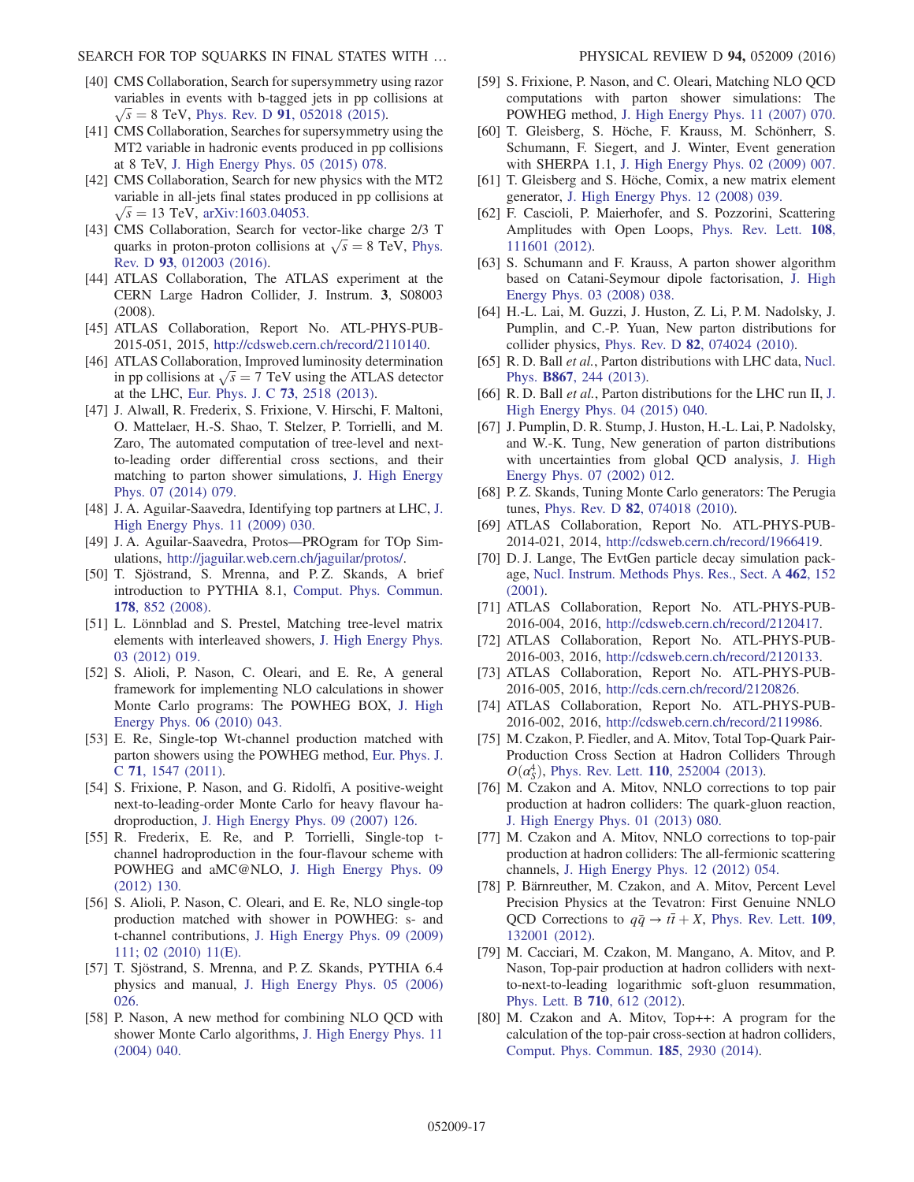[40] CMS Collaboration, Search for supersymmetry using razor variables in events with b-tagged jets in pp collisions at $\sqrt{s} = 8$ TeV, Phys. Rev. D **91**, 052018 (2015).

[41] CMS Collaboration, Searches for supersymmetry using the MT2 variable in hadronic events produced in pp collisions at 8 TeV, J. High Energy Phys. 05 (2015) 078.

[42] CMS Collaboration, Search for new physics with the MT2 variable in all-jets final states produced in pp collisions at $\sqrt{s} = 13$ TeV, arXiv:1603.04053.

[43] CMS Collaboration, Search for vector-like charge 2/3 T quarks in proton-proton collisions at $\sqrt{s} = 8$ TeV, Phys. Rev. D **93**, 012003 (2016).

[44] ATLAS Collaboration, The ATLAS experiment at the CERN Large Hadron Collider, J. Instrum. **3**, S08003 (2008).

[45] ATLAS Collaboration, Report No. ATL-PHYS-PUB-2015-051, 2015, http://cdsweb.cern.ch/record/2110140.

[46] ATLAS Collaboration, Improved luminosity determination in pp collisions at $\sqrt{s} = 7$ TeV using the ATLAS detector at the LHC, Eur. Phys. J. C **73**, 2518 (2013).

[47] J. Alwall, R. Frederix, S. Frixione, V. Hirschi, F. Maltoni, O. Mattelaer, H.-S. Shao, T. Stelzer, P. Torrielli, and M. Zaro, The automated computation of tree-level and next-to-leading order differential cross sections, and their matching to parton shower simulations, J. High Energy Phys. 07 (2014) 079.

[48] J. A. Aguilar-Saavedra, Identifying top partners at LHC, J. High Energy Phys. 11 (2009) 030.

[49] J. A. Aguilar-Saavedra, Protos—PROgram for TOp Simulations, http://jaguilar.web.cern.ch/jaguilar/protos/.

[50] T. Sjöstrand, S. Mrenna, and P. Z. Skands, A brief introduction to PYTHIA 8.1, Comput. Phys. Commun. **178**, 852 (2008).

[51] L. Lönnblad and S. Prestel, Matching tree-level matrix elements with interleaved showers, J. High Energy Phys. 03 (2012) 019.

[52] S. Alioli, P. Nason, C. Oleari, and E. Re, A general framework for implementing NLO calculations in shower Monte Carlo programs: The POWHEG BOX, J. High Energy Phys. 06 (2010) 043.

[53] E. Re, Single-top Wt-channel production matched with parton showers using the POWHEG method, Eur. Phys. J. C **71**, 1547 (2011).

[54] S. Frixione, P. Nason, and G. Ridolfi, A positive-weight next-to-leading-order Monte Carlo for heavy flavour hadroproduction, J. High Energy Phys. 09 (2007) 126.

[55] R. Frederix, E. Re, and P. Torrielli, Single-top t-channel hadroproduction in the four-flavour scheme with POWHEG and aMC@NLO, J. High Energy Phys. 09 (2012) 130.

[56] S. Alioli, P. Nason, C. Oleari, and E. Re, NLO single-top production matched with shower in POWHEG: s- and t-channel contributions, J. High Energy Phys. 09 (2009) 111; 02 (2010) 11(E).

[57] T. Sjöstrand, S. Mrenna, and P. Z. Skands, PYTHIA 6.4 physics and manual, J. High Energy Phys. 05 (2006) 026.

[58] P. Nason, A new method for combining NLO QCD with shower Monte Carlo algorithms, J. High Energy Phys. 11 (2004) 040.

[59] S. Frixione, P. Nason, and C. Oleari, Matching NLO QCD computations with parton shower simulations: The POWHEG method, J. High Energy Phys. 11 (2007) 070.

[60] T. Gleisberg, S. Höche, F. Krauss, M. Schönherr, S. Schumann, F. Siegert, and J. Winter, Event generation with SHERPA 1.1, J. High Energy Phys. 02 (2009) 007.

[61] T. Gleisberg and S. Höche, Comix, a new matrix element generator, J. High Energy Phys. 12 (2008) 039.

[62] F. Cascioli, P. Maierhofer, and S. Pozzorini, Scattering Amplitudes with Open Loops, Phys. Rev. Lett. **108**, 111601 (2012).

[63] S. Schumann and F. Krauss, A parton shower algorithm based on Catani-Seymour dipole factorisation, J. High Energy Phys. 03 (2008) 038.

[64] H.-L. Lai, M. Guzzi, J. Huston, Z. Li, P. M. Nadolsky, J. Pumplin, and C.-P. Yuan, New parton distributions for collider physics, Phys. Rev. D **82**, 074024 (2010).

[65] R. D. Ball *et al.*, Parton distributions with LHC data, Nucl. Phys. **B867**, 244 (2013).

[66] R. D. Ball *et al.*, Parton distributions for the LHC run II, J. High Energy Phys. 04 (2015) 040.

[67] J. Pumplin, D. R. Stump, J. Huston, H.-L. Lai, P. Nadolsky, and W.-K. Tung, New generation of parton distributions with uncertainties from global QCD analysis, J. High Energy Phys. 07 (2002) 012.

[68] P. Z. Skands, Tuning Monte Carlo generators: The Perugia tunes, Phys. Rev. D **82**, 074018 (2010).

[69] ATLAS Collaboration, Report No. ATL-PHYS-PUB-2014-021, 2014, http://cdsweb.cern.ch/record/1966419.

[70] D. J. Lange, The EvtGen particle decay simulation package, Nucl. Instrum. Methods Phys. Res., Sect. A **462**, 152 (2001).

[71] ATLAS Collaboration, Report No. ATL-PHYS-PUB-2016-004, 2016, http://cdsweb.cern.ch/record/2120417.

[72] ATLAS Collaboration, Report No. ATL-PHYS-PUB-2016-003, 2016, http://cdsweb.cern.ch/record/2120133.

[73] ATLAS Collaboration, Report No. ATL-PHYS-PUB-2016-005, 2016, http://cds.cern.ch/record/2120826.

[74] ATLAS Collaboration, Report No. ATL-PHYS-PUB-2016-002, 2016, http://cdsweb.cern.ch/record/2119986.

[75] M. Czakon, P. Fiedler, and A. Mitov, Total Top-Quark Pair-Production Cross Section at Hadron Colliders Through $O(\alpha_S^4)$, Phys. Rev. Lett. **110**, 252004 (2013).

[76] M. Czakon and A. Mitov, NNLO corrections to top pair production at hadron colliders: The quark-gluon reaction, J. High Energy Phys. 01 (2013) 080.

[77] M. Czakon and A. Mitov, NNLO corrections to top-pair production at hadron colliders: The all-fermionic scattering channels, J. High Energy Phys. 12 (2012) 054.

[78] P. Bärnreuther, M. Czakon, and A. Mitov, Percent Level Precision Physics at the Tevatron: First Genuine NNLO QCD Corrections to $q\bar{q} \to t\bar{t} + X$, Phys. Rev. Lett. **109**, 132001 (2012).

[79] M. Cacciari, M. Czakon, M. Mangano, A. Mitov, and P. Nason, Top-pair production at hadron colliders with next-to-next-to-leading logarithmic soft-gluon resummation, Phys. Lett. B **710**, 612 (2012).

[80] M. Czakon and A. Mitov, Top++: A program for the calculation of the top-pair cross-section at hadron colliders, Comput. Phys. Commun. **185**, 2930 (2014).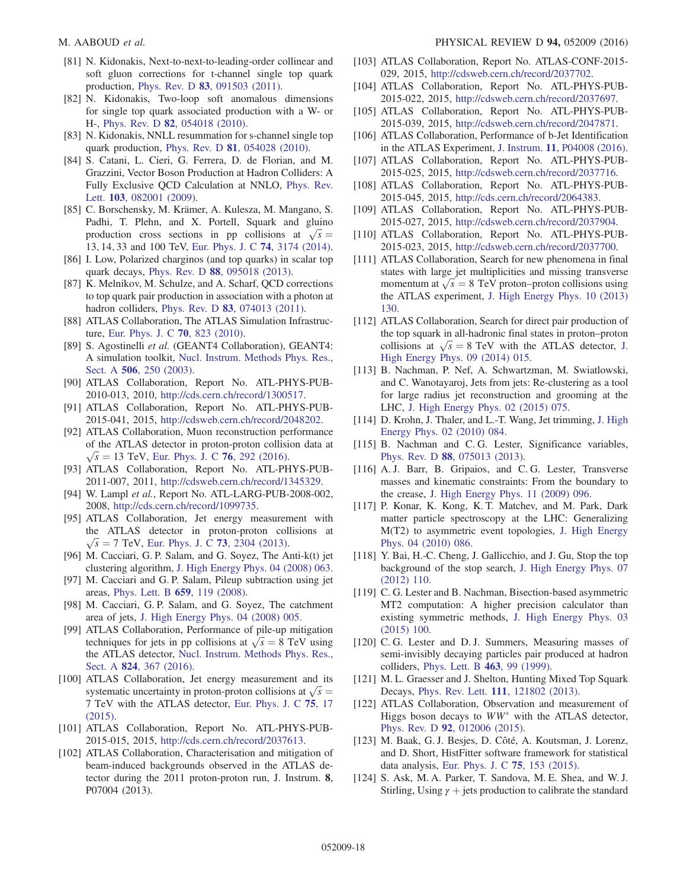[81] N. Kidonakis, Next-to-next-to-leading-order collinear and soft gluon corrections for t-channel single top quark production, Phys. Rev. D **83**, 091503 (2011).

[82] N. Kidonakis, Two-loop soft anomalous dimensions for single top quark associated production with a W- or H-, Phys. Rev. D **82**, 054018 (2010).

[83] N. Kidonakis, NNLL resummation for s-channel single top quark production, Phys. Rev. D **81**, 054028 (2010).

[84] S. Catani, L. Cieri, G. Ferrera, D. de Florian, and M. Grazzini, Vector Boson Production at Hadron Colliders: A Fully Exclusive QCD Calculation at NNLO, Phys. Rev. Lett. **103**, 082001 (2009).

[85] C. Borschensky, M. Krämer, A. Kulesza, M. Mangano, S. Padhi, T. Plehn, and X. Portell, Squark and gluino production cross sections in pp collisions at $\sqrt{s} =$ 13, 14, 33 and 100 TeV, Eur. Phys. J. C **74**, 3174 (2014).

[86] I. Low, Polarized charginos (and top quarks) in scalar top quark decays, Phys. Rev. D **88**, 095018 (2013).

[87] K. Melnikov, M. Schulze, and A. Scharf, QCD corrections to top quark pair production in association with a photon at hadron colliders, Phys. Rev. D **83**, 074013 (2011).

[88] ATLAS Collaboration, The ATLAS Simulation Infrastructure, Eur. Phys. J. C **70**, 823 (2010).

[89] S. Agostinelli *et al.* (GEANT4 Collaboration), GEANT4: A simulation toolkit, Nucl. Instrum. Methods Phys. Res., Sect. A **506**, 250 (2003).

[90] ATLAS Collaboration, Report No. ATL-PHYS-PUB-2010-013, 2010, http://cds.cern.ch/record/1300517.

[91] ATLAS Collaboration, Report No. ATL-PHYS-PUB-2015-041, 2015, http://cds.cern.ch/record/2048202.

[92] ATLAS Collaboration, Muon reconstruction performance of the ATLAS detector in proton-proton collision data at $\sqrt{s} = 13$ TeV, Eur. Phys. J. C **76**, 292 (2016).

[93] ATLAS Collaboration, Report No. ATL-PHYS-PUB-2011-007, 2011, http://cdsweb.cern.ch/record/1345329.

[94] W. Lampl *et al.*, Report No. ATL-LARG-PUB-2008-002, 2008, http://cds.cern.ch/record/1099735.

[95] ATLAS Collaboration, Jet energy measurement with the ATLAS detector in proton-proton collisions at $\sqrt{s} = 7$ TeV, Eur. Phys. J. C **73**, 2304 (2013).

[96] M. Cacciari, G. P. Salam, and G. Soyez, The Anti-k(t) jet clustering algorithm, J. High Energy Phys. 04 (2008) 063.

[97] M. Cacciari and G. P. Salam, Pileup subtraction using jet areas, Phys. Lett. B **659**, 119 (2008).

[98] M. Cacciari, G. P. Salam, and G. Soyez, The catchment area of jets, J. High Energy Phys. 04 (2008) 005.

[99] ATLAS Collaboration, Performance of pile-up mitigation techniques for jets in pp collisions at $\sqrt{s} = 8$ TeV using the ATLAS detector, Nucl. Instrum. Methods Phys. Res., Sect. A **824**, 367 (2016).

[100] ATLAS Collaboration, Jet energy measurement and its systematic uncertainty in proton-proton collisions at $\sqrt{s} =$ 7 TeV with the ATLAS detector, Eur. Phys. J. C **75**, 17 (2015).

[101] ATLAS Collaboration, Report No. ATL-PHYS-PUB-2015-015, 2015, http://cds.cern.ch/record/2037613.

[102] ATLAS Collaboration, Characterisation and mitigation of beam-induced backgrounds observed in the ATLAS detector during the 2011 proton-proton run, J. Instrum. **8**, P07004 (2013).

[103] ATLAS Collaboration, Report No. ATLAS-CONF-2015-029, 2015, http://cdsweb.cern.ch/record/2037702.

[104] ATLAS Collaboration, Report No. ATL-PHYS-PUB-2015-022, 2015, http://cdsweb.cern.ch/record/2037697.

[105] ATLAS Collaboration, Report No. ATL-PHYS-PUB-2015-039, 2015, http://cdsweb.cern.ch/record/2047871.

[106] ATLAS Collaboration, Performance of b-Jet Identification in the ATLAS Experiment, J. Instrum. **11**, P04008 (2016).

[107] ATLAS Collaboration, Report No. ATL-PHYS-PUB-2015-025, 2015, http://cdsweb.cern.ch/record/2037716.

[108] ATLAS Collaboration, Report No. ATL-PHYS-PUB-2015-045, 2015, http://cds.cern.ch/record/2064383.

[109] ATLAS Collaboration, Report No. ATL-PHYS-PUB-2015-027, 2015, http://cdsweb.cern.ch/record/2037904.

[110] ATLAS Collaboration, Report No. ATL-PHYS-PUB-2015-023, 2015, http://cdsweb.cern.ch/record/2037700.

[111] ATLAS Collaboration, Search for new phenomena in final states with large jet multiplicities and missing transverse momentum at $\sqrt{s} = 8$ TeV proton–proton collisions using the ATLAS experiment, J. High Energy Phys. 10 (2013) 130.

[112] ATLAS Collaboration, Search for direct pair production of the top squark in all-hadronic final states in proton–proton collisions at $\sqrt{s} = 8$ TeV with the ATLAS detector, J. High Energy Phys. 09 (2014) 015.

[113] B. Nachman, P. Nef, A. Schwartzman, M. Swiatlowski, and C. Wanotayaroj, Jets from jets: Re-clustering as a tool for large radius jet reconstruction and grooming at the LHC, J. High Energy Phys. 02 (2015) 075.

[114] D. Krohn, J. Thaler, and L.-T. Wang, Jet trimming, J. High Energy Phys. 02 (2010) 084.

[115] B. Nachman and C. G. Lester, Significance variables, Phys. Rev. D **88**, 075013 (2013).

[116] A. J. Barr, B. Gripaios, and C. G. Lester, Transverse masses and kinematic constraints: From the boundary to the crease, J. High Energy Phys. 11 (2009) 096.

[117] P. Konar, K. Kong, K. T. Matchev, and M. Park, Dark matter particle spectroscopy at the LHC: Generalizing M(T2) to asymmetric event topologies, J. High Energy Phys. 04 (2010) 086.

[118] Y. Bai, H.-C. Cheng, J. Gallicchio, and J. Gu, Stop the top background of the stop search, J. High Energy Phys. 07 (2012) 110.

[119] C. G. Lester and B. Nachman, Bisection-based asymmetric MT2 computation: A higher precision calculator than existing symmetric methods, J. High Energy Phys. 03 (2015) 100.

[120] C. G. Lester and D. J. Summers, Measuring masses of semi-invisibly decaying particles pair produced at hadron colliders, Phys. Lett. B **463**, 99 (1999).

[121] M. L. Graesser and J. Shelton, Hunting Mixed Top Squark Decays, Phys. Rev. Lett. **111**, 121802 (2013).

[122] ATLAS Collaboration, Observation and measurement of Higgs boson decays to $WW^{*}$ with the ATLAS detector, Phys. Rev. D **92**, 012006 (2015).

[123] M. Baak, G. J. Besjes, D. Côté, A. Koutsman, J. Lorenz, and D. Short, HistFitter software framework for statistical data analysis, Eur. Phys. J. C **75**, 153 (2015).

[124] S. Ask, M. A. Parker, T. Sandova, M. E. Shea, and W. J. Stirling, Using $\gamma +$ jets production to calibrate the standard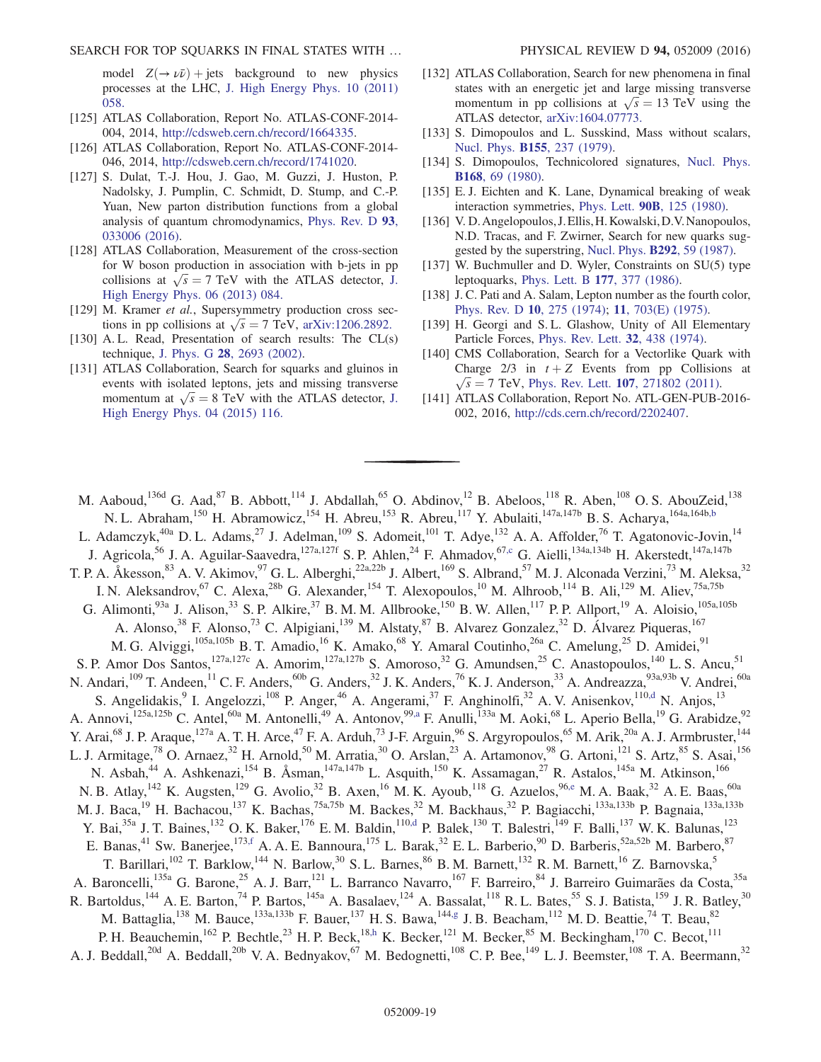model $Z(\rightarrow \nu\bar{\nu})$ + jets background to new physics processes at the LHC, J. High Energy Phys. 10 (2011) 058.

[125] ATLAS Collaboration, Report No. ATLAS-CONF-2014-004, 2014, http://cdsweb.cern.ch/record/1664335.

[126] ATLAS Collaboration, Report No. ATLAS-CONF-2014-046, 2014, http://cdsweb.cern.ch/record/1741020.

[127] S. Dulat, T.-J. Hou, J. Gao, M. Guzzi, J. Huston, P. Nadolsky, J. Pumplin, C. Schmidt, D. Stump, and C.-P. Yuan, New parton distribution functions from a global analysis of quantum chromodynamics, Phys. Rev. D 93, 033006 (2016).

[128] ATLAS Collaboration, Measurement of the cross-section for W boson production in association with b-jets in pp collisions at $\sqrt{s} = 7$ TeV with the ATLAS detector, J. High Energy Phys. 06 (2013) 084.

[129] M. Kramer *et al.*, Supersymmetry production cross sections in pp collisions at $\sqrt{s} = 7$ TeV, arXiv:1206.2892.

[130] A. L. Read, Presentation of search results: The CL(s) technique, J. Phys. G 28, 2693 (2002).

[131] ATLAS Collaboration, Search for squarks and gluinos in events with isolated leptons, jets and missing transverse momentum at $\sqrt{s} = 8$ TeV with the ATLAS detector, J. High Energy Phys. 04 (2015) 116.

[132] ATLAS Collaboration, Search for new phenomena in final states with an energetic jet and large missing transverse momentum in pp collisions at $\sqrt{s} = 13$ TeV using the ATLAS detector, arXiv:1604.07773.

[133] S. Dimopoulos and L. Susskind, Mass without scalars, Nucl. Phys. B155, 237 (1979).

[134] S. Dimopoulos, Technicolored signatures, Nucl. Phys. B168, 69 (1980).

[135] E. J. Eichten and K. Lane, Dynamical breaking of weak interaction symmetries, Phys. Lett. 90B, 125 (1980).

[136] V. D. Angelopoulos, J. Ellis, H. Kowalski, D. V. Nanopoulos, N.D. Tracas, and F. Zwirner, Search for new quarks suggested by the superstring, Nucl. Phys. B292, 59 (1987).

[137] W. Buchmuller and D. Wyler, Constraints on SU(5) type leptoquarks, Phys. Lett. B 177, 377 (1986).

[138] J. C. Pati and A. Salam, Lepton number as the fourth color, Phys. Rev. D 10, 275 (1974); 11, 703(E) (1975).

[139] H. Georgi and S. L. Glashow, Unity of All Elementary Particle Forces, Phys. Rev. Lett. 32, 438 (1974).

[140] CMS Collaboration, Search for a Vectorlike Quark with Charge 2/3 in $t + Z$ Events from pp Collisions at $\sqrt{s} = 7$ TeV, Phys. Rev. Lett. 107, 271802 (2011).

[141] ATLAS Collaboration, Report No. ATL-GEN-PUB-2016-002, 2016, http://cds.cern.ch/record/2202407.

---

M. Aaboud,[136d] G. Aad,[87] B. Abbott,[114] J. Abdallah,[65] O. Abdinov,[12] B. Abeloos,[118] R. Aben,[108] O. S. AbouZeid,[138] N. L. Abraham,[150] H. Abramowicz,[154] H. Abreu,[153] R. Abreu,[117] Y. Abulaiti,[147a,147b] B. S. Acharya,[164a,164b,b] L. Adamczyk,[40a] D. L. Adams,[27] J. Adelman,[109] S. Adomeit,[101] T. Adye,[132] A. A. Affolder,[76] T. Agatonovic-Jovin,[14] J. Agricola,[56] J. A. Aguilar-Saavedra,[127a,127f] S. P. Ahlen,[24] F. Ahmadov,[67,c] G. Aielli,[134a,134b] H. Akerstedt,[147a,147b] T. P. A. Åkesson,[83] A. V. Akimov,[97] G. L. Alberghi,[22a,22b] J. Albert,[169] S. Albrand,[57] M. J. Alconada Verzini,[73] M. Aleksa,[32] I. N. Aleksandrov,[67] C. Alexa,[28b] G. Alexander,[154] T. Alexopoulos,[10] M. Alhroob,[114] B. Ali,[129] M. Aliev,[75a,75b] G. Alimonti,[93a] J. Alison,[33] S. P. Alkire,[37] B. M. M. Allbrooke,[150] B. W. Allen,[117] P. P. Allport,[19] A. Aloisio,[105a,105b] A. Alonso,[38] F. Alonso,[73] C. Alpigiani,[139] M. Alstaty,[87] B. Alvarez Gonzalez,[32] D. Álvarez Piqueras,[167] M. G. Alviggi,[105a,105b] B. T. Amadio,[16] K. Amako,[68] Y. Amaral Coutinho,[26a] C. Amelung,[25] D. Amidei,[91] S. P. Amor Dos Santos,[127a,127c] A. Amorim,[127a,127b] S. Amoroso,[32] G. Amundsen,[25] C. Anastopoulos,[140] L. S. Ancu,[51] N. Andari,[109] T. Andeen,[11] C. F. Anders,[60b] G. Anders,[32] J. K. Anders,[76] K. J. Anderson,[33] A. Andreazza,[93a,93b] V. Andrei,[60a] S. Angelidakis,[9] I. Angelozzi,[108] P. Anger,[46] A. Angerami,[37] F. Anghinolfi,[32] A. V. Anisenkov,[110,d] N. Anjos,[13] A. Annovi,[125a,125b] C. Antel,[60a] M. Antonelli,[49] A. Antonov,[99,a] F. Anulli,[133a] M. Aoki,[68] L. Aperio Bella,[19] G. Arabidze,[92] Y. Arai,[68] J. P. Araque,[127a] A. T. H. Arce,[47] F. A. Arduh,[73] J-F. Arguin,[96] S. Argyropoulos,[65] M. Arik,[20a] A. J. Armbruster,[144] L. J. Armitage,[78] O. Arnaez,[32] H. Arnold,[50] M. Arratia,[30] O. Arslan,[23] A. Artamonov,[98] G. Artoni,[121] S. Artz,[85] S. Asai,[156] N. Asbah,[44] A. Ashkenazi,[154] B. Åsman,[147a,147b] L. Asquith,[150] K. Assamagan,[27] R. Astalos,[145a] M. Atkinson,[166] N. B. Atlay,[142] K. Augsten,[129] G. Avolio,[32] B. Axen,[16] M. K. Ayoub,[118] G. Azuelos,[96,e] M. A. Baak,[32] A. E. Baas,[60a] M. J. Baca,[19] H. Bachacou,[137] K. Bachas,[75a,75b] M. Backes,[32] M. Backhaus,[32] P. Bagiacchi,[133a,133b] P. Bagnaia,[133a,133b] Y. Bai,[35a] J. T. Baines,[132] O. K. Baker,[176] E. M. Baldin,[110,d] P. Balek,[130] T. Balestri,[149] F. Balli,[137] W. K. Balunas,[123] E. Banas,[41] Sw. Banerjee,[173,f] A. A. E. Bannoura,[175] L. Barak,[32] E. L. Barberio,[90] D. Barberis,[52a,52b] M. Barbero,[87] T. Barillari,[102] T. Barklow,[144] N. Barlow,[30] S. L. Barnes,[86] B. M. Barnett,[132] R. M. Barnett,[16] Z. Barnovska,[5] A. Baroncelli,[135a] G. Barone,[25] A. J. Barr,[121] L. Barranco Navarro,[167] F. Barreiro,[84] J. Barreiro Guimarães da Costa,[35a] R. Bartoldus,[144] A. E. Barton,[74] P. Bartos,[145a] A. Basalaev,[124] A. Bassalat,[118] R. L. Bates,[55] S. J. Batista,[159] J. R. Batley,[30] M. Battaglia,[138] M. Bauce,[133a,133b] F. Bauer,[137] H. S. Bawa,[144,g] J. B. Beacham,[112] M. D. Beattie,[74] T. Beau,[82] P. H. Beauchemin,[162] P. Bechtle,[23] H. P. Beck,[18,h] K. Becker,[121] M. Becker,[85] M. Beckingham,[170] C. Becot,[111] A. J. Beddall,[20d] A. Beddall,[20b] V. A. Bednyakov,[67] M. Bedognetti,[108] C. P. Bee,[149] L. J. Beemster,[108] T. A. Beermann,[32]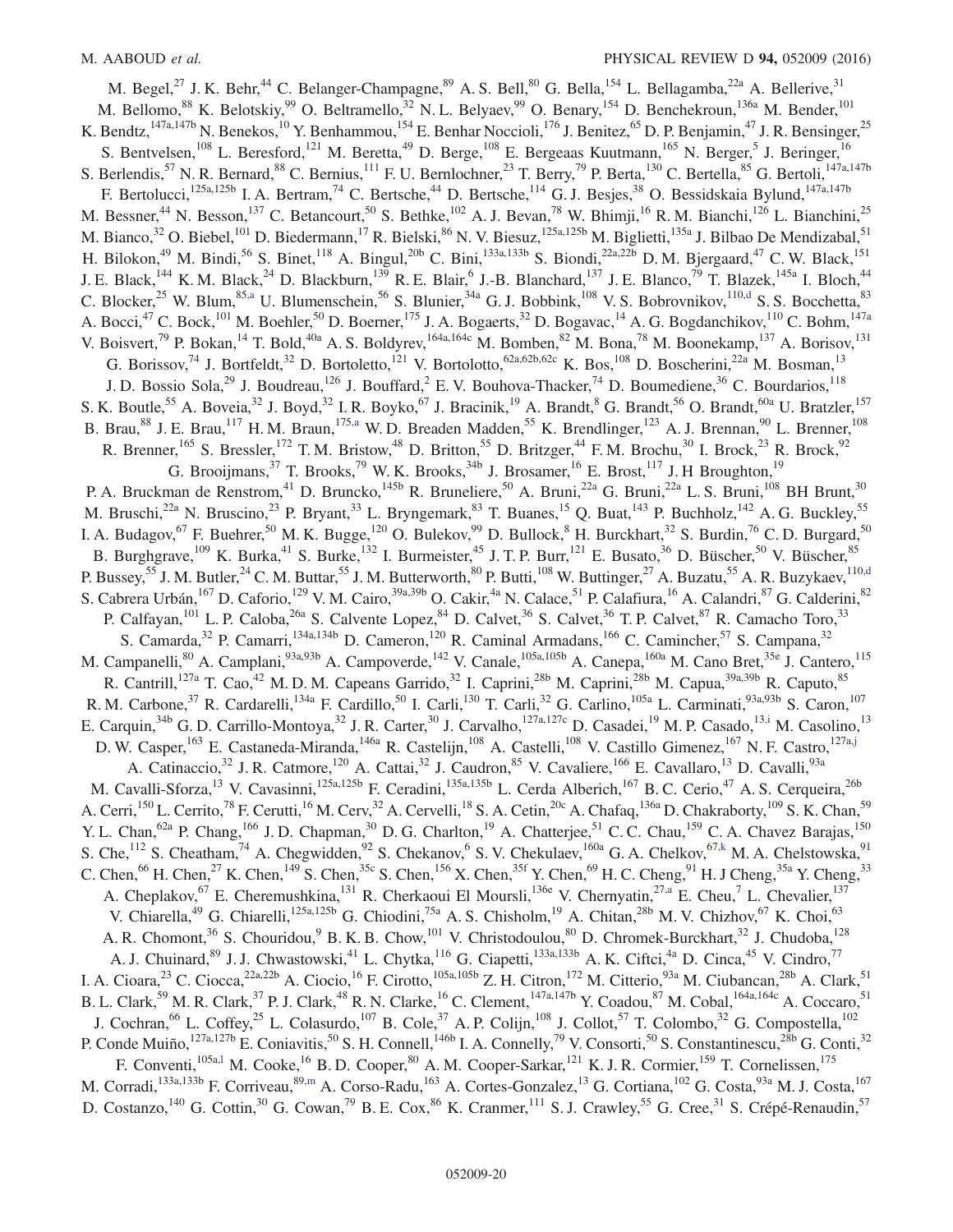M. Begel,[27] J. K. Behr,[44] C. Belanger-Champagne,[89] A. S. Bell,[80] G. Bella,[154] L. Bellagamba,[22a] A. Bellerive,[31] M. Bellomo,[88] K. Belotskiy,[99] O. Beltramello,[32] N. L. Belyaev,[99] O. Benary,[154] D. Benchekroun,[136a] M. Bender,[101] K. Bendtz,[147a,147b] N. Benekos,[10] Y. Benhammou,[154] E. Benhar Noccioli,[176] J. Benitez,[65] D. P. Benjamin,[47] J. R. Bensinger,[25] S. Bentvelsen,[108] L. Beresford,[121] M. Beretta,[49] D. Berge,[108] E. Bergeaas Kuutmann,[165] N. Berger,[5] J. Beringer,[16] S. Berlendis,[57] N. R. Bernard,[88] C. Bernius,[111] F. U. Bernlochner,[23] T. Berry,[79] P. Berta,[130] C. Bertella,[85] G. Bertoli,[147a,147b] F. Bertolucci,[125a,125b] I. A. Bertram,[74] C. Bertsche,[44] D. Bertsche,[114] G. J. Besjes,[38] O. Bessidskaia Bylund,[147a,147b] M. Bessner,[44] N. Besson,[137] C. Betancourt,[50] S. Bethke,[102] A. J. Bevan,[78] W. Bhimji,[16] R. M. Bianchi,[126] L. Bianchini,[25] M. Bianco,[32] O. Biebel,[101] D. Biedermann,[17] R. Bielski,[86] N. V. Biesuz,[125a,125b] M. Biglietti,[135a] J. Bilbao De Mendizabal,[51] H. Bilokon,[49] M. Bindi,[56] S. Binet,[118] A. Bingul,[20b] C. Bini,[133a,133b] S. Biondi,[22a,22b] D. M. Bjergaard,[47] C. W. Black,[151] J. E. Black,[144] K. M. Black,[24] D. Blackburn,[139] R. E. Blair,[6] J.-B. Blanchard,[137] J. E. Blanco,[79] T. Blazek,[145a] I. Bloch,[44] C. Blocker,[25] W. Blum,[85,a] U. Blumenschein,[56] S. Blunier,[34a] G. J. Bobbink,[108] V. S. Bobrovnikov,[110,d] S. S. Bocchetta,[83] A. Bocci,[47] C. Bock,[101] M. Boehler,[50] D. Boerner,[175] J. A. Bogaerts,[32] D. Bogavac,[14] A. G. Bogdanchikov,[110] C. Bohm,[147a] V. Boisvert,[79] P. Bokan,[14] T. Bold,[40a] A. S. Boldyrev,[164a,164c] M. Bomben,[82] M. Bona,[78] M. Boonekamp,[137] A. Borisov,[131] G. Borissov,[74] J. Bortfeldt,[32] D. Bortoletto,[121] V. Bortolotto,[62a,62b,62c] K. Bos,[108] D. Boscherini,[22a] M. Bosman,[13] J. D. Bossio Sola,[29] J. Boudreau,[126] J. Bouffard,[2] E. V. Bouhova-Thacker,[74] D. Boumediene,[36] C. Bourdarios,[118] S. K. Boutle,[55] A. Boveia,[32] J. Boyd,[32] I. R. Boyko,[67] J. Bracinik,[19] A. Brandt,[8] G. Brandt,[56] O. Brandt,[60a] U. Bratzler,[157] B. Brau,[88] J. E. Brau,[117] H. M. Braun,[175,a] W. D. Breaden Madden,[55] K. Brendlinger,[123] A. J. Brennan,[90] L. Brenner,[108] R. Brenner,[165] S. Bressler,[172] T. M. Bristow,[48] D. Britton,[55] D. Britzger,[44] F. M. Brochu,[30] I. Brock,[23] R. Brock,[92] G. Brooijmans,[37] T. Brooks,[79] W. K. Brooks,[34b] J. Brosamer,[16] E. Brost,[117] J. H Broughton,[19] P. A. Bruckman de Renstrom,[41] D. Bruncko,[145b] R. Bruneliere,[50] A. Bruni,[22a] G. Bruni,[22a] L. S. Bruni,[108] BH Brunt,[30] M. Bruschi,[22a] N. Bruscino,[23] P. Bryant,[33] L. Bryngemark,[83] T. Buanes,[15] Q. Buat,[143] P. Buchholz,[142] A. G. Buckley,[55] I. A. Budagov,[67] F. Buehrer,[50] M. K. Bugge,[120] O. Bulekov,[99] D. Bullock,[8] H. Burckhart,[32] S. Burdin,[76] C. D. Burgard,[50] B. Burghgrave,[109] K. Burka,[41] S. Burke,[132] I. Burmeister,[45] J. T. P. Burr,[121] E. Busato,[36] D. Büscher,[50] V. Büscher,[85] P. Bussey,[55] J. M. Butler,[24] C. M. Buttar,[55] J. M. Butterworth,[80] P. Butti,[108] W. Buttinger,[27] A. Buzatu,[55] A. R. Buzykaev,[110,d] S. Cabrera Urbán,[167] D. Caforio,[129] V. M. Cairo,[39a,39b] O. Cakir,[4a] N. Calace,[51] P. Calafiura,[16] A. Calandri,[87] G. Calderini,[82] P. Calfayan,[101] L. P. Caloba,[26a] S. Calvente Lopez,[84] D. Calvet,[36] S. Calvet,[36] T. P. Calvet,[87] R. Camacho Toro,[33] S. Camarda,[32] P. Camarri,[134a,134b] D. Cameron,[120] R. Caminal Armadans,[166] C. Camincher,[57] S. Campana,[32] M. Campanelli,[80] A. Camplani,[93a,93b] A. Campoverde,[142] V. Canale,[105a,105b] A. Canepa,[160a] M. Cano Bret,[35e] J. Cantero,[115] R. Cantrill,[127a] T. Cao,[42] M. D. M. Capeans Garrido,[32] I. Caprini,[28b] M. Caprini,[28b] M. Capua,[39a,39b] R. Caputo,[85] R. M. Carbone,[37] R. Cardarelli,[134a] F. Cardillo,[50] I. Carli,[130] T. Carli,[32] G. Carlino,[105a] L. Carminati,[93a,93b] S. Caron,[107] E. Carquin,[34b] G. D. Carrillo-Montoya,[32] J. R. Carter,[30] J. Carvalho,[127a,127c] D. Casadei,[19] M. P. Casado,[13,i] M. Casolino,[13] D. W. Casper,[163] E. Castaneda-Miranda,[146a] R. Castelijn,[108] A. Castelli,[108] V. Castillo Gimenez,[167] N. F. Castro,[127a,j] A. Catinaccio,[32] J. R. Catmore,[120] A. Cattai,[32] J. Caudron,[85] V. Cavaliere,[166] E. Cavallaro,[13] D. Cavalli,[93a] M. Cavalli-Sforza,[13] V. Cavasinni,[125a,125b] F. Ceradini,[135a,135b] L. Cerda Alberich,[167] B. C. Cerio,[47] A. S. Cerqueira,[26b] A. Cerri,[150] L. Cerrito,[78] F. Cerutti,[16] M. Cerv,[32] A. Cervelli,[18] S. A. Cetin,[20c] A. Chafaq,[136a] D. Chakraborty,[109] S. K. Chan,[59] Y. L. Chan,[62a] P. Chang,[166] J. D. Chapman,[30] D. G. Charlton,[19] A. Chatterjee,[51] C. C. Chau,[159] C. A. Chavez Barajas,[150] S. Che,[112] S. Cheatham,[74] A. Chegwidden,[92] S. Chekanov,[6] S. V. Chekulaev,[160a] G. A. Chelkov,[67,k] M. A. Chelstowska,[91] C. Chen,[66] H. Chen,[27] K. Chen,[149] S. Chen,[35c] S. Chen,[156] X. Chen,[35f] Y. Chen,[69] H. C. Cheng,[91] H. J Cheng,[35a] Y. Cheng,[33] A. Cheplakov,[67] E. Cheremushkina,[131] R. Cherkaoui El Moursli,[136e] V. Chernyatin,[27,a] E. Cheu,[7] L. Chevalier,[137] V. Chiarella,[49] G. Chiarelli,[125a,125b] G. Chiodini,[75a] A. S. Chisholm,[19] A. Chitan,[28b] M. V. Chizhov,[67] K. Choi,[63] A. R. Chomont,[36] S. Chouridou,[9] B. K. B. Chow,[101] V. Christodoulou,[80] D. Chromek-Burckhart,[32] J. Chudoba,[128] A. J. Chuinard,[89] J. J. Chwastowski,[41] L. Chytka,[116] G. Ciapetti,[133a,133b] A. K. Ciftci,[4a] D. Cinca,[45] V. Cindro,[77] I. A. Cioara,[23] C. Ciocca,[22a,22b] A. Ciocio,[16] F. Cirotto,[105a,105b] Z. H. Citron,[172] M. Citterio,[93a] M. Ciubancan,[28b] A. Clark,[51] B. L. Clark,[59] M. R. Clark,[37] P. J. Clark,[48] R. N. Clarke,[16] C. Clement,[147a,147b] Y. Coadou,[87] M. Cobal,[164a,164c] A. Coccaro,[51] J. Cochran,[66] L. Coffey,[25] L. Colasurdo,[107] B. Cole,[37] A. P. Colijn,[108] J. Collot,[57] T. Colombo,[32] G. Compostella,[102] P. Conde Muiño,[127a,127b] E. Coniavitis,[50] S. H. Connell,[146b] I. A. Connelly,[79] V. Consorti,[50] S. Constantinescu,[28b] G. Conti,[32] F. Conventi,[105a,l] M. Cooke,[16] B. D. Cooper,[80] A. M. Cooper-Sarkar,[121] K. J. R. Cormier,[159] T. Cornelissen,[175] M. Corradi,[133a,133b] F. Corriveau,[89,m] A. Corso-Radu,[163] A. Cortes-Gonzalez,[13] G. Cortiana,[102] G. Costa,[93a] M. J. Costa,[167] D. Costanzo,[140] G. Cottin,[30] G. Cowan,[79] B. E. Cox,[86] K. Cranmer,[111] S. J. Crawley,[55] G. Cree,[31] S. Crépé-Renaudin,[57]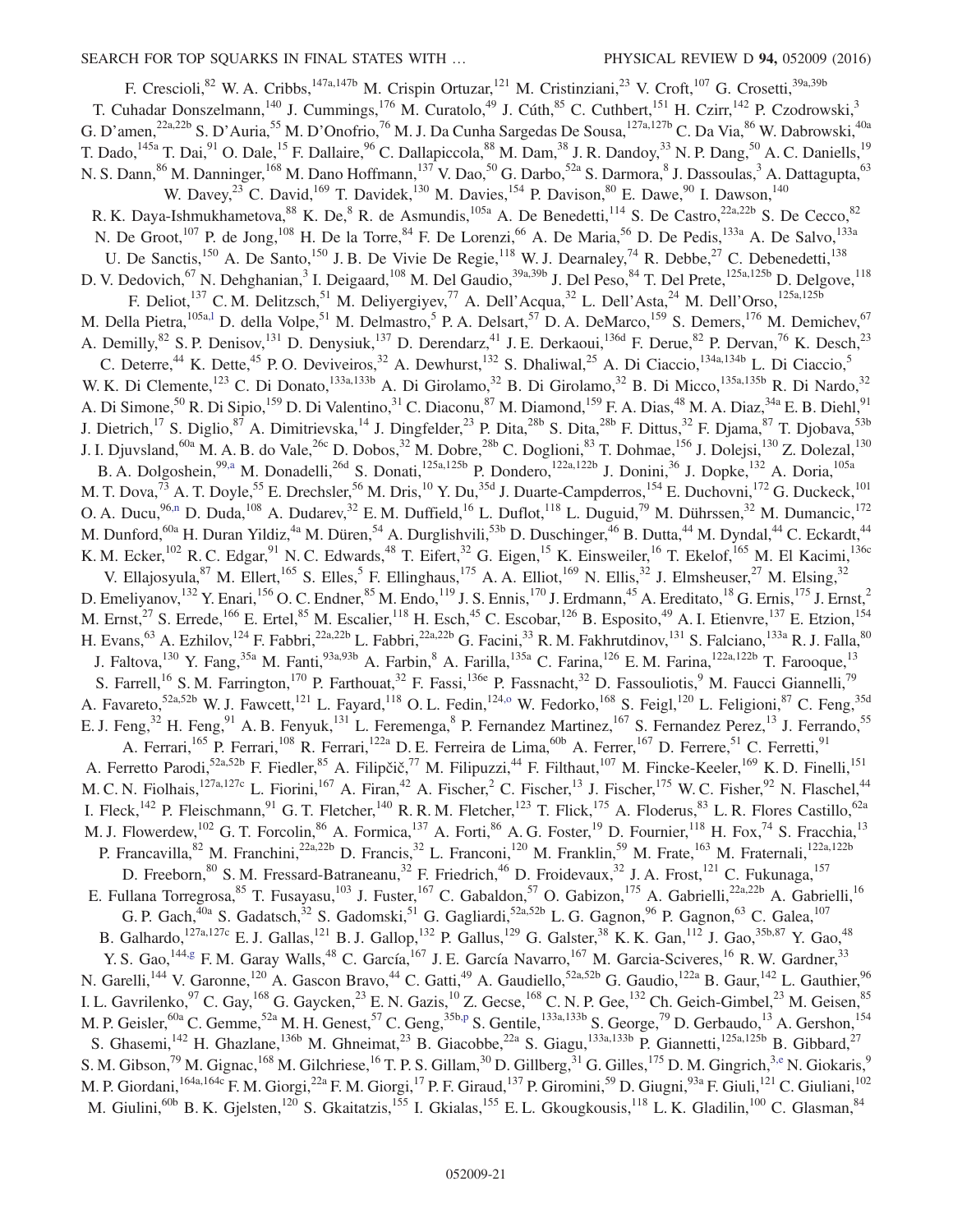F. Crescioli,[82] W. A. Cribbs,[147a,147b] M. Crispin Ortuzar,[121] M. Cristinziani,[23] V. Croft,[107] G. Crosetti,[39a,39b] T. Cuhadar Donszelmann,[140] J. Cummings,[176] M. Curatolo,[49] J. Cúth,[85] C. Cuthbert,[151] H. Czirr,[142] P. Czodrowski,[3] G. D'amen,[22a,22b] S. D'Auria,[55] M. D'Onofrio,[76] M. J. Da Cunha Sargedas De Sousa,[127a,127b] C. Da Via,[86] W. Dabrowski,[40a] T. Dado,[145a] T. Dai,[91] O. Dale,[15] F. Dallaire,[96] C. Dallapiccola,[88] M. Dam,[38] J. R. Dandoy,[33] N. P. Dang,[50] A. C. Daniells,[19] N. S. Dann,[86] M. Danninger,[168] M. Dano Hoffmann,[137] V. Dao,[50] G. Darbo,[52a] S. Darmora,[8] J. Dassoulas,[3] A. Dattagupta,[63] W. Davey,[23] C. David,[169] T. Davidek,[130] M. Davies,[154] P. Davison,[80] E. Dawe,[90] I. Dawson,[140] R. K. Daya-Ishmukhametova,[88] K. De,[8] R. de Asmundis,[105a] A. De Benedetti,[114] S. De Castro,[22a,22b] S. De Cecco,[82] N. De Groot,[107] P. de Jong,[108] H. De la Torre,[84] F. De Lorenzi,[66] A. De Maria,[56] D. De Pedis,[133a] A. De Salvo,[133a] U. De Sanctis,[150] A. De Santo,[150] J. B. De Vivie De Regie,[118] W. J. Dearnaley,[74] R. Debbe,[27] C. Debenedetti,[138] D. V. Dedovich,[67] N. Dehghanian,[3] I. Deigaard,[108] M. Del Gaudio,[39a,39b] J. Del Peso,[84] T. Del Prete,[125a,125b] D. Delgove,[118] F. Deliot,[137] C. M. Delitzsch,[51] M. Deliyergiyev,[77] A. Dell'Acqua,[32] L. Dell'Asta,[24] M. Dell'Orso,[125a,125b] M. Della Pietra,[105a,l] D. della Volpe,[51] M. Delmastro,[5] P. A. Delsart,[57] D. A. DeMarco,[159] S. Demers,[176] M. Demichev,[67] A. Demilly,[82] S. P. Denisov,[131] D. Denysiuk,[137] D. Derendarz,[41] J. E. Derkaoui,[136d] F. Derue,[82] P. Dervan,[76] K. Desch,[23] C. Deterre,[44] K. Dette,[45] P. O. Deviveiros,[32] A. Dewhurst,[132] S. Dhaliwal,[25] A. Di Ciaccio,[134a,134b] L. Di Ciaccio,[5] W. K. Di Clemente,[123] C. Di Donato,[133a,133b] A. Di Girolamo,[32] B. Di Girolamo,[32] B. Di Micco,[135a,135b] R. Di Nardo,[32] A. Di Simone,[50] R. Di Sipio,[159] D. Di Valentino,[31] C. Diaconu,[87] M. Diamond,[159] F. A. Dias,[48] M. A. Diaz,[34a] E. B. Diehl,[91] J. Dietrich,[17] S. Diglio,[87] A. Dimitrievska,[14] J. Dingfelder,[23] P. Dita,[28b] S. Dita,[28b] F. Dittus,[32] F. Djama,[87] T. Djobava,[53b] J. I. Djuvsland,[60a] M. A. B. do Vale,[26c] D. Dobos,[32] M. Dobre,[28b] C. Doglioni,[83] T. Dohmae,[156] J. Dolejsi,[130] Z. Dolezal,[130] B. A. Dolgoshein,[99,a] M. Donadelli,[26d] S. Donati,[125a,125b] P. Dondero,[122a,122b] J. Donini,[36] J. Dopke,[132] A. Doria,[105a] M. T. Dova,[73] A. T. Doyle,[55] E. Drechsler,[56] M. Dris,[10] Y. Du,[35d] J. Duarte-Campderros,[154] E. Duchovni,[172] G. Duckeck,[101] O. A. Ducu,[96,n] D. Duda,[108] A. Dudarev,[32] E. M. Duffield,[16] L. Duflot,[118] L. Duguid,[79] M. Dührssen,[32] M. Dumancic,[172] M. Dunford,[60a] H. Duran Yildiz,[4a] M. Düren,[54] A. Durglishvili,[53b] D. Duschinger,[46] B. Dutta,[44] M. Dyndal,[44] C. Eckardt,[44] K. M. Ecker,[102] R. C. Edgar,[91] N. C. Edwards,[48] T. Eifert,[32] G. Eigen,[15] K. Einsweiler,[16] T. Ekelof,[165] M. El Kacimi,[136c] V. Ellajosyula,[87] M. Ellert,[165] S. Elles,[5] F. Ellinghaus,[175] A. A. Elliot,[169] N. Ellis,[32] J. Elmsheuser,[27] M. Elsing,[32] D. Emeliyanov,[132] Y. Enari,[156] O. C. Endner,[85] M. Endo,[119] J. S. Ennis,[170] J. Erdmann,[45] A. Ereditato,[18] G. Ernis,[175] J. Ernst,[2] M. Ernst,[27] S. Errede,[166] E. Ertel,[85] M. Escalier,[118] H. Esch,[45] C. Escobar,[126] B. Esposito,[49] A. I. Etienvre,[137] E. Etzion,[154] H. Evans,[63] A. Ezhilov,[124] F. Fabbri,[22a,22b] L. Fabbri,[22a,22b] G. Facini,[33] R. M. Fakhrutdinov,[131] S. Falciano,[133a] R. J. Falla,[80] J. Faltova,[130] Y. Fang,[35a] M. Fanti,[93a,93b] A. Farbin,[8] A. Farilla,[135a] C. Farina,[126] E. M. Farina,[122a,122b] T. Farooque,[13] S. Farrell,[16] S. M. Farrington,[170] P. Farthouat,[32] F. Fassi,[136e] P. Fassnacht,[32] D. Fassouliotis,[9] M. Faucci Giannelli,[79] A. Favareto,[52a,52b] W. J. Fawcett,[121] L. Fayard,[118] O. L. Fedin,[124,o] W. Fedorko,[168] S. Feigl,[120] L. Feligioni,[87] C. Feng,[35d] E. J. Feng,[32] H. Feng,[91] A. B. Fenyuk,[131] L. Feremenga,[8] P. Fernandez Martinez,[167] S. Fernandez Perez,[13] J. Ferrando,[55] A. Ferrari,[165] P. Ferrari,[108] R. Ferrari,[122a] D. E. Ferreira de Lima,[60b] A. Ferrer,[167] D. Ferrere,[51] C. Ferretti,[91] A. Ferretto Parodi,[52a,52b] F. Fiedler,[85] A. Filipčič,[77] M. Filipuzzi,[44] F. Filthaut,[107] M. Fincke-Keeler,[169] K. D. Finelli,[151] M. C. N. Fiolhais,[127a,127c] L. Fiorini,[167] A. Firan,[42] A. Fischer,[2] C. Fischer,[13] J. Fischer,[175] W. C. Fisher,[92] N. Flaschel,[44] I. Fleck,[142] P. Fleischmann,[91] G. T. Fletcher,[140] R. R. M. Fletcher,[123] T. Flick,[175] A. Floderus,[83] L. R. Flores Castillo,[62a] M. J. Flowerdew,[102] G. T. Forcolin,[86] A. Formica,[137] A. Forti,[86] A. G. Foster,[19] D. Fournier,[118] H. Fox,[74] S. Fracchia,[13] P. Francavilla,[82] M. Franchini,[22a,22b] D. Francis,[32] L. Franconi,[120] M. Franklin,[59] M. Frate,[163] M. Fraternali,[122a,122b] D. Freeborn,[80] S. M. Fressard-Batraneanu,[32] F. Friedrich,[46] D. Froidevaux,[32] J. A. Frost,[121] C. Fukunaga,[157] E. Fullana Torregrosa,[85] T. Fusayasu,[103] J. Fuster,[167] C. Gabaldon,[57] O. Gabizon,[175] A. Gabrielli,[22a,22b] A. Gabrielli,[16] G. P. Gach,[40a] S. Gadatsch,[32] S. Gadomski,[51] G. Gagliardi,[52a,52b] L. G. Gagnon,[96] P. Gagnon,[63] C. Galea,[107] B. Galhardo,[127a,127c] E. J. Gallas,[121] B. J. Gallop,[132] P. Gallus,[129] G. Galster,[38] K. K. Gan,[112] J. Gao,[35b,87] Y. Gao,[48] Y. S. Gao,[144,g] F. M. Garay Walls,[48] C. García,[167] J. E. García Navarro,[167] M. Garcia-Sciveres,[16] R. W. Gardner,[33] N. Garelli,[144] V. Garonne,[120] A. Gascon Bravo,[44] C. Gatti,[49] A. Gaudiello,[52a,52b] G. Gaudio,[122a] B. Gaur,[142] L. Gauthier,[96] I. L. Gavrilenko,[97] C. Gay,[168] G. Gaycken,[23] E. N. Gazis,[10] Z. Gecse,[168] C. N. P. Gee,[132] Ch. Geich-Gimbel,[23] M. Geisen,[85] M. P. Geisler,[60a] C. Gemme,[52a] M. H. Genest,[57] C. Geng,[35b,p] S. Gentile,[133a,133b] S. George,[79] D. Gerbaudo,[13] A. Gershon,[154] S. Ghasemi,[142] H. Ghazlane,[136b] M. Ghneimat,[23] B. Giacobbe,[22a] S. Giagu,[133a,133b] P. Giannetti,[125a,125b] B. Gibbard,[27] S. M. Gibson,[79] M. Gignac,[168] M. Gilchriese,[16] T. P. S. Gillam,[30] D. Gillberg,[31] G. Gilles,[175] D. M. Gingrich,[3,e] N. Giokaris,[9] M. P. Giordani,[164a,164c] F. M. Giorgi,[22a] F. M. Giorgi,[17] P. F. Giraud,[137] P. Giromini,[59] D. Giugni,[93a] F. Giuli,[121] C. Giuliani,[102] M. Giulini,[60b] B. K. Gjelsten,[120] S. Gkaitatzis,[155] I. Gkialas,[155] E. L. Gkougkousis,[118] L. K. Gladilin,[100] C. Glasman,[84]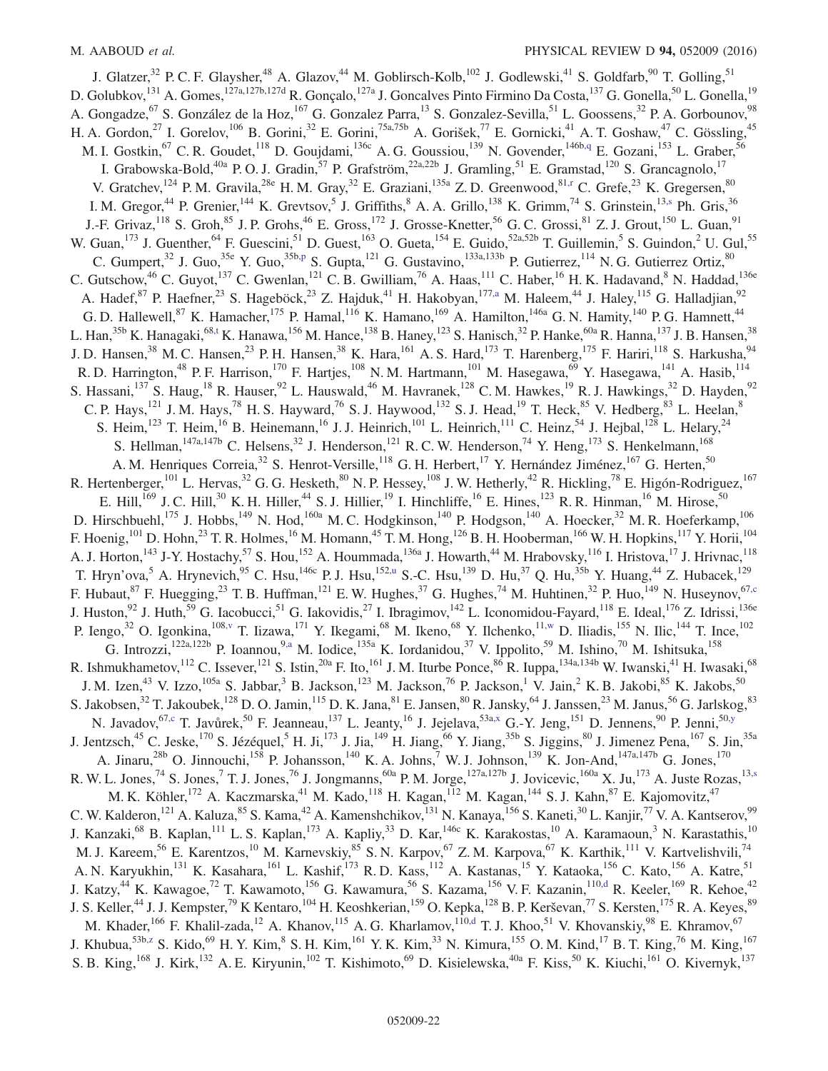J. Glatzer,[32] P. C. F. Glaysher,[48] A. Glazov,[44] M. Goblirsch-Kolb,[102] J. Godlewski,[41] S. Goldfarb,[90] T. Golling,[51] D. Golubkov,[131] A. Gomes,[127a,127b,127d] R. Gonçalo,[127a] J. Goncalves Pinto Firmino Da Costa,[137] G. Gonella,[50] L. Gonella,[19] A. Gongadze,[67] S. González de la Hoz,[167] G. Gonzalez Parra,[13] S. Gonzalez-Sevilla,[51] L. Goossens,[32] P. A. Gorbounov,[98] H. A. Gordon,[27] I. Gorelov,[106] B. Gorini,[32] E. Gorini,[75a,75b] A. Gorišek,[77] E. Gornicki,[41] A. T. Goshaw,[47] C. Gössling,[45] M. I. Gostkin,[67] C. R. Goudet,[118] D. Goujdami,[136c] A. G. Goussiou,[139] N. Govender,[146b,q] E. Gozani,[153] L. Graber,[56] I. Grabowska-Bold,[40a] P. O. J. Gradin,[57] P. Grafström,[22a,22b] J. Gramling,[51] E. Gramstad,[120] S. Grancagnolo,[17] V. Gratchev,[124] P. M. Gravila,[28e] H. M. Gray,[32] E. Graziani,[135a] Z. D. Greenwood,[81,r] C. Grefe,[23] K. Gregersen,[80] I. M. Gregor,[44] P. Grenier,[144] K. Grevtsov,[5] J. Griffiths,[8] A. A. Grillo,[138] K. Grimm,[74] S. Grinstein,[13,s] Ph. Gris,[36] J.-F. Grivaz,[118] S. Groh,[85] J. P. Grohs,[46] E. Gross,[172] J. Grosse-Knetter,[56] G. C. Grossi,[81] Z. J. Grout,[150] L. Guan,[91] W. Guan,[173] J. Guenther,[64] F. Guescini,[51] D. Guest,[163] O. Gueta,[154] E. Guido,[52a,52b] T. Guillemin,[5] S. Guindon,[2] U. Gul,[55] C. Gumpert,[32] J. Guo,[35e] Y. Guo,[35b,p] S. Gupta,[121] G. Gustavino,[133a,133b] P. Gutierrez,[114] N. G. Gutierrez Ortiz,[80] C. Gutschow,[46] C. Guyot,[137] C. Gwenlan,[121] C. B. Gwilliam,[76] A. Haas,[111] C. Haber,[16] H. K. Hadavand,[8] N. Haddad,[136e] A. Hadef,[87] P. Haefner,[23] S. Hageböck,[23] Z. Hajduk,[41] H. Hakobyan,[177,a] M. Haleem,[44] J. Haley,[115] G. Halladjian,[92] G. D. Hallewell,[87] K. Hamacher,[175] P. Hamal,[116] K. Hamano,[169] A. Hamilton,[146a] G. N. Hamity,[140] P. G. Hamnett,[44] L. Han,[35b] K. Hanagaki,[68,t] K. Hanawa,[156] M. Hance,[138] B. Haney,[123] S. Hanisch,[32] P. Hanke,[60a] R. Hanna,[137] J. B. Hansen,[38] J. D. Hansen,[38] M. C. Hansen,[23] P. H. Hansen,[38] K. Hara,[161] A. S. Hard,[173] T. Harenberg,[175] F. Hariri,[118] S. Harkusha,[94] R. D. Harrington,[48] P. F. Harrison,[170] F. Hartjes,[108] N. M. Hartmann,[101] M. Hasegawa,[69] Y. Hasegawa,[141] A. Hasib,[114] S. Hassani,[137] S. Haug,[18] R. Hauser,[92] L. Hauswald,[46] M. Havranek,[128] C. M. Hawkes,[19] R. J. Hawkings,[32] D. Hayden,[92] C. P. Hays,[121] J. M. Hays,[78] H. S. Hayward,[76] S. J. Haywood,[132] S. J. Head,[19] T. Heck,[85] V. Hedberg,[83] L. Heelan,[8] S. Heim,[123] T. Heim,[16] B. Heinemann,[16] J. J. Heinrich,[101] L. Heinrich,[111] C. Heinz,[54] J. Hejbal,[128] L. Helary,[24] S. Hellman,[147a,147b] C. Helsens,[32] J. Henderson,[121] R. C. W. Henderson,[74] Y. Heng,[173] S. Henkelmann,[168] A. M. Henriques Correia,[32] S. Henrot-Versille,[118] G. H. Herbert,[17] Y. Hernández Jiménez,[167] G. Herten,[50] R. Hertenberger,[101] L. Hervas,[32] G. G. Hesketh,[80] N. P. Hessey,[108] J. W. Hetherly,[42] R. Hickling,[78] E. Higón-Rodriguez,[167] E. Hill,[169] J. C. Hill,[30] K. H. Hiller,[44] S. J. Hillier,[19] I. Hinchliffe,[16] E. Hines,[123] R. R. Hinman,[16] M. Hirose,[50] D. Hirschbuehl,[175] J. Hobbs,[149] N. Hod,[160a] M. C. Hodgkinson,[140] P. Hodgson,[140] A. Hoecker,[32] M. R. Hoeferkamp,[106] F. Hoenig,[101] D. Hohn,[23] T. R. Holmes,[16] M. Homann,[45] T. M. Hong,[126] B. H. Hooberman,[166] W. H. Hopkins,[117] Y. Horii,[104] A. J. Horton,[143] J-Y. Hostachy,[57] S. Hou,[152] A. Hoummada,[136a] J. Howarth,[44] M. Hrabovsky,[116] I. Hristova,[17] J. Hrivnac,[118] T. Hryn'ova,[5] A. Hrynevich,[95] C. Hsu,[146c] P. J. Hsu,[152,u] S.-C. Hsu,[139] D. Hu,[37] Q. Hu,[35b] Y. Huang,[44] Z. Hubacek,[129] F. Hubaut,[87] F. Huegging,[23] T. B. Huffman,[121] E. W. Hughes,[37] G. Hughes,[74] M. Huhtinen,[32] P. Huo,[149] N. Huseynov,[67,c] J. Huston,[92] J. Huth,[59] G. Iacobucci,[51] G. Iakovidis,[27] I. Ibragimov,[142] L. Iconomidou-Fayard,[118] E. Ideal,[176] Z. Idrissi,[136e] P. Iengo,[32] O. Igonkina,[108,v] T. Iizawa,[171] Y. Ikegami,[68] M. Ikeno,[68] Y. Ilchenko,[11,w] D. Iliadis,[155] N. Ilic,[144] T. Ince,[102] G. Introzzi,[122a,122b] P. Ioannou,[9,a] M. Iodice,[135a] K. Iordanidou,[37] V. Ippolito,[59] M. Ishino,[70] M. Ishitsuka,[158] R. Ishmukhametov,[112] C. Issever,[121] S. Istin,[20a] F. Ito,[161] J. M. Iturbe Ponce,[86] R. Iuppa,[134a,134b] W. Iwanski,[41] H. Iwasaki,[68] J. M. Izen,[43] V. Izzo,[105a] S. Jabbar,[3] B. Jackson,[123] M. Jackson,[76] P. Jackson,[1] V. Jain,[2] K. B. Jakobi,[85] K. Jakobs,[50] S. Jakobsen,[32] T. Jakoubek,[128] D. O. Jamin,[115] D. K. Jana,[81] E. Jansen,[80] R. Jansky,[64] J. Janssen,[23] M. Janus,[56] G. Jarlskog,[83] N. Javadov,[67,c] T. Javůrek,[50] F. Jeanneau,[137] L. Jeanty,[16] J. Jejelava,[53a,x] G.-Y. Jeng,[151] D. Jennens,[90] P. Jenni,[50,y] J. Jentzsch,[45] C. Jeske,[170] S. Jézéquel,[5] H. Ji,[173] J. Jia,[149] H. Jiang,[66] Y. Jiang,[35b] S. Jiggins,[80] J. Jimenez Pena,[167] S. Jin,[35a] A. Jinaru,[28b] O. Jinnouchi,[158] P. Johansson,[140] K. A. Johns,[7] W. J. Johnson,[139] K. Jon-And,[147a,147b] G. Jones,[170] R. W. L. Jones,[74] S. Jones,[7] T. J. Jones,[76] J. Jongmanns,[60a] P. M. Jorge,[127a,127b] J. Jovicevic,[160a] X. Ju,[173] A. Juste Rozas,[13,s] M. K. Köhler,[172] A. Kaczmarska,[41] M. Kado,[118] H. Kagan,[112] M. Kagan,[144] S. J. Kahn,[87] E. Kajomovitz,[47] C. W. Kalderon,[121] A. Kaluza,[85] S. Kama,[42] A. Kamenshchikov,[131] N. Kanaya,[156] S. Kaneti,[30] L. Kanjir,[77] V. A. Kantserov,[99] J. Kanzaki,[68] B. Kaplan,[111] L. S. Kaplan,[173] A. Kapliy,[33] D. Kar,[146c] K. Karakostas,[10] A. Karamaoun,[3] N. Karastathis,[10] M. J. Kareem,[56] E. Karentzos,[10] M. Karnevskiy,[85] S. N. Karpov,[67] Z. M. Karpova,[67] K. Karthik,[111] V. Kartvelishvili,[74] A. N. Karyukhin,[131] K. Kasahara,[161] L. Kashif,[173] R. D. Kass,[112] A. Kastanas,[15] Y. Kataoka,[156] C. Kato,[156] A. Katre,[51] J. Katzy,[44] K. Kawagoe,[72] T. Kawamoto,[156] G. Kawamura,[56] S. Kazama,[156] V. F. Kazanin,[110,d] R. Keeler,[169] R. Kehoe,[42] J. S. Keller,[44] J. J. Kempster,[79] K Kentaro,[104] H. Keoshkerian,[159] O. Kepka,[128] B. P. Kerševan,[77] S. Kersten,[175] R. A. Keyes,[89] M. Khader,[166] F. Khalil-zada,[12] A. Khanov,[115] A. G. Kharlamov,[110,d] T. J. Khoo,[51] V. Khovanskiy,[98] E. Khramov,[67] J. Khubua,[53b,z] S. Kido,[69] H. Y. Kim,[8] S. H. Kim,[161] Y. K. Kim,[33] N. Kimura,[155] O. M. Kind,[17] B. T. King,[76] M. King,[167] S. B. King,[168] J. Kirk,[132] A. E. Kiryunin,[102] T. Kishimoto,[69] D. Kisielewska,[40a] F. Kiss,[50] K. Kiuchi,[161] O. Kivernyk,[137]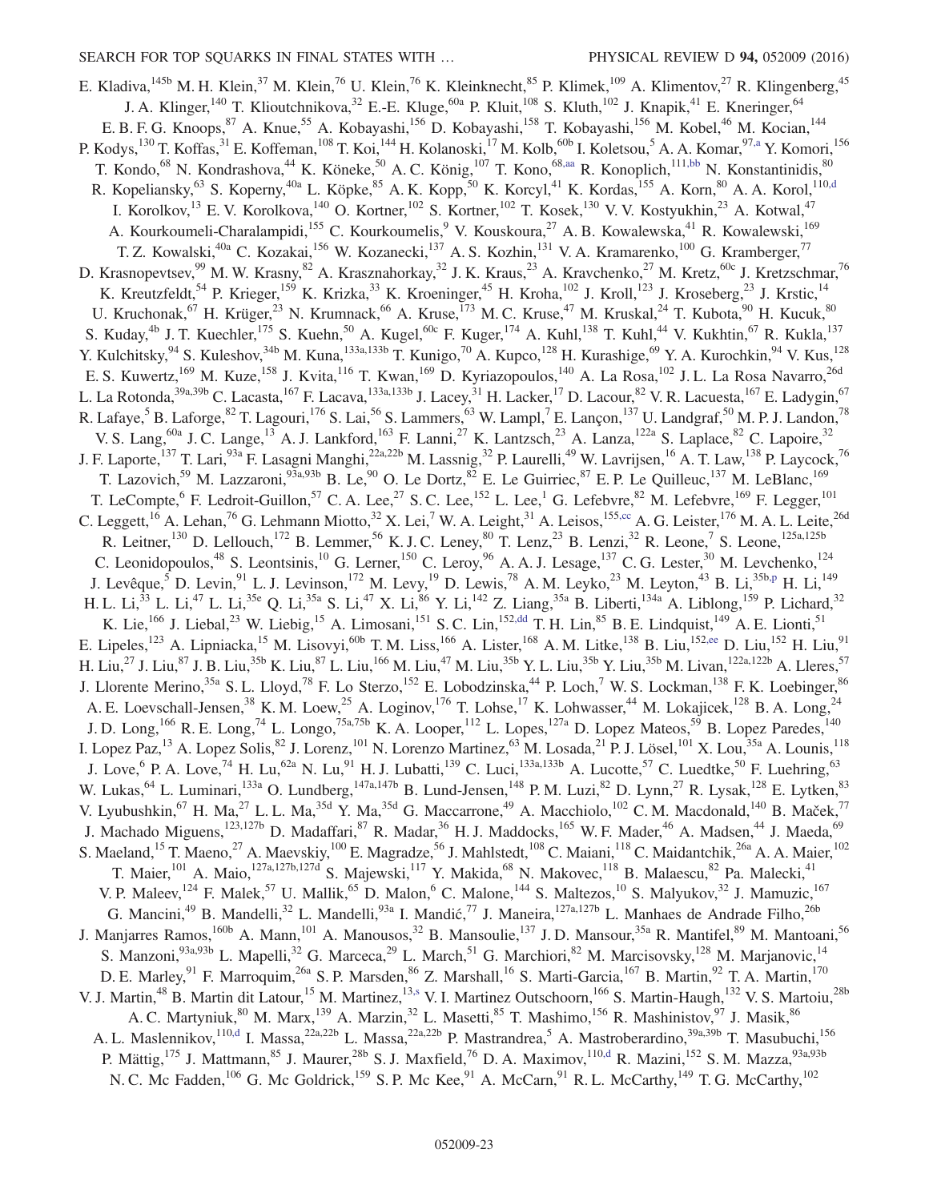E. Kladiva,[145b] M. H. Klein,[37] M. Klein,[76] U. Klein,[76] K. Kleinknecht,[85] P. Klimek,[109] A. Klimentov,[27] R. Klingenberg,[45] J. A. Klinger,[140] T. Klioutchnikova,[32] E.-E. Kluge,[60a] P. Kluit,[108] S. Kluth,[102] J. Knapik,[41] E. Kneringer,[64] E. B. F. G. Knoops,[87] A. Knue,[55] A. Kobayashi,[156] D. Kobayashi,[158] T. Kobayashi,[156] M. Kobel,[46] M. Kocian,[144] P. Kodys,[130] T. Koffas,[31] E. Koffeman,[108] T. Koi,[144] H. Kolanoski,[17] M. Kolb,[60b] I. Koletsou,[5] A. A. Komar,[97,a] Y. Komori,[156] T. Kondo,[68] N. Kondrashova,[44] K. Köneke,[50] A. C. König,[107] T. Kono,[68,aa] R. Konoplich,[111,bb] N. Konstantinidis,[80] R. Kopeliansky,[63] S. Koperny,[40a] L. Köpke,[85] A. K. Kopp,[50] K. Korcyl,[41] K. Kordas,[155] A. Korn,[80] A. A. Korol,[110,d] I. Korolkov,[13] E. V. Korolkova,[140] O. Kortner,[102] S. Kortner,[102] T. Kosek,[130] V. V. Kostyukhin,[23] A. Kotwal,[47] A. Kourkoumeli-Charalampidi,[155] C. Kourkoumelis,[9] V. Kouskoura,[27] A. B. Kowalewska,[41] R. Kowalewski,[169] T. Z. Kowalski,[40a] C. Kozakai,[156] W. Kozanecki,[137] A. S. Kozhin,[131] V. A. Kramarenko,[100] G. Kramberger,[77] D. Krasnopevtsev,[99] M. W. Krasny,[82] A. Krasznahorkay,[32] J. K. Kraus,[23] A. Kravchenko,[27] M. Kretz,[60c] J. Kretzschmar,[76] K. Kreutzfeldt,[54] P. Krieger,[159] K. Krizka,[33] K. Kroeninger,[45] H. Kroha,[102] J. Kroll,[123] J. Kroseberg,[23] J. Krstic,[14] U. Kruchonak,[67] H. Krüger,[23] N. Krumnack,[66] A. Kruse,[173] M. C. Kruse,[47] M. Kruskal,[24] T. Kubota,[90] H. Kucuk,[80] S. Kuday,[4b] J. T. Kuechler,[175] S. Kuehn,[50] A. Kugel,[60c] F. Kuger,[174] A. Kuhl,[138] T. Kuhl,[44] V. Kukhtin,[67] R. Kukla,[137] Y. Kulchitsky,[94] S. Kuleshov,[34b] M. Kuna,[133a,133b] T. Kunigo,[70] A. Kupco,[128] H. Kurashige,[69] Y. A. Kurochkin,[94] V. Kus,[128] E. S. Kuwertz,[169] M. Kuze,[158] J. Kvita,[116] T. Kwan,[169] D. Kyriazopoulos,[140] A. La Rosa,[102] J. L. La Rosa Navarro,[26d] L. La Rotonda,[39a,39b] C. Lacasta,[167] F. Lacava,[133a,133b] J. Lacey,[31] H. Lacker,[17] D. Lacour,[82] V. R. Lacuesta,[167] E. Ladygin,[67] R. Lafaye,[5] B. Laforge,[82] T. Lagouri,[176] S. Lai,[56] S. Lammers,[63] W. Lampl,[7] E. Lançon,[137] U. Landgraf,[50] M. P. J. Landon,[78] V. S. Lang,[60a] J. C. Lange,[13] A. J. Lankford,[163] F. Lanni,[27] K. Lantzsch,[23] A. Lanza,[122a] S. Laplace,[82] C. Lapoire,[32] J. F. Laporte,[137] T. Lari,[93a] F. Lasagni Manghi,[22a,22b] M. Lassnig,[32] P. Laurelli,[49] W. Lavrijsen,[16] A. T. Law,[138] P. Laycock,[76] T. Lazovich,[59] M. Lazzaroni,[93a,93b] B. Le,[90] O. Le Dortz,[82] E. Le Guirriec,[87] E. P. Le Quilleuc,[137] M. LeBlanc,[169] T. LeCompte,[6] F. Ledroit-Guillon,[57] C. A. Lee,[27] S. C. Lee,[152] L. Lee,[1] G. Lefebvre,[82] M. Lefebvre,[169] F. Legger,[101] C. Leggett,[16] A. Lehan,[76] G. Lehmann Miotto,[32] X. Lei,[7] W. A. Leight,[31] A. Leisos,[155,cc] A. G. Leister,[176] M. A. L. Leite,[26d] R. Leitner,[130] D. Lellouch,[172] B. Lemmer,[56] K. J. C. Leney,[80] T. Lenz,[23] B. Lenzi,[32] R. Leone,[7] S. Leone,[125a,125b] C. Leonidopoulos,[48] S. Leontsinis,[10] G. Lerner,[150] C. Leroy,[96] A. A. J. Lesage,[137] C. G. Lester,[30] M. Levchenko,[124] J. Levêque,[5] D. Levin,[91] L. J. Levinson,[172] M. Levy,[19] D. Lewis,[78] A. M. Leyko,[23] M. Leyton,[43] B. Li,[35b,p] H. Li,[149] H. L. Li,[33] L. Li,[47] L. Li,[35e] Q. Li,[35a] S. Li,[47] X. Li,[86] Y. Li,[142] Z. Liang,[35a] B. Liberti,[134a] A. Liblong,[159] P. Lichard,[32] K. Lie,[166] J. Liebal,[23] W. Liebig,[15] A. Limosani,[151] S. C. Lin,[152,dd] T. H. Lin,[85] B. E. Lindquist,[149] A. E. Lionti,[51] E. Lipeles,[123] A. Lipniacka,[15] M. Lisovyi,[60b] T. M. Liss,[166] A. Lister,[168] A. M. Litke,[138] B. Liu,[152,ee] D. Liu,[152] H. Liu,[91] H. Liu,[27] J. Liu,[87] J. B. Liu,[35b] K. Liu,[87] L. Liu,[166] M. Liu,[47] M. Liu,[35b] Y. L. Liu,[35b] Y. Liu,[35b] M. Livan,[122a,122b] A. Lleres,[57] J. Llorente Merino,[35a] S. L. Lloyd,[78] F. Lo Sterzo,[152] E. Lobodzinska,[44] P. Loch,[7] W. S. Lockman,[138] F. K. Loebinger,[86] A. E. Loevschall-Jensen,[38] K. M. Loew,[25] A. Loginov,[176] T. Lohse,[17] K. Lohwasser,[44] M. Lokajicek,[128] B. A. Long,[24] J. D. Long,[166] R. E. Long,[74] L. Longo,[75a,75b] K. A. Looper,[112] L. Lopes,[127a] D. Lopez Mateos,[59] B. Lopez Paredes,[140] I. Lopez Paz,[13] A. Lopez Solis,[82] J. Lorenz,[101] N. Lorenzo Martinez,[63] M. Losada,[21] P. J. Lösel,[101] X. Lou,[35a] A. Lounis,[118] J. Love,[6] P. A. Love,[74] H. Lu,[62a] N. Lu,[91] H. J. Lubatti,[139] C. Luci,[133a,133b] A. Lucotte,[57] C. Luedtke,[50] F. Luehring,[63] W. Lukas,[64] L. Luminari,[133a] O. Lundberg,[147a,147b] B. Lund-Jensen,[148] P. M. Luzi,[82] D. Lynn,[27] R. Lysak,[128] E. Lytken,[83] V. Lyubushkin,[67] H. Ma,[27] L. L. Ma,[35d] Y. Ma,[35d] G. Maccarrone,[49] A. Macchiolo,[102] C. M. Macdonald,[140] B. Maček,[77] J. Machado Miguens,[123,127b] D. Madaffari,[87] R. Madar,[36] H. J. Maddocks,[165] W. F. Mader,[46] A. Madsen,[44] J. Maeda,[69] S. Maeland,[15] T. Maeno,[27] A. Maevskiy,[100] E. Magradze,[56] J. Mahlstedt,[108] C. Maiani,[118] C. Maidantchik,[26a] A. A. Maier,[102] T. Maier,[101] A. Maio,[127a,127b,127d] S. Majewski,[117] Y. Makida,[68] N. Makovec,[118] B. Malaescu,[82] Pa. Malecki,[41] V. P. Maleev,[124] F. Malek,[57] U. Mallik,[65] D. Malon,[6] C. Malone,[144] S. Maltezos,[10] S. Malyukov,[32] J. Mamuzic,[167] G. Mancini,[49] B. Mandelli,[32] L. Mandelli,[93a] I. Mandić,[77] J. Maneira,[127a,127b] L. Manhaes de Andrade Filho,[26b] J. Manjarres Ramos,[160b] A. Mann,[101] A. Manousos,[32] B. Mansoulie,[137] J. D. Mansour,[35a] R. Mantifel,[89] M. Mantoani,[56] S. Manzoni,[93a,93b] L. Mapelli,[32] G. Marceca,[29] L. March,[51] G. Marchiori,[82] M. Marcisovsky,[128] M. Marjanovic,[14] D. E. Marley,[91] F. Marroquim,[26a] S. P. Marsden,[86] Z. Marshall,[16] S. Marti-Garcia,[167] B. Martin,[92] T. A. Martin,[170] V. J. Martin,[48] B. Martin dit Latour,[15] M. Martinez,[13,s] V. I. Martinez Outschoorn,[166] S. Martin-Haugh,[132] V. S. Martoiu,[28b] A. C. Martyniuk,[80] M. Marx,[139] A. Marzin,[32] L. Masetti,[85] T. Mashimo,[156] R. Mashinistov,[97] J. Masik,[86] A. L. Maslennikov,[110,d] I. Massa,[22a,22b] L. Massa,[22a,22b] P. Mastrandrea,[5] A. Mastroberardino,[39a,39b] T. Masubuchi,[156] P. Mättig,[175] J. Mattmann,[85] J. Maurer,[28b] S. J. Maxfield,[76] D. A. Maximov,[110,d] R. Mazini,[152] S. M. Mazza,[93a,93b] N. C. Mc Fadden,[106] G. Mc Goldrick,[159] S. P. Mc Kee,[91] A. McCarn,[91] R. L. McCarthy,[149] T. G. McCarthy,[102]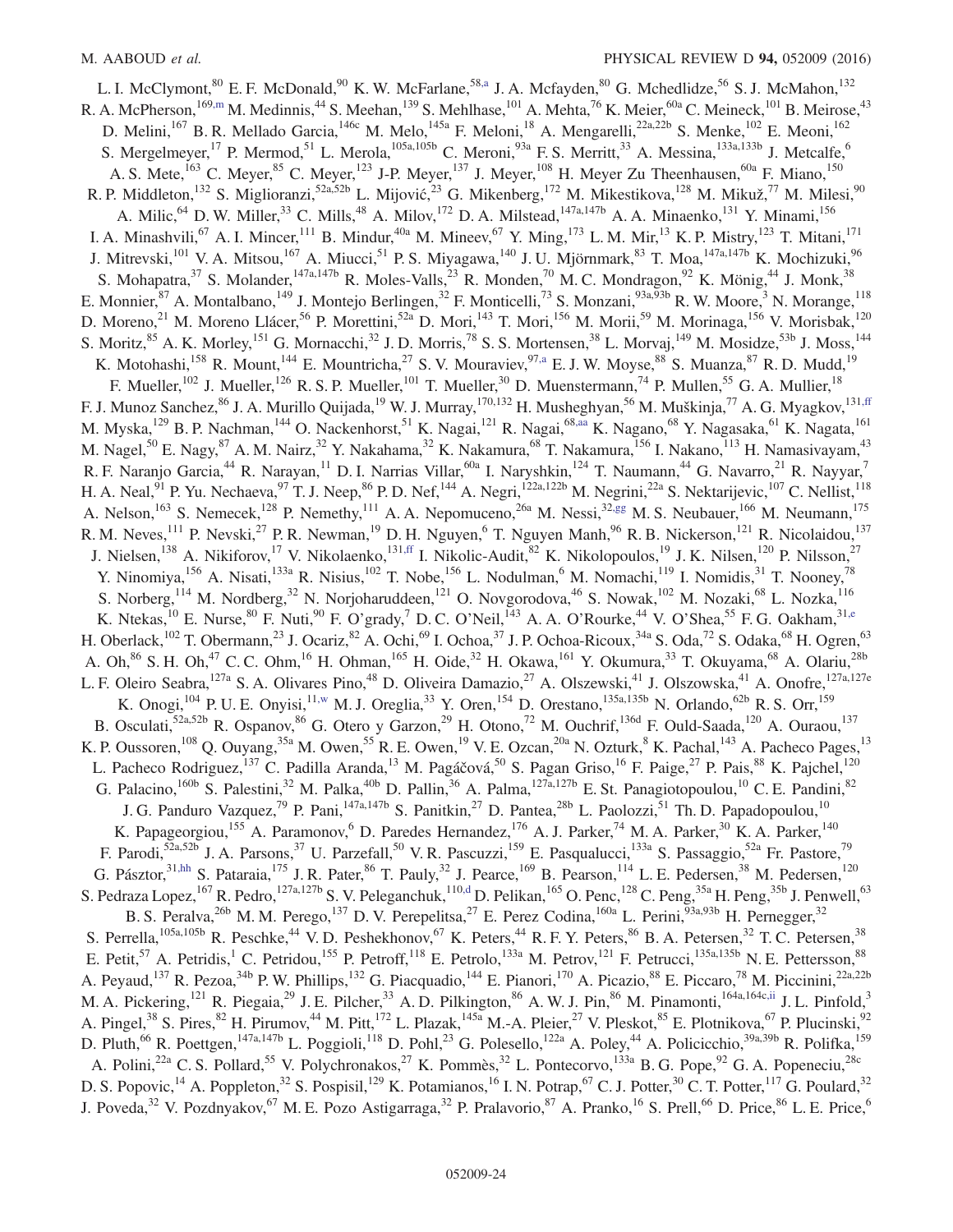L. I. McClymont,[80] E. F. McDonald,[90] K. W. McFarlane,[58,a] J. A. Mcfayden,[80] G. Mchedlidze,[56] S. J. McMahon,[132] R. A. McPherson,[169,m] M. Medinnis,[44] S. Meehan,[139] S. Mehlhase,[101] A. Mehta,[76] K. Meier,[60a] C. Meineck,[101] B. Meirose,[43] D. Melini,[167] B. R. Mellado Garcia,[146c] M. Melo,[145a] F. Meloni,[18] A. Mengarelli,[22a,22b] S. Menke,[102] E. Meoni,[162] S. Mergelmeyer,[17] P. Mermod,[51] L. Merola,[105a,105b] C. Meroni,[93a] F. S. Merritt,[33] A. Messina,[133a,133b] J. Metcalfe,[6] A. S. Mete,[163] C. Meyer,[85] C. Meyer,[123] J-P. Meyer,[137] J. Meyer,[108] H. Meyer Zu Theenhausen,[60a] F. Miano,[150] R. P. Middleton,[132] S. Miglioranzi,[52a,52b] L. Mijović,[23] G. Mikenberg,[172] M. Mikestikova,[128] M. Mikuž,[77] M. Milesi,[90] A. Milic,[64] D. W. Miller,[33] C. Mills,[48] A. Milov,[172] D. A. Milstead,[147a,147b] A. A. Minaenko,[131] Y. Minami,[156] I. A. Minashvili,[67] A. I. Mincer,[111] B. Mindur,[40a] M. Mineev,[67] Y. Ming,[173] L. M. Mir,[13] K. P. Mistry,[123] T. Mitani,[171] J. Mitrevski,[101] V. A. Mitsou,[167] A. Miucci,[51] P. S. Miyagawa,[140] J. U. Mjörnmark,[83] T. Moa,[147a,147b] K. Mochizuki,[96] S. Mohapatra,[37] S. Molander,[147a,147b] R. Moles-Valls,[23] R. Monden,[70] M. C. Mondragon,[92] K. Mönig,[44] J. Monk,[38] E. Monnier,[87] A. Montalbano,[149] J. Montejo Berlingen,[32] F. Monticelli,[73] S. Monzani,[93a,93b] R. W. Moore,[3] N. Morange,[118] D. Moreno,[21] M. Moreno Llácer,[56] P. Morettini,[52a] D. Mori,[143] T. Mori,[156] M. Morii,[59] M. Morinaga,[156] V. Morisbak,[120] S. Moritz,[85] A. K. Morley,[151] G. Mornacchi,[32] J. D. Morris,[78] S. S. Mortensen,[38] L. Morvaj,[149] M. Mosidze,[53b] J. Moss,[144] K. Motohashi,[158] R. Mount,[144] E. Mountricha,[27] S. V. Mouraviev,[97,a] E. J. W. Moyse,[88] S. Muanza,[87] R. D. Mudd,[19] F. Mueller,[102] J. Mueller,[126] R. S. P. Mueller,[101] T. Mueller,[30] D. Muenstermann,[74] P. Mullen,[55] G. A. Mullier,[18] F. J. Munoz Sanchez,[86] J. A. Murillo Quijada,[19] W. J. Murray,[170,132] H. Musheghyan,[56] M. Muškinja,[77] A. G. Myagkov,[131,ff] M. Myska,[129] B. P. Nachman,[144] O. Nackenhorst,[51] K. Nagai,[121] R. Nagai,[68,aa] K. Nagano,[68] Y. Nagasaka,[61] K. Nagata,[161] M. Nagel,[50] E. Nagy,[87] A. M. Nairz,[32] Y. Nakahama,[32] K. Nakamura,[68] T. Nakamura,[156] I. Nakano,[113] H. Namasivayam,[43] R. F. Naranjo Garcia,[44] R. Narayan,[11] D. I. Narrias Villar,[60a] I. Naryshkin,[124] T. Naumann,[44] G. Navarro,[21] R. Nayyar,[7] H. A. Neal,[91] P. Yu. Nechaeva,[97] T. J. Neep,[86] P. D. Nef,[144] A. Negri,[122a,122b] M. Negrini,[22a] S. Nektarijevic,[107] C. Nellist,[118] A. Nelson,[163] S. Nemecek,[128] P. Nemethy,[111] A. A. Nepomuceno,[26a] M. Nessi,[32,gg] M. S. Neubauer,[166] M. Neumann,[175] R. M. Neves,[111] P. Nevski,[27] P. R. Newman,[19] D. H. Nguyen,[6] T. Nguyen Manh,[96] R. B. Nickerson,[121] R. Nicolaidou,[137] J. Nielsen,[138] A. Nikiforov,[17] V. Nikolaenko,[131,ff] I. Nikolic-Audit,[82] K. Nikolopoulos,[19] J. K. Nilsen,[120] P. Nilsson,[27] Y. Ninomiya,[156] A. Nisati,[133a] R. Nisius,[102] T. Nobe,[156] L. Nodulman,[6] M. Nomachi,[119] I. Nomidis,[31] T. Nooney,[78] S. Norberg,[114] M. Nordberg,[32] N. Norjoharuddeen,[121] O. Novgorodova,[46] S. Nowak,[102] M. Nozaki,[68] L. Nozka,[116] K. Ntekas,[10] E. Nurse,[80] F. Nuti,[90] F. O'grady,[7] D. C. O'Neil,[143] A. A. O'Rourke,[44] V. O'Shea,[55] F. G. Oakham,[31,e] H. Oberlack,[102] T. Obermann,[23] J. Ocariz,[82] A. Ochi,[69] I. Ochoa,[37] J. P. Ochoa-Ricoux,[34a] S. Oda,[72] S. Odaka,[68] H. Ogren,[63] A. Oh,[86] S. H. Oh,[47] C. C. Ohm,[16] H. Ohman,[165] H. Oide,[32] H. Okawa,[161] Y. Okumura,[33] T. Okuyama,[68] A. Olariu,[28b] L. F. Oleiro Seabra,[127a] S. A. Olivares Pino,[48] D. Oliveira Damazio,[27] A. Olszewski,[41] J. Olszowska,[41] A. Onofre,[127a,127e] K. Onogi,[104] P. U. E. Onyisi,[11,w] M. J. Oreglia,[33] Y. Oren,[154] D. Orestano,[135a,135b] N. Orlando,[62b] R. S. Orr,[159] B. Osculati,[52a,52b] R. Ospanov,[86] G. Otero y Garzon,[29] H. Otono,[72] M. Ouchrif,[136d] F. Ould-Saada,[120] A. Ouraou,[137] K. P. Oussoren,[108] Q. Ouyang,[35a] M. Owen,[55] R. E. Owen,[19] V. E. Ozcan,[20a] N. Ozturk,[8] K. Pachal,[143] A. Pacheco Pages,[13] L. Pacheco Rodriguez,[137] C. Padilla Aranda,[13] M. Pagáčová,[50] S. Pagan Griso,[16] F. Paige,[27] P. Pais,[88] K. Pajchel,[120] G. Palacino,[160b] S. Palestini,[32] M. Palka,[40b] D. Pallin,[36] A. Palma,[127a,127b] E. St. Panagiotopoulou,[10] C. E. Pandini,[82] J. G. Panduro Vazquez,[79] P. Pani,[147a,147b] S. Panitkin,[27] D. Pantea,[28b] L. Paolozzi,[51] Th. D. Papadopoulou,[10] K. Papageorgiou,[155] A. Paramonov,[6] D. Paredes Hernandez,[176] A. J. Parker,[74] M. A. Parker,[30] K. A. Parker,[140] F. Parodi,[52a,52b] J. A. Parsons,[37] U. Parzefall,[50] V. R. Pascuzzi,[159] E. Pasqualucci,[133a] S. Passaggio,[52a] Fr. Pastore,[79] G. Pásztor,[31,hh] S. Pataraia,[175] J. R. Pater,[86] T. Pauly,[32] J. Pearce,[169] B. Pearson,[114] L. E. Pedersen,[38] M. Pedersen,[120] S. Pedraza Lopez,[167] R. Pedro,[127a,127b] S. V. Peleganchuk,[110,d] D. Pelikan,[165] O. Penc,[128] C. Peng,[35a] H. Peng,[35b] J. Penwell,[63] B. S. Peralva,[26b] M. M. Perego,[137] D. V. Perepelitsa,[27] E. Perez Codina,[160a] L. Perini,[93a,93b] H. Pernegger,[32] S. Perrella,[105a,105b] R. Peschke,[44] V. D. Peshekhonov,[67] K. Peters,[44] R. F. Y. Peters,[86] B. A. Petersen,[32] T. C. Petersen,[38] E. Petit,[57] A. Petridis,[1] C. Petridou,[155] P. Petroff,[118] E. Petrolo,[133a] M. Petrov,[121] F. Petrucci,[135a,135b] N. E. Pettersson,[88] A. Peyaud,[137] R. Pezoa,[34b] P. W. Phillips,[132] G. Piacquadio,[144] E. Pianori,[170] A. Picazio,[88] E. Piccaro,[78] M. Piccinini,[22a,22b] M. A. Pickering,[121] R. Piegaia,[29] J. E. Pilcher,[33] A. D. Pilkington,[86] A. W. J. Pin,[86] M. Pinamonti,[164a,164c,ii] J. L. Pinfold,[3] A. Pingel,[38] S. Pires,[82] H. Pirumov,[44] M. Pitt,[172] L. Plazak,[145a] M.-A. Pleier,[27] V. Pleskot,[85] E. Plotnikova,[67] P. Plucinski,[92] D. Pluth,[66] R. Poettgen,[147a,147b] L. Poggioli,[118] D. Pohl,[23] G. Polesello,[122a] A. Poley,[44] A. Policicchio,[39a,39b] R. Polifka,[159] A. Polini,[22a] C. S. Pollard,[55] V. Polychronakos,[27] K. Pommès,[32] L. Pontecorvo,[133a] B. G. Pope,[92] G. A. Popeneciu,[28c] D. S. Popovic,[14] A. Poppleton,[32] S. Pospisil,[129] K. Potamianos,[16] I. N. Potrap,[67] C. J. Potter,[30] C. T. Potter,[117] G. Poulard,[32] J. Poveda,[32] V. Pozdnyakov,[67] M. E. Pozo Astigarraga,[32] P. Pralavorio,[87] A. Pranko,[16] S. Prell,[66] D. Price,[86] L. E. Price,[6]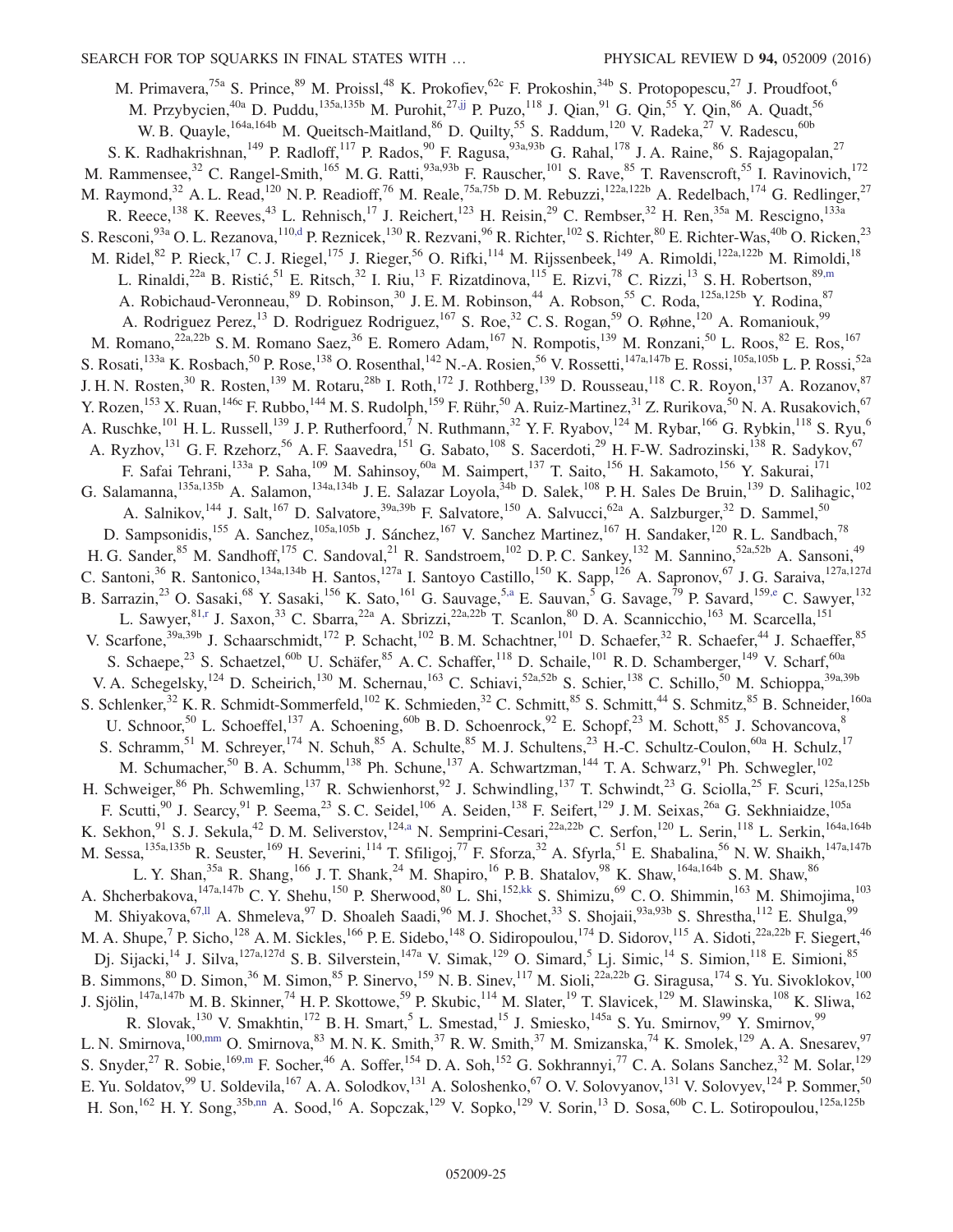M. Primavera,[75a] S. Prince,[89] M. Proissl,[48] K. Prokofiev,[62c] F. Prokoshin,[34b] S. Protopopescu,[27] J. Proudfoot,[6] M. Przybycien,[40a] D. Puddu,[135a,135b] M. Purohit,[27,jj] P. Puzo,[118] J. Qian,[91] G. Qin,[55] Y. Qin,[86] A. Quadt,[56] W. B. Quayle,[164a,164b] M. Queitsch-Maitland,[86] D. Quilty,[55] S. Raddum,[120] V. Radeka,[27] V. Radescu,[60b] S. K. Radhakrishnan,[149] P. Radloff,[117] P. Rados,[90] F. Ragusa,[93a,93b] G. Rahal,[178] J. A. Raine,[86] S. Rajagopalan,[27] M. Rammensee,[32] C. Rangel-Smith,[165] M. G. Ratti,[93a,93b] F. Rauscher,[101] S. Rave,[85] T. Ravenscroft,[55] I. Ravinovich,[172] M. Raymond,[32] A. L. Read,[120] N. P. Readioff,[76] M. Reale,[75a,75b] D. M. Rebuzzi,[122a,122b] A. Redelbach,[174] G. Redlinger,[27] R. Reece,[138] K. Reeves,[43] L. Rehnisch,[17] J. Reichert,[123] H. Reisin,[29] C. Rembser,[32] H. Ren,[35a] M. Rescigno,[133a] S. Resconi,[93a] O. L. Rezanova,[110,d] P. Reznicek,[130] R. Rezvani,[96] R. Richter,[102] S. Richter,[80] E. Richter-Was,[40b] O. Ricken,[23] M. Ridel,[82] P. Rieck,[17] C. J. Riegel,[175] J. Rieger,[56] O. Rifki,[114] M. Rijssenbeek,[149] A. Rimoldi,[122a,122b] M. Rimoldi,[18] L. Rinaldi,[22a] B. Ristić,[51] E. Ritsch,[32] I. Riu,[13] F. Rizatdinova,[115] E. Rizvi,[78] C. Rizzi,[13] S. H. Robertson,[89,m] A. Robichaud-Veronneau,[89] D. Robinson,[30] J. E. M. Robinson,[44] A. Robson,[55] C. Roda,[125a,125b] Y. Rodina,[87] A. Rodriguez Perez,[13] D. Rodriguez Rodriguez,[167] S. Roe,[32] C. S. Rogan,[59] O. Røhne,[120] A. Romaniouk,[99] M. Romano,[22a,22b] S. M. Romano Saez,[36] E. Romero Adam,[167] N. Rompotis,[139] M. Ronzani,[50] L. Roos,[82] E. Ros,[167] S. Rosati,[133a] K. Rosbach,[50] P. Rose,[138] O. Rosenthal,[142] N.-A. Rosien,[56] V. Rossetti,[147a,147b] E. Rossi,[105a,105b] L. P. Rossi,[52a] J. H. N. Rosten,[30] R. Rosten,[139] M. Rotaru,[28b] I. Roth,[172] J. Rothberg,[139] D. Rousseau,[118] C. R. Royon,[137] A. Rozanov,[87] Y. Rozen,[153] X. Ruan,[146c] F. Rubbo,[144] M. S. Rudolph,[159] F. Rühr,[50] A. Ruiz-Martinez,[31] Z. Rurikova,[50] N. A. Rusakovich,[67] A. Ruschke,[101] H. L. Russell,[139] J. P. Rutherfoord,[7] N. Ruthmann,[32] Y. F. Ryabov,[124] M. Rybar,[166] G. Rybkin,[118] S. Ryu,[6] A. Ryzhov,[131] G. F. Rzehorz,[56] A. F. Saavedra,[151] G. Sabato,[108] S. Sacerdoti,[29] H. F-W. Sadrozinski,[138] R. Sadykov,[67] F. Safai Tehrani,[133a] P. Saha,[109] M. Sahinsoy,[60a] M. Saimpert,[137] T. Saito,[156] H. Sakamoto,[156] Y. Sakurai,[171] G. Salamanna,[135a,135b] A. Salamon,[134a,134b] J. E. Salazar Loyola,[34b] D. Salek,[108] P. H. Sales De Bruin,[139] D. Salihagic,[102] A. Salnikov,[144] J. Salt,[167] D. Salvatore,[39a,39b] F. Salvatore,[150] A. Salvucci,[62a] A. Salzburger,[32] D. Sammel,[50] D. Sampsonidis,[155] A. Sanchez,[105a,105b] J. Sánchez,[167] V. Sanchez Martinez,[167] H. Sandaker,[120] R. L. Sandbach,[78] H. G. Sander,[85] M. Sandhoff,[175] C. Sandoval,[21] R. Sandstroem,[102] D. P. C. Sankey,[132] M. Sannino,[52a,52b] A. Sansoni,[49] C. Santoni,[36] R. Santonico,[134a,134b] H. Santos,[127a] I. Santoyo Castillo,[150] K. Sapp,[126] A. Sapronov,[67] J. G. Saraiva,[127a,127d] B. Sarrazin,[23] O. Sasaki,[68] Y. Sasaki,[156] K. Sato,[161] G. Sauvage,[5,a] E. Sauvan,[5] G. Savage,[79] P. Savard,[159,e] C. Sawyer,[132] L. Sawyer,[81,r] J. Saxon,[33] C. Sbarra,[22a] A. Sbrizzi,[22a,22b] T. Scanlon,[80] D. A. Scannicchio,[163] M. Scarcella,[151] V. Scarfone,[39a,39b] J. Schaarschmidt,[172] P. Schacht,[102] B. M. Schachtner,[101] D. Schaefer,[32] R. Schaefer,[44] J. Schaeffer,[85] S. Schaepe,[23] S. Schaetzel,[60b] U. Schäfer,[85] A. C. Schaffer,[118] D. Schaile,[101] R. D. Schamberger,[149] V. Scharf,[60a] V. A. Schegelsky,[124] D. Scheirich,[130] M. Schernau,[163] C. Schiavi,[52a,52b] S. Schier,[138] C. Schillo,[50] M. Schioppa,[39a,39b] S. Schlenker,[32] K. R. Schmidt-Sommerfeld,[102] K. Schmieden,[32] C. Schmitt,[85] S. Schmitt,[44] S. Schmitz,[85] B. Schneider,[160a] U. Schnoor,[50] L. Schoeffel,[137] A. Schoening,[60b] B. D. Schoenrock,[92] E. Schopf,[23] M. Schott,[85] J. Schovancova,[8] S. Schramm,[51] M. Schreyer,[174] N. Schuh,[85] A. Schulte,[85] M. J. Schultens,[23] H.-C. Schultz-Coulon,[60a] H. Schulz,[17] M. Schumacher,[50] B. A. Schumm,[138] Ph. Schune,[137] A. Schwartzman,[144] T. A. Schwarz,[91] Ph. Schwegler,[102] H. Schweiger,[86] Ph. Schwemling,[137] R. Schwienhorst,[92] J. Schwindling,[137] T. Schwindt,[23] G. Sciolla,[25] F. Scuri,[125a,125b] F. Scutti,[90] J. Searcy,[91] P. Seema,[23] S. C. Seidel,[106] A. Seiden,[138] F. Seifert,[129] J. M. Seixas,[26a] G. Sekhniaidze,[105a] K. Sekhon,[91] S. J. Sekula,[42] D. M. Seliverstov,[124,a] N. Semprini-Cesari,[22a,22b] C. Serfon,[120] L. Serin,[118] L. Serkin,[164a,164b] M. Sessa,[135a,135b] R. Seuster,[169] H. Severini,[114] T. Sfiligoj,[77] F. Sforza,[32] A. Sfyrla,[51] E. Shabalina,[56] N. W. Shaikh,[147a,147b] L. Y. Shan,[35a] R. Shang,[166] J. T. Shank,[24] M. Shapiro,[16] P. B. Shatalov,[98] K. Shaw,[164a,164b] S. M. Shaw,[86] A. Shcherbakova,[147a,147b] C. Y. Shehu,[150] P. Sherwood,[80] L. Shi,[152,kk] S. Shimizu,[69] C. O. Shimmin,[163] M. Shimojima,[103] M. Shiyakova,[67,ll] A. Shmeleva,[97] D. Shoaleh Saadi,[96] M. J. Shochet,[33] S. Shojaii,[93a,93b] S. Shrestha,[112] E. Shulga,[99] M. A. Shupe,[7] P. Sicho,[128] A. M. Sickles,[166] P. E. Sidebo,[148] O. Sidiropoulou,[174] D. Sidorov,[115] A. Sidoti,[22a,22b] F. Siegert,[46] Dj. Sijacki,[14] J. Silva,[127a,127d] S. B. Silverstein,[147a] V. Simak,[129] O. Simard,[5] Lj. Simic,[14] S. Simion,[118] E. Simioni,[85] B. Simmons,[80] D. Simon,[36] M. Simon,[85] P. Sinervo,[159] N. B. Sinev,[117] M. Sioli,[22a,22b] G. Siragusa,[174] S. Yu. Sivoklokov,[100] J. Sjölin,[147a,147b] M. B. Skinner,[74] H. P. Skottowe,[59] P. Skubic,[114] M. Slater,[19] T. Slavicek,[129] M. Slawinska,[108] K. Sliwa,[162] R. Slovak,[130] V. Smakhtin,[172] B. H. Smart,[5] L. Smestad,[15] J. Smiesko,[145a] S. Yu. Smirnov,[99] Y. Smirnov,[99] L. N. Smirnova,[100,mm] O. Smirnova,[83] M. N. K. Smith,[37] R. W. Smith,[37] M. Smizanska,[74] K. Smolek,[129] A. A. Snesarev,[97] S. Snyder,[27] R. Sobie,[169,m] F. Socher,[46] A. Soffer,[154] D. A. Soh,[152] G. Sokhrannyi,[77] C. A. Solans Sanchez,[32] M. Solar,[129] E. Yu. Soldatov,[99] U. Soldevila,[167] A. A. Solodkov,[131] A. Soloshenko,[67] O. V. Solovyanov,[131] V. Solovyev,[124] P. Sommer,[50] H. Son,[162] H. Y. Song,[35b,nn] A. Sood,[16] A. Sopczak,[129] V. Sopko,[129] V. Sorin,[13] D. Sosa,[60b] C. L. Sotiropoulou,[125a,125b]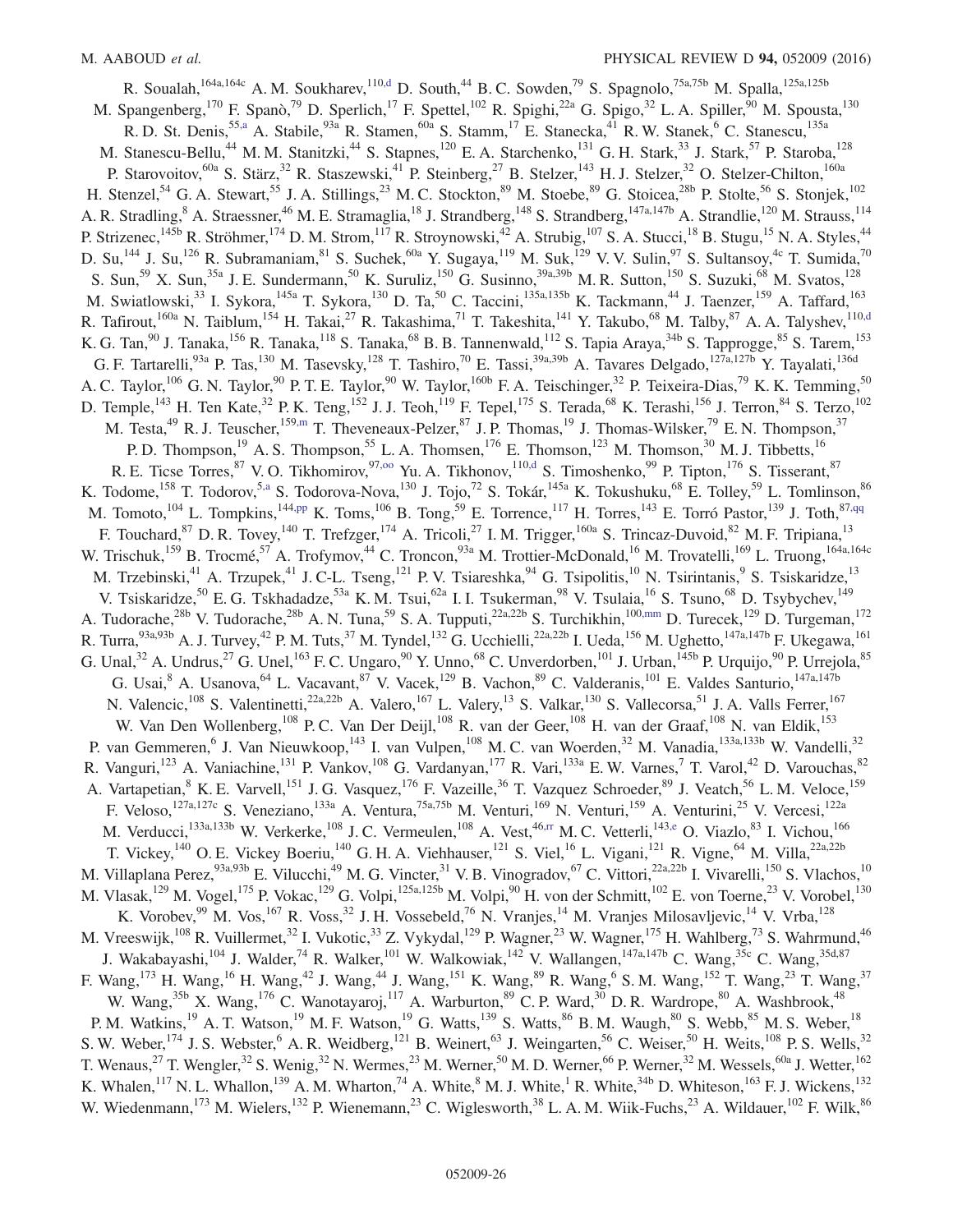R. Soualah,[164a,164c] A. M. Soukharev,[110,d] D. South,[44] B. C. Sowden,[79] S. Spagnolo,[75a,75b] M. Spalla,[125a,125b] M. Spangenberg,[170] F. Spanò,[79] D. Sperlich,[17] F. Spettel,[102] R. Spighi,[22a] G. Spigo,[32] L. A. Spiller,[90] M. Spousta,[130] R. D. St. Denis,[55,a] A. Stabile,[93a] R. Stamen,[60a] S. Stamm,[17] E. Stanecka,[41] R. W. Stanek,[6] C. Stanescu,[135a] M. Stanescu-Bellu,[44] M. M. Stanitzki,[44] S. Stapnes,[120] E. A. Starchenko,[131] G. H. Stark,[33] J. Stark,[57] P. Staroba,[128] P. Starovoitov,[60a] S. Stärz,[32] R. Staszewski,[41] P. Steinberg,[27] B. Stelzer,[143] H. J. Stelzer,[32] O. Stelzer-Chilton,[160a] H. Stenzel,[54] G. A. Stewart,[55] J. A. Stillings,[23] M. C. Stockton,[89] M. Stoebe,[89] G. Stoicea,[28b] P. Stolte,[56] S. Stonjek,[102] A. R. Stradling,[8] A. Straessner,[46] M. E. Stramaglia,[18] J. Strandberg,[148] S. Strandberg,[147a,147b] A. Strandlie,[120] M. Strauss,[114] P. Strizenec,[145b] R. Ströhmer,[174] D. M. Strom,[117] R. Stroynowski,[42] A. Strubig,[107] S. A. Stucci,[18] B. Stugu,[15] N. A. Styles,[44] D. Su,[144] J. Su,[126] R. Subramaniam,[81] S. Suchek,[60a] Y. Sugaya,[119] M. Suk,[129] V. V. Sulin,[97] S. Sultansoy,[4c] T. Sumida,[70] S. Sun,[59] X. Sun,[35a] J. E. Sundermann,[50] K. Suruliz,[150] G. Susinno,[39a,39b] M. R. Sutton,[150] S. Suzuki,[68] M. Svatos,[128] M. Swiatlowski,[33] I. Sykora,[145a] T. Sykora,[130] D. Ta,[50] C. Taccini,[135a,135b] K. Tackmann,[44] J. Taenzer,[159] A. Taffard,[163] R. Tafirout,[160a] N. Taiblum,[154] H. Takai,[27] R. Takashima,[71] T. Takeshita,[141] Y. Takubo,[68] M. Talby,[87] A. A. Talyshev,[110,d] K. G. Tan,[90] J. Tanaka,[156] R. Tanaka,[118] S. Tanaka,[68] B. B. Tannenwald,[112] S. Tapia Araya,[34b] S. Tapprogge,[85] S. Tarem,[153] G. F. Tartarelli,[93a] P. Tas,[130] M. Tasevsky,[128] T. Tashiro,[70] E. Tassi,[39a,39b] A. Tavares Delgado,[127a,127b] Y. Tayalati,[136d] A. C. Taylor,[106] G. N. Taylor,[90] P. T. E. Taylor,[90] W. Taylor,[160b] F. A. Teischinger,[32] P. Teixeira-Dias,[79] K. K. Temming,[50] D. Temple,[143] H. Ten Kate,[32] P. K. Teng,[152] J. J. Teoh,[119] F. Tepel,[175] S. Terada,[68] K. Terashi,[156] J. Terron,[84] S. Terzo,[102] M. Testa,[49] R. J. Teuscher,[159,m] T. Theveneaux-Pelzer,[87] J. P. Thomas,[19] J. Thomas-Wilsker,[79] E. N. Thompson,[37] P. D. Thompson,[19] A. S. Thompson,[55] L. A. Thomsen,[176] E. Thomson,[123] M. Thomson,[30] M. J. Tibbetts,[16] R. E. Ticse Torres,[87] V. O. Tikhomirov,[97,oo] Yu. A. Tikhonov,[110,d] S. Timoshenko,[99] P. Tipton,[176] S. Tisserant,[87] K. Todome,[158] T. Todorov,[5,a] S. Todorova-Nova,[130] J. Tojo,[72] S. Tokár,[145a] K. Tokushuku,[68] E. Tolley,[59] L. Tomlinson,[86] M. Tomoto,[104] L. Tompkins,[144,pp] K. Toms,[106] B. Tong,[59] E. Torrence,[117] H. Torres,[143] E. Torró Pastor,[139] J. Toth,[87,qq] F. Touchard,[87] D. R. Tovey,[140] T. Trefzger,[174] A. Tricoli,[27] I. M. Trigger,[160a] S. Trincaz-Duvoid,[82] M. F. Tripiana,[13] W. Trischuk,[159] B. Trocmé,[57] A. Trofymov,[44] C. Troncon,[93a] M. Trottier-McDonald,[16] M. Trovatelli,[169] L. Truong,[164a,164c] M. Trzebinski,[41] A. Trzupek,[41] J. C-L. Tseng,[121] P. V. Tsiareshka,[94] G. Tsipolitis,[10] N. Tsirintanis,[9] S. Tsiskaridze,[13] V. Tsiskaridze,[50] E. G. Tskhadadze,[53a] K. M. Tsui,[62a] I. I. Tsukerman,[98] V. Tsulaia,[16] S. Tsuno,[68] D. Tsybychev,[149] A. Tudorache,[28b] V. Tudorache,[28b] A. N. Tuna,[59] S. A. Tupputi,[22a,22b] S. Turchikhin,[100,mm] D. Turecek,[129] D. Turgeman,[172] R. Turra,[93a,93b] A. J. Turvey,[42] P. M. Tuts,[37] M. Tyndel,[132] G. Ucchielli,[22a,22b] I. Ueda,[156] M. Ughetto,[147a,147b] F. Ukegawa,[161] G. Unal,[32] A. Undrus,[27] G. Unel,[163] F. C. Ungaro,[90] Y. Unno,[68] C. Unverdorben,[101] J. Urban,[145b] P. Urquijo,[90] P. Urrejola,[85] G. Usai,[8] A. Usanova,[64] L. Vacavant,[87] V. Vacek,[129] B. Vachon,[89] C. Valderanis,[101] E. Valdes Santurio,[147a,147b] N. Valencic,[108] S. Valentinetti,[22a,22b] A. Valero,[167] L. Valery,[13] S. Valkar,[130] S. Vallecorsa,[51] J. A. Valls Ferrer,[167] W. Van Den Wollenberg,[108] P. C. Van Der Deijl,[108] R. van der Geer,[108] H. van der Graaf,[108] N. van Eldik,[153] P. van Gemmeren,[6] J. Van Nieuwkoop,[143] I. van Vulpen,[108] M. C. van Woerden,[32] M. Vanadia,[133a,133b] W. Vandelli,[32] R. Vanguri,[123] A. Vaniachine,[131] P. Vankov,[108] G. Vardanyan,[177] R. Vari,[133a] E. W. Varnes,[7] T. Varol,[42] D. Varouchas,[82] A. Vartapetian,[8] K. E. Varvell,[151] J. G. Vasquez,[176] F. Vazeille,[36] T. Vazquez Schroeder,[89] J. Veatch,[56] L. M. Veloce,[159] F. Veloso,[127a,127c] S. Veneziano,[133a] A. Ventura,[75a,75b] M. Venturi,[169] N. Venturi,[159] A. Venturini,[25] V. Vercesi,[122a] M. Verducci,[133a,133b] W. Verkerke,[108] J. C. Vermeulen,[108] A. Vest,[46,rr] M. C. Vetterli,[143,e] O. Viazlo,[83] I. Vichou,[166] T. Vickey,[140] O. E. Vickey Boeriu,[140] G. H. A. Viehhauser,[121] S. Viel,[16] L. Vigani,[121] R. Vigne,[64] M. Villa,[22a,22b] M. Villaplana Perez,[93a,93b] E. Vilucchi,[49] M. G. Vincter,[31] V. B. Vinogradov,[67] C. Vittori,[22a,22b] I. Vivarelli,[150] S. Vlachos,[10] M. Vlasak,[129] M. Vogel,[175] P. Vokac,[129] G. Volpi,[125a,125b] M. Volpi,[90] H. von der Schmitt,[102] E. von Toerne,[23] V. Vorobel,[130] K. Vorobev,[99] M. Vos,[167] R. Voss,[32] J. H. Vossebeld,[76] N. Vranjes,[14] M. Vranjes Milosavljevic,[14] V. Vrba,[128] M. Vreeswijk,[108] R. Vuillermet,[32] I. Vukotic,[33] Z. Vykydal,[129] P. Wagner,[23] W. Wagner,[175] H. Wahlberg,[73] S. Wahrmund,[46] J. Wakabayashi,[104] J. Walder,[74] R. Walker,[101] W. Walkowiak,[142] V. Wallangen,[147a,147b] C. Wang,[35c] C. Wang,[35d,87] F. Wang,[173] H. Wang,[16] H. Wang,[42] J. Wang,[44] J. Wang,[151] K. Wang,[89] R. Wang,[6] S. M. Wang,[152] T. Wang,[23] T. Wang,[37] W. Wang,[35b] X. Wang,[176] C. Wanotayaroj,[117] A. Warburton,[89] C. P. Ward,[30] D. R. Wardrope,[80] A. Washbrook,[48] P. M. Watkins,[19] A. T. Watson,[19] M. F. Watson,[19] G. Watts,[139] S. Watts,[86] B. M. Waugh,[80] S. Webb,[85] M. S. Weber,[18] S. W. Weber,[174] J. S. Webster,[6] A. R. Weidberg,[121] B. Weinert,[63] J. Weingarten,[56] C. Weiser,[50] H. Weits,[108] P. S. Wells,[32] T. Wenaus,[27] T. Wengler,[32] S. Wenig,[32] N. Wermes,[23] M. Werner,[50] M. D. Werner,[66] P. Werner,[32] M. Wessels,[60a] J. Wetter,[162] K. Whalen,[117] N. L. Whallon,[139] A. M. Wharton,[74] A. White,[8] M. J. White,[1] R. White,[34b] D. Whiteson,[163] F. J. Wickens,[132] W. Wiedenmann,[173] M. Wielers,[132] P. Wienemann,[23] C. Wiglesworth,[38] L. A. M. Wiik-Fuchs,[23] A. Wildauer,[102] F. Wilk,[86]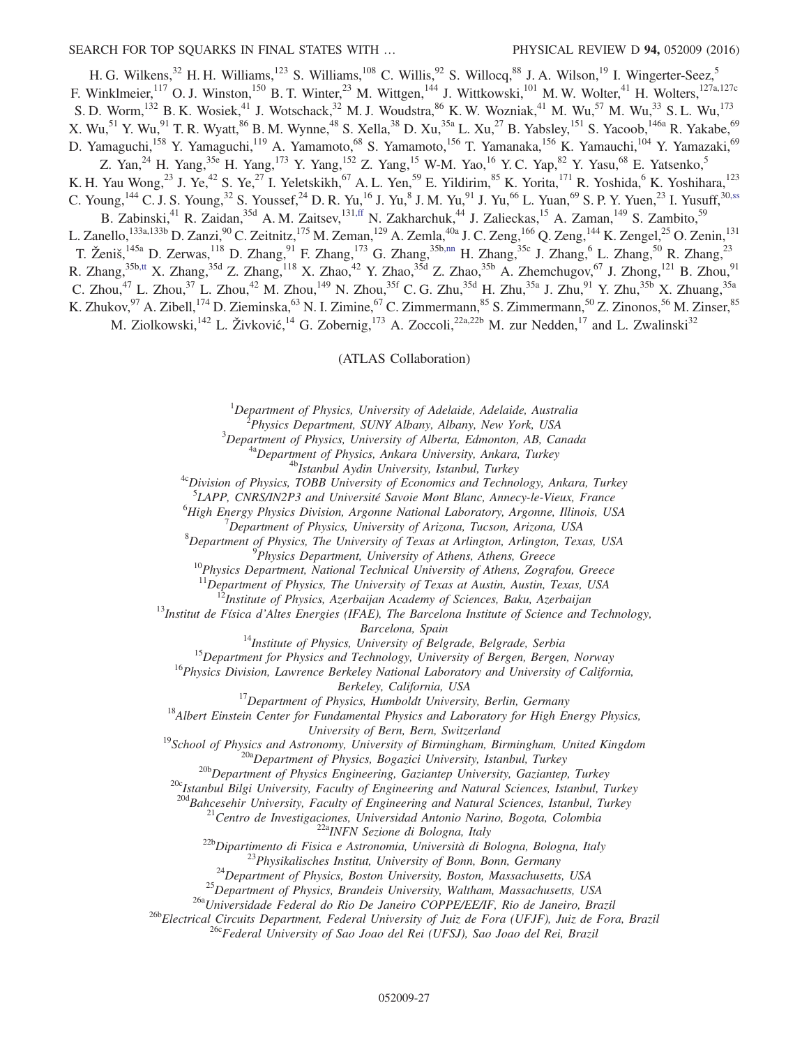H. G. Wilkens,[32] H. H. Williams,[123] S. Williams,[108] C. Willis,[92] S. Willocq,[88] J. A. Wilson,[19] I. Wingerter-Seez,[5] F. Winklmeier,[117] O. J. Winston,[150] B. T. Winter,[23] M. Wittgen,[144] J. Wittkowski,[101] M. W. Wolter,[41] H. Wolters,[127a,127c] S. D. Worm,[132] B. K. Wosiek,[41] J. Wotschack,[32] M. J. Woudstra,[86] K. W. Wozniak,[41] M. Wu,[57] M. Wu,[33] S. L. Wu,[173] X. Wu,[51] Y. Wu,[91] T. R. Wyatt,[86] B. M. Wynne,[48] S. Xella,[38] D. Xu,[35a] L. Xu,[27] B. Yabsley,[151] S. Yacoob,[146a] R. Yakabe,[69] D. Yamaguchi,[158] Y. Yamaguchi,[119] A. Yamamoto,[68] S. Yamamoto,[156] T. Yamanaka,[156] K. Yamauchi,[104] Y. Yamazaki,[69] Z. Yan,[24] H. Yang,[35e] H. Yang,[173] Y. Yang,[152] Z. Yang,[15] W-M. Yao,[16] Y. C. Yap,[82] Y. Yasu,[68] E. Yatsenko,[5] K. H. Yau Wong,[23] J. Ye,[42] S. Ye,[27] I. Yeletskikh,[67] A. L. Yen,[59] E. Yildirim,[85] K. Yorita,[171] R. Yoshida,[6] K. Yoshihara,[123] C. Young,[144] C. J. S. Young,[32] S. Youssef,[24] D. R. Yu,[16] J. Yu,[8] J. M. Yu,[91] J. Yu,[66] L. Yuan,[69] S. P. Y. Yuen,[23] I. Yusuff,[30,ss] B. Zabinski,[41] R. Zaidan,[35d] A. M. Zaitsev,[131,ff] N. Zakharchuk,[44] J. Zalieckas,[15] A. Zaman,[149] S. Zambito,[59] L. Zanello,[133a,133b] D. Zanzi,[90] C. Zeitnitz,[175] M. Zeman,[129] A. Zemla,[40a] J. C. Zeng,[166] Q. Zeng,[144] K. Zengel,[25] O. Zenin,[131] T. Ženiš,[145a] D. Zerwas,[118] D. Zhang,[91] F. Zhang,[173] G. Zhang,[35b,nn] H. Zhang,[35c] J. Zhang,[6] L. Zhang,[50] R. Zhang,[23] R. Zhang,[35b,tt] X. Zhang,[35d] Z. Zhang,[118] X. Zhao,[42] Y. Zhao,[35d] Z. Zhao,[35b] A. Zhemchugov,[67] J. Zhong,[121] B. Zhou,[91] C. Zhou,[47] L. Zhou,[37] L. Zhou,[42] M. Zhou,[149] N. Zhou,[35f] C. G. Zhu,[35d] H. Zhu,[35a] J. Zhu,[91] Y. Zhu,[35b] X. Zhuang,[35a] K. Zhukov,[97] A. Zibell,[174] D. Zieminska,[63] N. I. Zimine,[67] C. Zimmermann,[85] S. Zimmermann,[50] Z. Zinonos,[56] M. Zinser,[85] M. Ziolkowski,[142] L. Živković,[14] G. Zobernig,[173] A. Zoccoli,[22a,22b] M. zur Nedden,[17] and L. Zwalinski[32]

(ATLAS Collaboration)

[1]*Department of Physics, University of Adelaide, Adelaide, Australia*
[2]*Physics Department, SUNY Albany, Albany, New York, USA*
[3]*Department of Physics, University of Alberta, Edmonton, AB, Canada*
[4a]*Department of Physics, Ankara University, Ankara, Turkey*
[4b]*Istanbul Aydin University, Istanbul, Turkey*
[4c]*Division of Physics, TOBB University of Economics and Technology, Ankara, Turkey*
[5]*LAPP, CNRS/IN2P3 and Université Savoie Mont Blanc, Annecy-le-Vieux, France*
[6]*High Energy Physics Division, Argonne National Laboratory, Argonne, Illinois, USA*
[7]*Department of Physics, University of Arizona, Tucson, Arizona, USA*
[8]*Department of Physics, The University of Texas at Arlington, Arlington, Texas, USA*
[9]*Physics Department, University of Athens, Athens, Greece*
[10]*Physics Department, National Technical University of Athens, Zografou, Greece*
[11]*Department of Physics, The University of Texas at Austin, Austin, Texas, USA*
[12]*Institute of Physics, Azerbaijan Academy of Sciences, Baku, Azerbaijan*
[13]*Institut de Física d'Altes Energies (IFAE), The Barcelona Institute of Science and Technology, Barcelona, Spain*
[14]*Institute of Physics, University of Belgrade, Belgrade, Serbia*
[15]*Department for Physics and Technology, University of Bergen, Bergen, Norway*
[16]*Physics Division, Lawrence Berkeley National Laboratory and University of California, Berkeley, California, USA*
[17]*Department of Physics, Humboldt University, Berlin, Germany*
[18]*Albert Einstein Center for Fundamental Physics and Laboratory for High Energy Physics, University of Bern, Bern, Switzerland*
[19]*School of Physics and Astronomy, University of Birmingham, Birmingham, United Kingdom*
[20a]*Department of Physics, Bogazici University, Istanbul, Turkey*
[20b]*Department of Physics Engineering, Gaziantep University, Gaziantep, Turkey*
[20c]*Istanbul Bilgi University, Faculty of Engineering and Natural Sciences, Istanbul, Turkey*
[20d]*Bahcesehir University, Faculty of Engineering and Natural Sciences, Istanbul, Turkey*
[21]*Centro de Investigaciones, Universidad Antonio Narino, Bogota, Colombia*
[22a]*INFN Sezione di Bologna, Italy*
[22b]*Dipartimento di Fisica e Astronomia, Università di Bologna, Bologna, Italy*
[23]*Physikalisches Institut, University of Bonn, Bonn, Germany*
[24]*Department of Physics, Boston University, Boston, Massachusetts, USA*
[25]*Department of Physics, Brandeis University, Waltham, Massachusetts, USA*
[26a]*Universidade Federal do Rio De Janeiro COPPE/EE/IF, Rio de Janeiro, Brazil*
[26b]*Electrical Circuits Department, Federal University of Juiz de Fora (UFJF), Juiz de Fora, Brazil*
[26c]*Federal University of Sao Joao del Rei (UFSJ), Sao Joao del Rei, Brazil*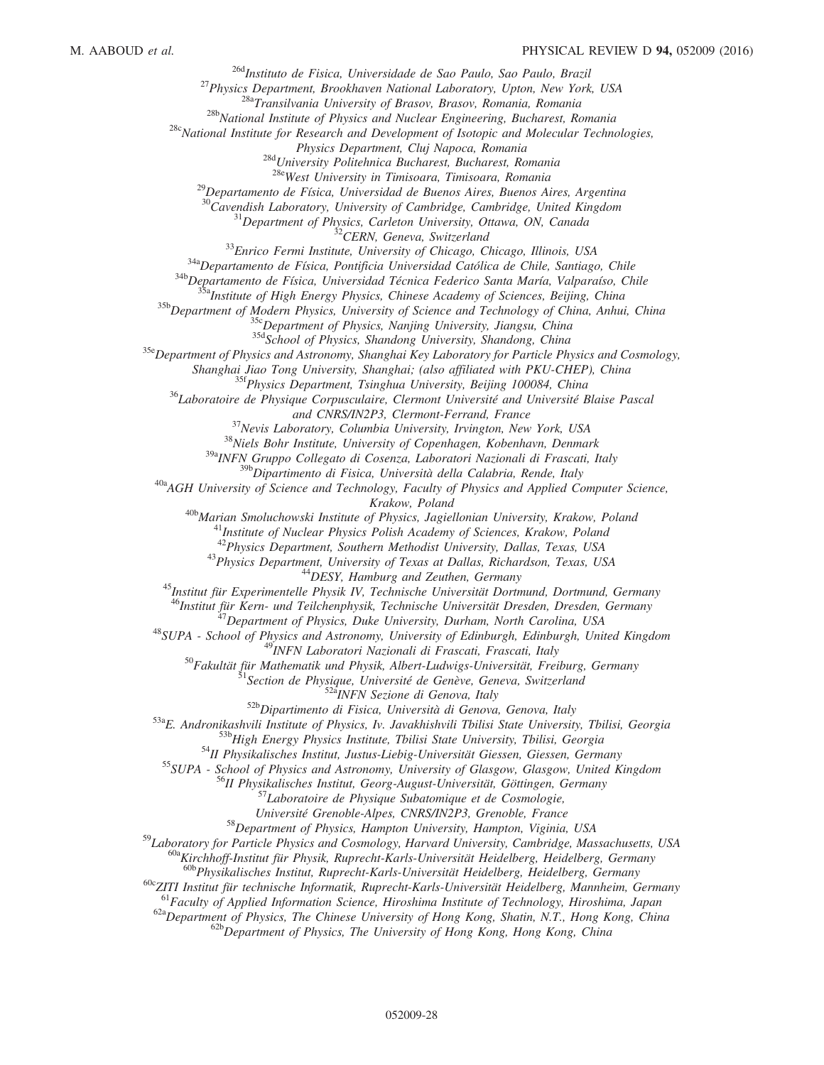[26d]Instituto de Fisica, Universidade de Sao Paulo, Sao Paulo, Brazil
[27]Physics Department, Brookhaven National Laboratory, Upton, New York, USA
[28a]Transilvania University of Brasov, Brasov, Romania, Romania
[28b]National Institute of Physics and Nuclear Engineering, Bucharest, Romania
[28c]National Institute for Research and Development of Isotopic and Molecular Technologies, Physics Department, Cluj Napoca, Romania
[28d]University Politehnica Bucharest, Bucharest, Romania
[28e]West University in Timisoara, Timisoara, Romania
[29]Departamento de Física, Universidad de Buenos Aires, Buenos Aires, Argentina
[30]Cavendish Laboratory, University of Cambridge, Cambridge, United Kingdom
[31]Department of Physics, Carleton University, Ottawa, ON, Canada
[32]CERN, Geneva, Switzerland
[33]Enrico Fermi Institute, University of Chicago, Chicago, Illinois, USA
[34a]Departamento de Física, Pontificia Universidad Católica de Chile, Santiago, Chile
[34b]Departamento de Física, Universidad Técnica Federico Santa María, Valparaíso, Chile
[35a]Institute of High Energy Physics, Chinese Academy of Sciences, Beijing, China
[35b]Department of Modern Physics, University of Science and Technology of China, Anhui, China
[35c]Department of Physics, Nanjing University, Jiangsu, China
[35d]School of Physics, Shandong University, Shandong, China
[35e]Department of Physics and Astronomy, Shanghai Key Laboratory for Particle Physics and Cosmology, Shanghai Jiao Tong University, Shanghai; (also affiliated with PKU-CHEP), China
[35f]Physics Department, Tsinghua University, Beijing 100084, China
[36]Laboratoire de Physique Corpusculaire, Clermont Université and Université Blaise Pascal and CNRS/IN2P3, Clermont-Ferrand, France
[37]Nevis Laboratory, Columbia University, Irvington, New York, USA
[38]Niels Bohr Institute, University of Copenhagen, Kobenhavn, Denmark
[39a]INFN Gruppo Collegato di Cosenza, Laboratori Nazionali di Frascati, Italy
[39b]Dipartimento di Fisica, Università della Calabria, Rende, Italy
[40a]AGH University of Science and Technology, Faculty of Physics and Applied Computer Science, Krakow, Poland
[40b]Marian Smoluchowski Institute of Physics, Jagiellonian University, Krakow, Poland
[41]Institute of Nuclear Physics Polish Academy of Sciences, Krakow, Poland
[42]Physics Department, Southern Methodist University, Dallas, Texas, USA
[43]Physics Department, University of Texas at Dallas, Richardson, Texas, USA
[44]DESY, Hamburg and Zeuthen, Germany
[45]Institut für Experimentelle Physik IV, Technische Universität Dortmund, Dortmund, Germany
[46]Institut für Kern- und Teilchenphysik, Technische Universität Dresden, Dresden, Germany
[47]Department of Physics, Duke University, Durham, North Carolina, USA
[48]SUPA - School of Physics and Astronomy, University of Edinburgh, Edinburgh, United Kingdom
[49]INFN Laboratori Nazionali di Frascati, Frascati, Italy
[50]Fakultät für Mathematik und Physik, Albert-Ludwigs-Universität, Freiburg, Germany
[51]Section de Physique, Université de Genève, Geneva, Switzerland
[52a]INFN Sezione di Genova, Italy
[52b]Dipartimento di Fisica, Università di Genova, Genova, Italy
[53a]E. Andronikashvili Institute of Physics, Iv. Javakhishvili Tbilisi State University, Tbilisi, Georgia
[53b]High Energy Physics Institute, Tbilisi State University, Tbilisi, Georgia
[54]II Physikalisches Institut, Justus-Liebig-Universität Giessen, Giessen, Germany
[55]SUPA - School of Physics and Astronomy, University of Glasgow, Glasgow, United Kingdom
[56]II Physikalisches Institut, Georg-August-Universität, Göttingen, Germany
[57]Laboratoire de Physique Subatomique et de Cosmologie, Université Grenoble-Alpes, CNRS/IN2P3, Grenoble, France
[58]Department of Physics, Hampton University, Hampton, Viginia, USA
[59]Laboratory for Particle Physics and Cosmology, Harvard University, Cambridge, Massachusetts, USA
[60a]Kirchhoff-Institut für Physik, Ruprecht-Karls-Universität Heidelberg, Heidelberg, Germany
[60b]Physikalisches Institut, Ruprecht-Karls-Universität Heidelberg, Heidelberg, Germany
[60c]ZITI Institut für technische Informatik, Ruprecht-Karls-Universität Heidelberg, Mannheim, Germany
[61]Faculty of Applied Information Science, Hiroshima Institute of Technology, Hiroshima, Japan
[62a]Department of Physics, The Chinese University of Hong Kong, Shatin, N.T., Hong Kong, China
[62b]Department of Physics, The University of Hong Kong, Hong Kong, China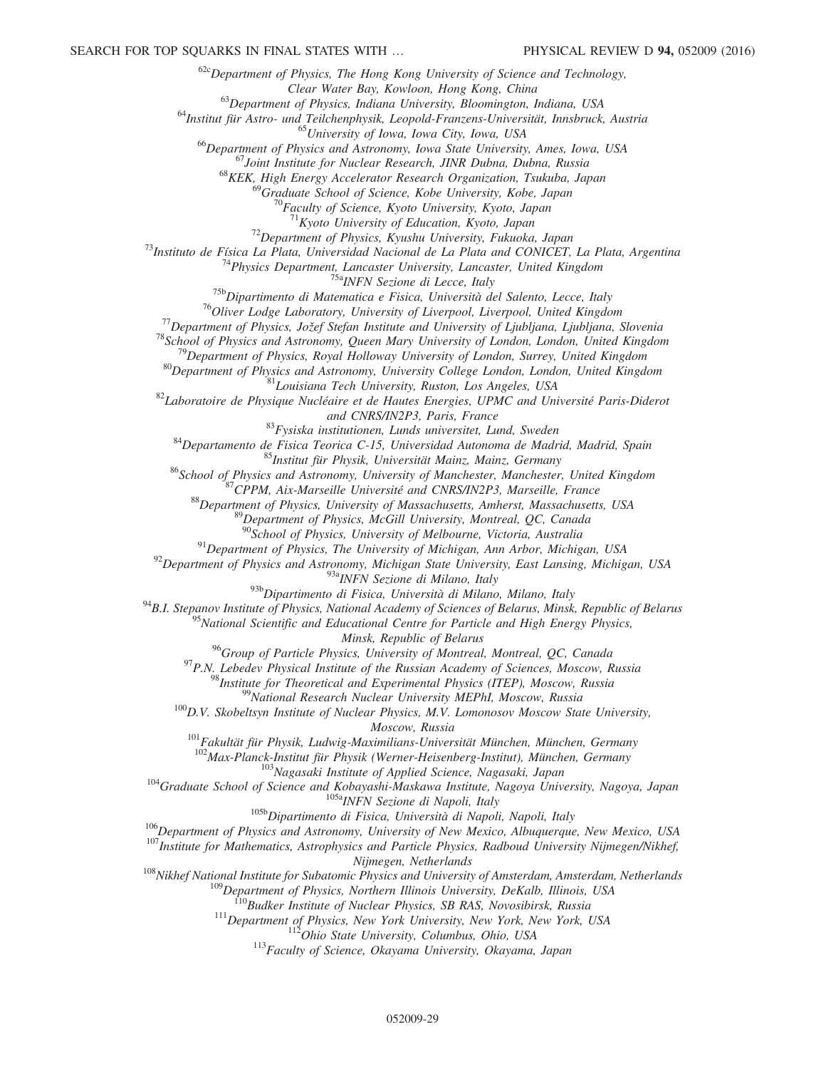[62c]Department of Physics, The Hong Kong University of Science and Technology, Clear Water Bay, Kowloon, Hong Kong, China
[63]Department of Physics, Indiana University, Bloomington, Indiana, USA
[64]Institut für Astro- und Teilchenphysik, Leopold-Franzens-Universität, Innsbruck, Austria
[65]University of Iowa, Iowa City, Iowa, USA
[66]Department of Physics and Astronomy, Iowa State University, Ames, Iowa, USA
[67]Joint Institute for Nuclear Research, JINR Dubna, Dubna, Russia
[68]KEK, High Energy Accelerator Research Organization, Tsukuba, Japan
[69]Graduate School of Science, Kobe University, Kobe, Japan
[70]Faculty of Science, Kyoto University, Kyoto, Japan
[71]Kyoto University of Education, Kyoto, Japan
[72]Department of Physics, Kyushu University, Fukuoka, Japan
[73]Instituto de Física La Plata, Universidad Nacional de La Plata and CONICET, La Plata, Argentina
[74]Physics Department, Lancaster University, Lancaster, United Kingdom
[75a]INFN Sezione di Lecce, Italy
[75b]Dipartimento di Matematica e Fisica, Università del Salento, Lecce, Italy
[76]Oliver Lodge Laboratory, University of Liverpool, Liverpool, United Kingdom
[77]Department of Physics, Jožef Stefan Institute and University of Ljubljana, Ljubljana, Slovenia
[78]School of Physics and Astronomy, Queen Mary University of London, London, United Kingdom
[79]Department of Physics, Royal Holloway University of London, Surrey, United Kingdom
[80]Department of Physics and Astronomy, University College London, London, United Kingdom
[81]Louisiana Tech University, Ruston, Los Angeles, USA
[82]Laboratoire de Physique Nucléaire et de Hautes Energies, UPMC and Université Paris-Diderot and CNRS/IN2P3, Paris, France
[83]Fysiska institutionen, Lunds universitet, Lund, Sweden
[84]Departamento de Fisica Teorica C-15, Universidad Autonoma de Madrid, Madrid, Spain
[85]Institut für Physik, Universität Mainz, Mainz, Germany
[86]School of Physics and Astronomy, University of Manchester, Manchester, United Kingdom
[87]CPPM, Aix-Marseille Université and CNRS/IN2P3, Marseille, France
[88]Department of Physics, University of Massachusetts, Amherst, Massachusetts, USA
[89]Department of Physics, McGill University, Montreal, QC, Canada
[90]School of Physics, University of Melbourne, Victoria, Australia
[91]Department of Physics, The University of Michigan, Ann Arbor, Michigan, USA
[92]Department of Physics and Astronomy, Michigan State University, East Lansing, Michigan, USA
[93a]INFN Sezione di Milano, Italy
[93b]Dipartimento di Fisica, Università di Milano, Milano, Italy
[94]B.I. Stepanov Institute of Physics, National Academy of Sciences of Belarus, Minsk, Republic of Belarus
[95]National Scientific and Educational Centre for Particle and High Energy Physics, Minsk, Republic of Belarus
[96]Group of Particle Physics, University of Montreal, Montreal, QC, Canada
[97]P.N. Lebedev Physical Institute of the Russian Academy of Sciences, Moscow, Russia
[98]Institute for Theoretical and Experimental Physics (ITEP), Moscow, Russia
[99]National Research Nuclear University MEPhI, Moscow, Russia
[100]D.V. Skobeltsyn Institute of Nuclear Physics, M.V. Lomonosov Moscow State University, Moscow, Russia
[101]Fakultät für Physik, Ludwig-Maximilians-Universität München, München, Germany
[102]Max-Planck-Institut für Physik (Werner-Heisenberg-Institut), München, Germany
[103]Nagasaki Institute of Applied Science, Nagasaki, Japan
[104]Graduate School of Science and Kobayashi-Maskawa Institute, Nagoya University, Nagoya, Japan
[105a]INFN Sezione di Napoli, Italy
[105b]Dipartimento di Fisica, Università di Napoli, Napoli, Italy
[106]Department of Physics and Astronomy, University of New Mexico, Albuquerque, New Mexico, USA
[107]Institute for Mathematics, Astrophysics and Particle Physics, Radboud University Nijmegen/Nikhef, Nijmegen, Netherlands
[108]Nikhef National Institute for Subatomic Physics and University of Amsterdam, Amsterdam, Netherlands
[109]Department of Physics, Northern Illinois University, DeKalb, Illinois, USA
[110]Budker Institute of Nuclear Physics, SB RAS, Novosibirsk, Russia
[111]Department of Physics, New York University, New York, New York, USA
[112]Ohio State University, Columbus, Ohio, USA
[113]Faculty of Science, Okayama University, Okayama, Japan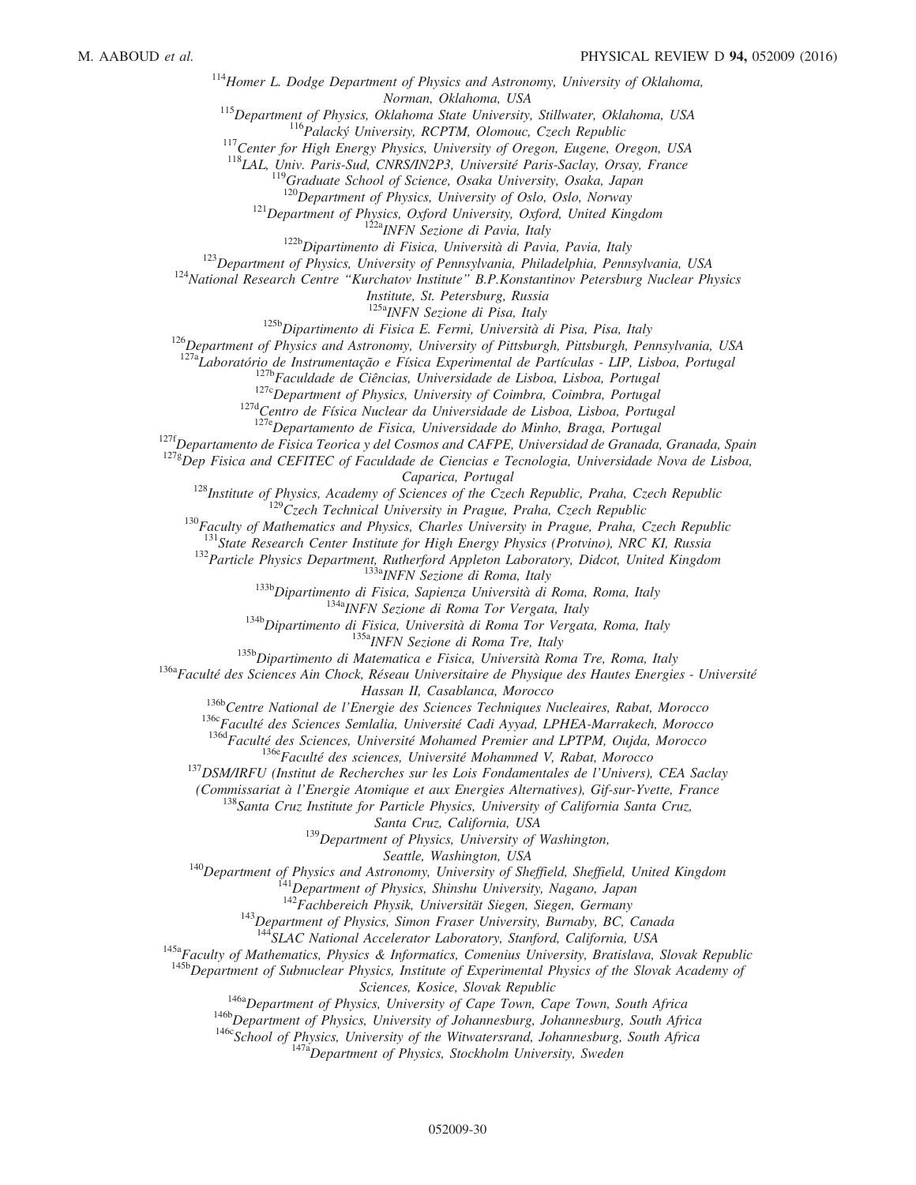[114]*Homer L. Dodge Department of Physics and Astronomy, University of Oklahoma, Norman, Oklahoma, USA*

[115]*Department of Physics, Oklahoma State University, Stillwater, Oklahoma, USA*

[116]*Palacký University, RCPTM, Olomouc, Czech Republic*

[117]*Center for High Energy Physics, University of Oregon, Eugene, Oregon, USA*

[118]*LAL, Univ. Paris-Sud, CNRS/IN2P3, Université Paris-Saclay, Orsay, France*

[119]*Graduate School of Science, Osaka University, Osaka, Japan*

[120]*Department of Physics, University of Oslo, Oslo, Norway*

[121]*Department of Physics, Oxford University, Oxford, United Kingdom*

[122a]*INFN Sezione di Pavia, Italy*

[122b]*Dipartimento di Fisica, Università di Pavia, Pavia, Italy*

[123]*Department of Physics, University of Pennsylvania, Philadelphia, Pennsylvania, USA*

[124]*National Research Centre "Kurchatov Institute" B.P.Konstantinov Petersburg Nuclear Physics Institute, St. Petersburg, Russia*

[125a]*INFN Sezione di Pisa, Italy*

[125b]*Dipartimento di Fisica E. Fermi, Università di Pisa, Pisa, Italy*

[126]*Department of Physics and Astronomy, University of Pittsburgh, Pittsburgh, Pennsylvania, USA*

[127a]*Laboratório de Instrumentação e Física Experimental de Partículas - LIP, Lisboa, Portugal*

[127b]*Faculdade de Ciências, Universidade de Lisboa, Lisboa, Portugal*

[127c]*Department of Physics, University of Coimbra, Coimbra, Portugal*

[127d]*Centro de Física Nuclear da Universidade de Lisboa, Lisboa, Portugal*

[127e]*Departamento de Fisica, Universidade do Minho, Braga, Portugal*

[127f]*Departamento de Fisica Teorica y del Cosmos and CAFPE, Universidad de Granada, Granada, Spain*

[127g]*Dep Fisica and CEFITEC of Faculdade de Ciencias e Tecnologia, Universidade Nova de Lisboa, Caparica, Portugal*

[128]*Institute of Physics, Academy of Sciences of the Czech Republic, Praha, Czech Republic*

[129]*Czech Technical University in Prague, Praha, Czech Republic*

[130]*Faculty of Mathematics and Physics, Charles University in Prague, Praha, Czech Republic*

[131]*State Research Center Institute for High Energy Physics (Protvino), NRC KI, Russia*

[132]*Particle Physics Department, Rutherford Appleton Laboratory, Didcot, United Kingdom*

[133a]*INFN Sezione di Roma, Italy*

[133b]*Dipartimento di Fisica, Sapienza Università di Roma, Roma, Italy*

[134a]*INFN Sezione di Roma Tor Vergata, Italy*

[134b]*Dipartimento di Fisica, Università di Roma Tor Vergata, Roma, Italy*

[135a]*INFN Sezione di Roma Tre, Italy*

[135b]*Dipartimento di Matematica e Fisica, Università Roma Tre, Roma, Italy*

[136a]*Faculté des Sciences Ain Chock, Réseau Universitaire de Physique des Hautes Energies - Université Hassan II, Casablanca, Morocco*

[136b]*Centre National de l'Energie des Sciences Techniques Nucleaires, Rabat, Morocco*

[136c]*Faculté des Sciences Semlalia, Université Cadi Ayyad, LPHEA-Marrakech, Morocco*

[136d]*Faculté des Sciences, Université Mohamed Premier and LPTPM, Oujda, Morocco*

[136e]*Faculté des sciences, Université Mohammed V, Rabat, Morocco*

[137]*DSM/IRFU (Institut de Recherches sur les Lois Fondamentales de l'Univers), CEA Saclay (Commissariat à l'Energie Atomique et aux Energies Alternatives), Gif-sur-Yvette, France*

[138]*Santa Cruz Institute for Particle Physics, University of California Santa Cruz, Santa Cruz, California, USA*

[139]*Department of Physics, University of Washington, Seattle, Washington, USA*

[140]*Department of Physics and Astronomy, University of Sheffield, Sheffield, United Kingdom*

[141]*Department of Physics, Shinshu University, Nagano, Japan*

[142]*Fachbereich Physik, Universität Siegen, Siegen, Germany*

[143]*Department of Physics, Simon Fraser University, Burnaby, BC, Canada*

[144]*SLAC National Accelerator Laboratory, Stanford, California, USA*

[145a]*Faculty of Mathematics, Physics & Informatics, Comenius University, Bratislava, Slovak Republic*

[145b]*Department of Subnuclear Physics, Institute of Experimental Physics of the Slovak Academy of Sciences, Kosice, Slovak Republic*

[146a]*Department of Physics, University of Cape Town, Cape Town, South Africa*

[146b]*Department of Physics, University of Johannesburg, Johannesburg, South Africa*

[146c]*School of Physics, University of the Witwatersrand, Johannesburg, South Africa*

[147a]*Department of Physics, Stockholm University, Sweden*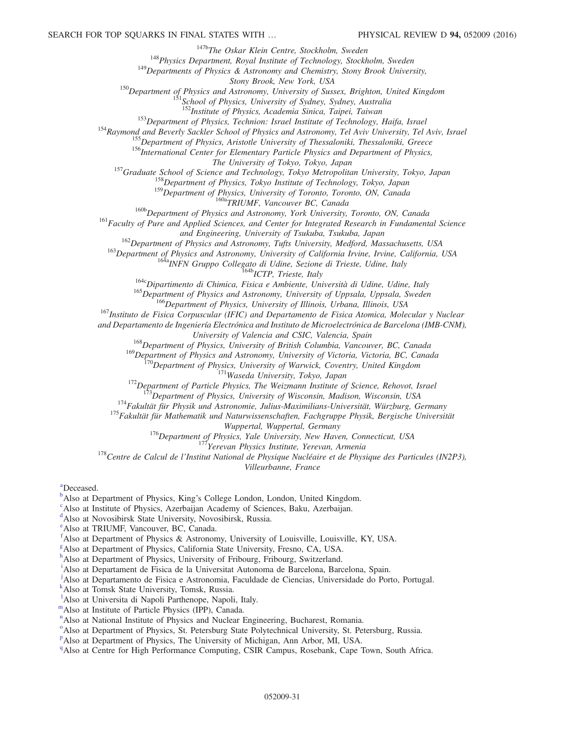[147b]The Oskar Klein Centre, Stockholm, Sweden

[148]Physics Department, Royal Institute of Technology, Stockholm, Sweden

[149]Departments of Physics & Astronomy and Chemistry, Stony Brook University, Stony Brook, New York, USA

[150]Department of Physics and Astronomy, University of Sussex, Brighton, United Kingdom

[151]School of Physics, University of Sydney, Sydney, Australia

[152]Institute of Physics, Academia Sinica, Taipei, Taiwan

[153]Department of Physics, Technion: Israel Institute of Technology, Haifa, Israel

[154]Raymond and Beverly Sackler School of Physics and Astronomy, Tel Aviv University, Tel Aviv, Israel

[155]Department of Physics, Aristotle University of Thessaloniki, Thessaloniki, Greece

[156]International Center for Elementary Particle Physics and Department of Physics, The University of Tokyo, Tokyo, Japan

[157]Graduate School of Science and Technology, Tokyo Metropolitan University, Tokyo, Japan

[158]Department of Physics, Tokyo Institute of Technology, Tokyo, Japan

[159]Department of Physics, University of Toronto, Toronto, ON, Canada

[160a]TRIUMF, Vancouver BC, Canada

[160b]Department of Physics and Astronomy, York University, Toronto, ON, Canada

[161]Faculty of Pure and Applied Sciences, and Center for Integrated Research in Fundamental Science and Engineering, University of Tsukuba, Tsukuba, Japan

[162]Department of Physics and Astronomy, Tufts University, Medford, Massachusetts, USA

[163]Department of Physics and Astronomy, University of California Irvine, Irvine, California, USA

[164a]INFN Gruppo Collegato di Udine, Sezione di Trieste, Udine, Italy

[164b]ICTP, Trieste, Italy

[164c]Dipartimento di Chimica, Fisica e Ambiente, Università di Udine, Udine, Italy

[165]Department of Physics and Astronomy, University of Uppsala, Uppsala, Sweden

[166]Department of Physics, University of Illinois, Urbana, Illinois, USA

[167]Instituto de Fisica Corpuscular (IFIC) and Departamento de Fisica Atomica, Molecular y Nuclear and Departamento de Ingeniería Electrónica and Instituto de Microelectrónica de Barcelona (IMB-CNM), University of Valencia and CSIC, Valencia, Spain

[168]Department of Physics, University of British Columbia, Vancouver, BC, Canada

[169]Department of Physics and Astronomy, University of Victoria, Victoria, BC, Canada

[170]Department of Physics, University of Warwick, Coventry, United Kingdom

[171]Waseda University, Tokyo, Japan

[172]Department of Particle Physics, The Weizmann Institute of Science, Rehovot, Israel

[173]Department of Physics, University of Wisconsin, Madison, Wisconsin, USA

[174]Fakultät für Physik und Astronomie, Julius-Maximilians-Universität, Würzburg, Germany

[175]Fakultät für Mathematik und Naturwissenschaften, Fachgruppe Physik, Bergische Universität Wuppertal, Wuppertal, Germany

[176]Department of Physics, Yale University, New Haven, Connecticut, USA

[177]Yerevan Physics Institute, Yerevan, Armenia

[178]Centre de Calcul de l'Institut National de Physique Nucléaire et de Physique des Particules (IN2P3), Villeurbanne, France

[a]Deceased.

[b]Also at Department of Physics, King's College London, London, United Kingdom.

[c]Also at Institute of Physics, Azerbaijan Academy of Sciences, Baku, Azerbaijan.

[d]Also at Novosibirsk State University, Novosibirsk, Russia.

[e]Also at TRIUMF, Vancouver, BC, Canada.

[f]Also at Department of Physics & Astronomy, University of Louisville, Louisville, KY, USA.

[g]Also at Department of Physics, California State University, Fresno, CA, USA.

[h]Also at Department of Physics, University of Fribourg, Fribourg, Switzerland.

[i]Also at Departament de Fisica de la Universitat Autonoma de Barcelona, Barcelona, Spain.

[j]Also at Departamento de Fisica e Astronomia, Faculdade de Ciencias, Universidade do Porto, Portugal.

[k]Also at Tomsk State University, Tomsk, Russia.

[l]Also at Universita di Napoli Parthenope, Napoli, Italy.

[m]Also at Institute of Particle Physics (IPP), Canada.

[n]Also at National Institute of Physics and Nuclear Engineering, Bucharest, Romania.

[o]Also at Department of Physics, St. Petersburg State Polytechnical University, St. Petersburg, Russia.

[p]Also at Department of Physics, The University of Michigan, Ann Arbor, MI, USA.

[q]Also at Centre for High Performance Computing, CSIR Campus, Rosebank, Cape Town, South Africa.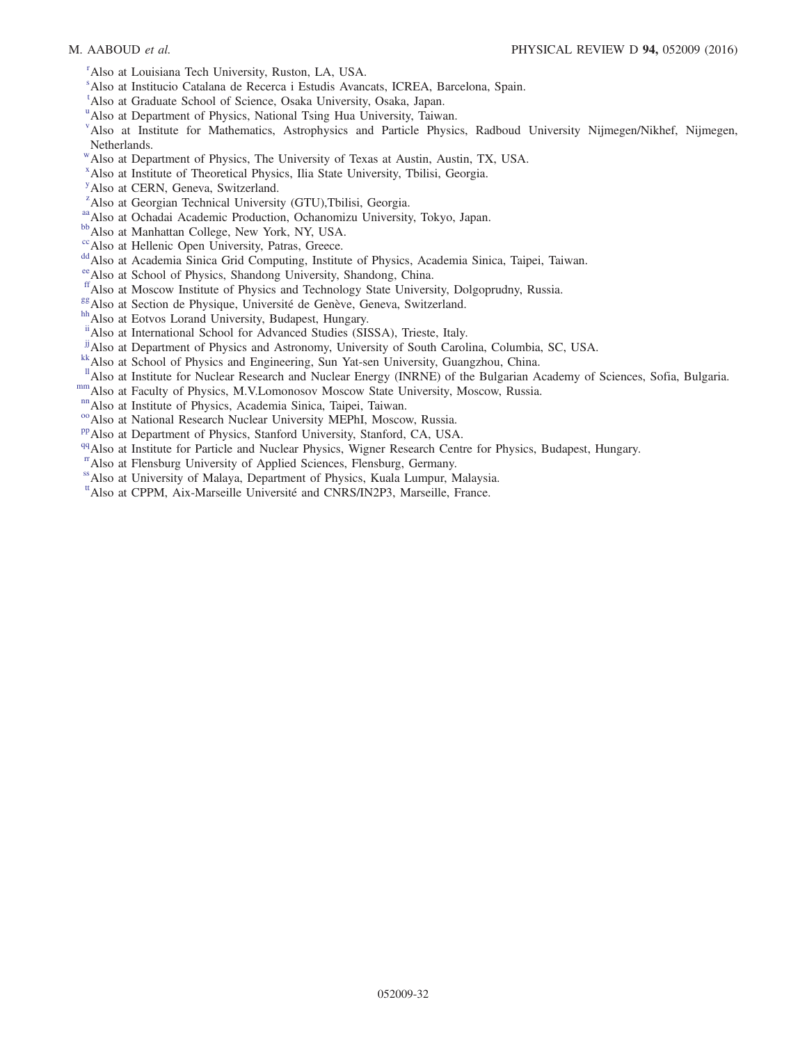[r]Also at Louisiana Tech University, Ruston, LA, USA.

[s]Also at Institucio Catalana de Recerca i Estudis Avancats, ICREA, Barcelona, Spain.

[t]Also at Graduate School of Science, Osaka University, Osaka, Japan.

[u]Also at Department of Physics, National Tsing Hua University, Taiwan.

[v]Also at Institute for Mathematics, Astrophysics and Particle Physics, Radboud University Nijmegen/Nikhef, Nijmegen, Netherlands.

[w]Also at Department of Physics, The University of Texas at Austin, Austin, TX, USA.

[x]Also at Institute of Theoretical Physics, Ilia State University, Tbilisi, Georgia.

[y]Also at CERN, Geneva, Switzerland.

[z]Also at Georgian Technical University (GTU),Tbilisi, Georgia.

[aa]Also at Ochadai Academic Production, Ochanomizu University, Tokyo, Japan.

[bb]Also at Manhattan College, New York, NY, USA.

[cc]Also at Hellenic Open University, Patras, Greece.

[dd]Also at Academia Sinica Grid Computing, Institute of Physics, Academia Sinica, Taipei, Taiwan.

[ee]Also at School of Physics, Shandong University, Shandong, China.

[ff]Also at Moscow Institute of Physics and Technology State University, Dolgoprudny, Russia.

[gg]Also at Section de Physique, Université de Genève, Geneva, Switzerland.

[hh]Also at Eotvos Lorand University, Budapest, Hungary.

[ii]Also at International School for Advanced Studies (SISSA), Trieste, Italy.

[jj]Also at Department of Physics and Astronomy, University of South Carolina, Columbia, SC, USA.

[kk]Also at School of Physics and Engineering, Sun Yat-sen University, Guangzhou, China.

[ll]Also at Institute for Nuclear Research and Nuclear Energy (INRNE) of the Bulgarian Academy of Sciences, Sofia, Bulgaria.

[mm]Also at Faculty of Physics, M.V.Lomonosov Moscow State University, Moscow, Russia.

[nn]Also at Institute of Physics, Academia Sinica, Taipei, Taiwan.

[oo]Also at National Research Nuclear University MEPhI, Moscow, Russia.

[pp]Also at Department of Physics, Stanford University, Stanford, CA, USA.

[qq]Also at Institute for Particle and Nuclear Physics, Wigner Research Centre for Physics, Budapest, Hungary.

[rr]Also at Flensburg University of Applied Sciences, Flensburg, Germany.

[ss]Also at University of Malaya, Department of Physics, Kuala Lumpur, Malaysia.

[tt]Also at CPPM, Aix-Marseille Université and CNRS/IN2P3, Marseille, France.